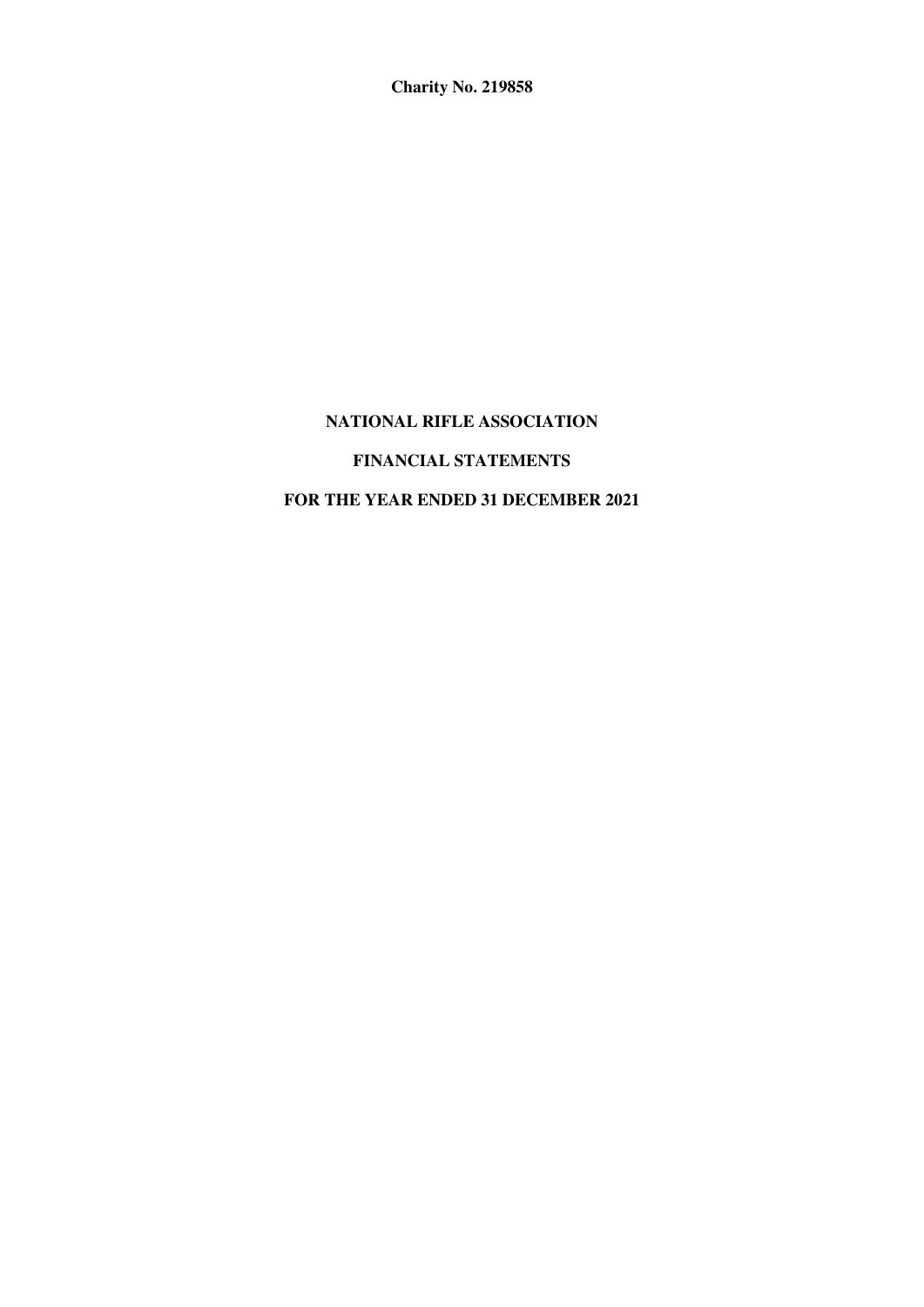**Charity No. 219858**

# NATIONAL RIFLE ASSOCIATION

## FINANCIAL STATEMENTS

## FOR THE YEAR ENDED 31 DECEMBER 2021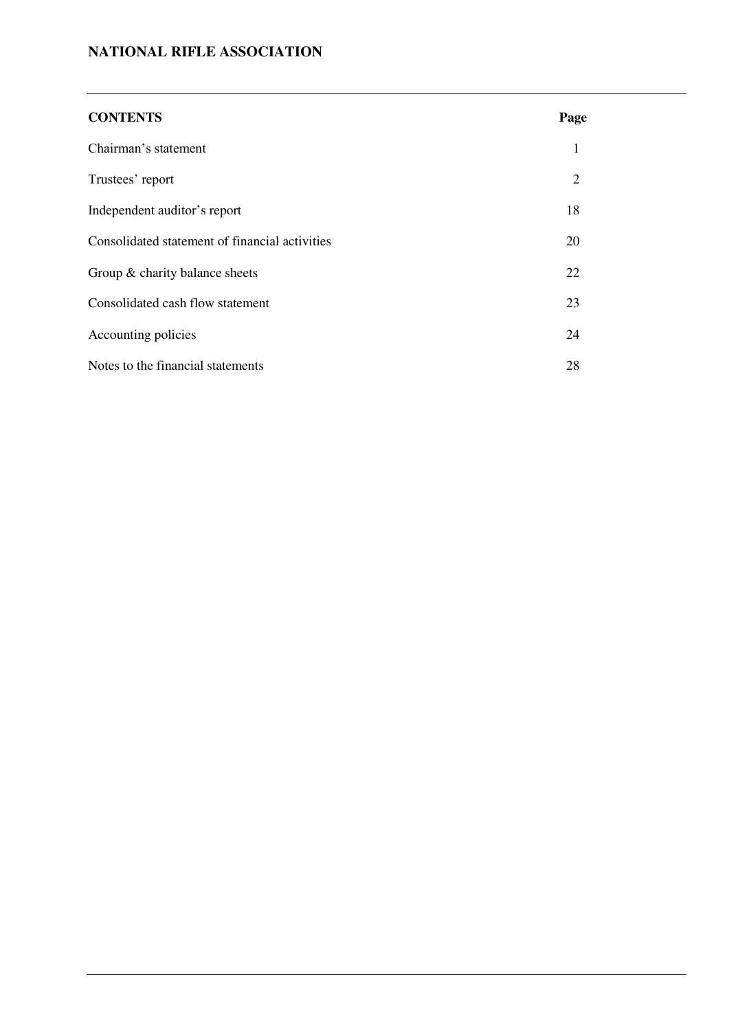# NATIONAL RIFLE ASSOCIATION

| CONTENTS | Page |
| --- | --- |
| Chairman's statement | 1 |
| Trustees' report | 2 |
| Independent auditor's report | 18 |
| Consolidated statement of financial activities | 20 |
| Group & charity balance sheets | 22 |
| Consolidated cash flow statement | 23 |
| Accounting policies | 24 |
| Notes to the financial statements | 28 |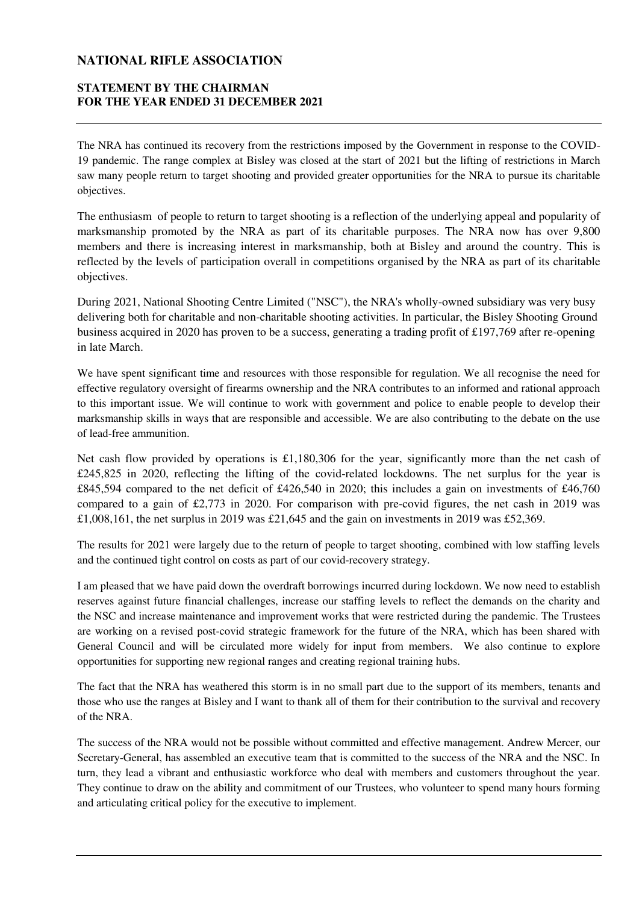# NATIONAL RIFLE ASSOCIATION

## STATEMENT BY THE CHAIRMAN
## FOR THE YEAR ENDED 31 DECEMBER 2021

The NRA has continued its recovery from the restrictions imposed by the Government in response to the COVID-19 pandemic. The range complex at Bisley was closed at the start of 2021 but the lifting of restrictions in March saw many people return to target shooting and provided greater opportunities for the NRA to pursue its charitable objectives.

The enthusiasm of people to return to target shooting is a reflection of the underlying appeal and popularity of marksmanship promoted by the NRA as part of its charitable purposes. The NRA now has over 9,800 members and there is increasing interest in marksmanship, both at Bisley and around the country. This is reflected by the levels of participation overall in competitions organised by the NRA as part of its charitable objectives.

During 2021, National Shooting Centre Limited ("NSC"), the NRA's wholly-owned subsidiary was very busy delivering both for charitable and non-charitable shooting activities. In particular, the Bisley Shooting Ground business acquired in 2020 has proven to be a success, generating a trading profit of £197,769 after re-opening in late March.

We have spent significant time and resources with those responsible for regulation. We all recognise the need for effective regulatory oversight of firearms ownership and the NRA contributes to an informed and rational approach to this important issue. We will continue to work with government and police to enable people to develop their marksmanship skills in ways that are responsible and accessible. We are also contributing to the debate on the use of lead-free ammunition.

Net cash flow provided by operations is £1,180,306 for the year, significantly more than the net cash of £245,825 in 2020, reflecting the lifting of the covid-related lockdowns. The net surplus for the year is £845,594 compared to the net deficit of £426,540 in 2020; this includes a gain on investments of £46,760 compared to a gain of £2,773 in 2020. For comparison with pre-covid figures, the net cash in 2019 was £1,008,161, the net surplus in 2019 was £21,645 and the gain on investments in 2019 was £52,369.

The results for 2021 were largely due to the return of people to target shooting, combined with low staffing levels and the continued tight control on costs as part of our covid-recovery strategy.

I am pleased that we have paid down the overdraft borrowings incurred during lockdown. We now need to establish reserves against future financial challenges, increase our staffing levels to reflect the demands on the charity and the NSC and increase maintenance and improvement works that were restricted during the pandemic. The Trustees are working on a revised post-covid strategic framework for the future of the NRA, which has been shared with General Council and will be circulated more widely for input from members. We also continue to explore opportunities for supporting new regional ranges and creating regional training hubs.

The fact that the NRA has weathered this storm is in no small part due to the support of its members, tenants and those who use the ranges at Bisley and I want to thank all of them for their contribution to the survival and recovery of the NRA.

The success of the NRA would not be possible without committed and effective management. Andrew Mercer, our Secretary-General, has assembled an executive team that is committed to the success of the NRA and the NSC. In turn, they lead a vibrant and enthusiastic workforce who deal with members and customers throughout the year. They continue to draw on the ability and commitment of our Trustees, who volunteer to spend many hours forming and articulating critical policy for the executive to implement.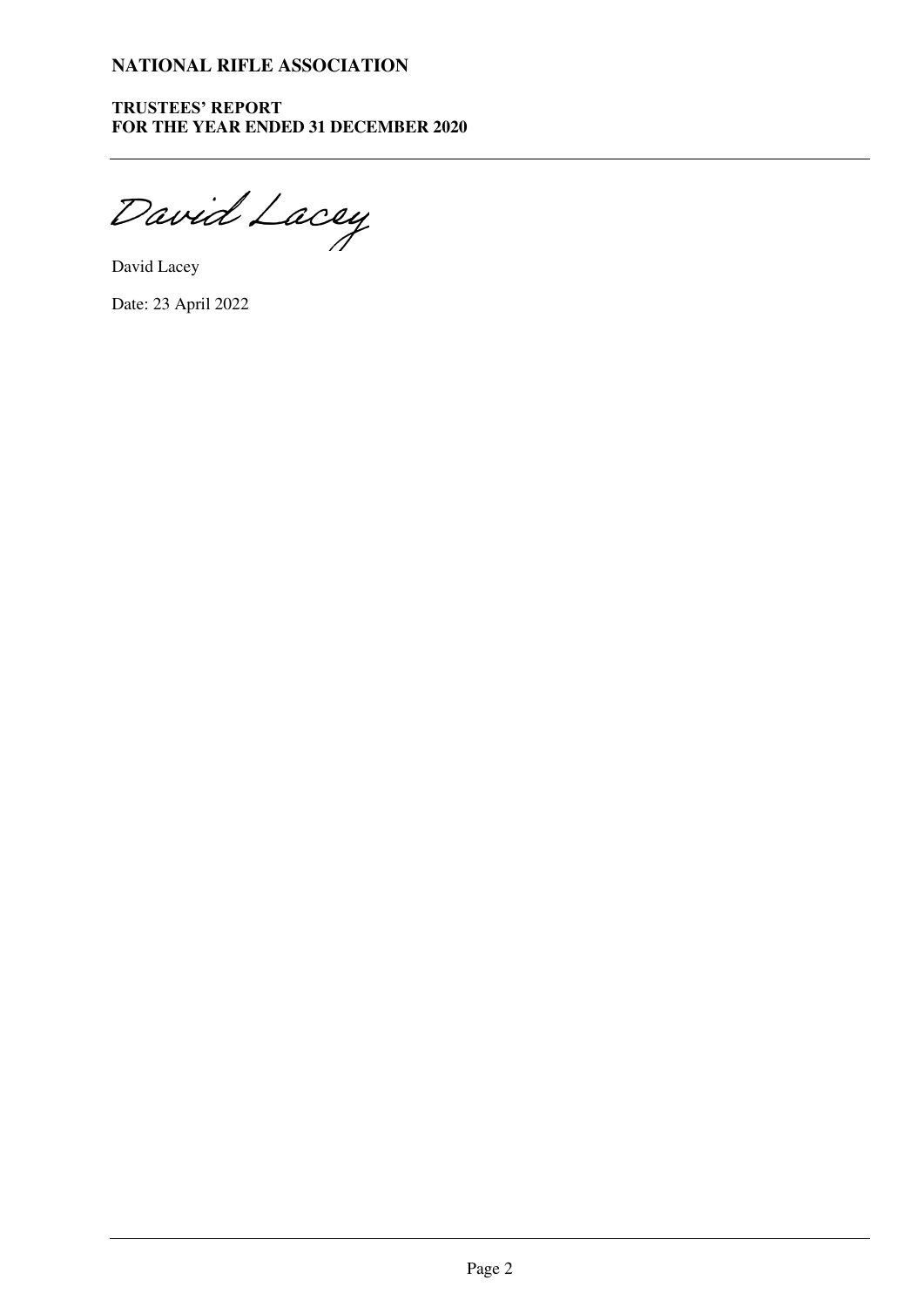David Lacey

David Lacey

Date: 23 April 2022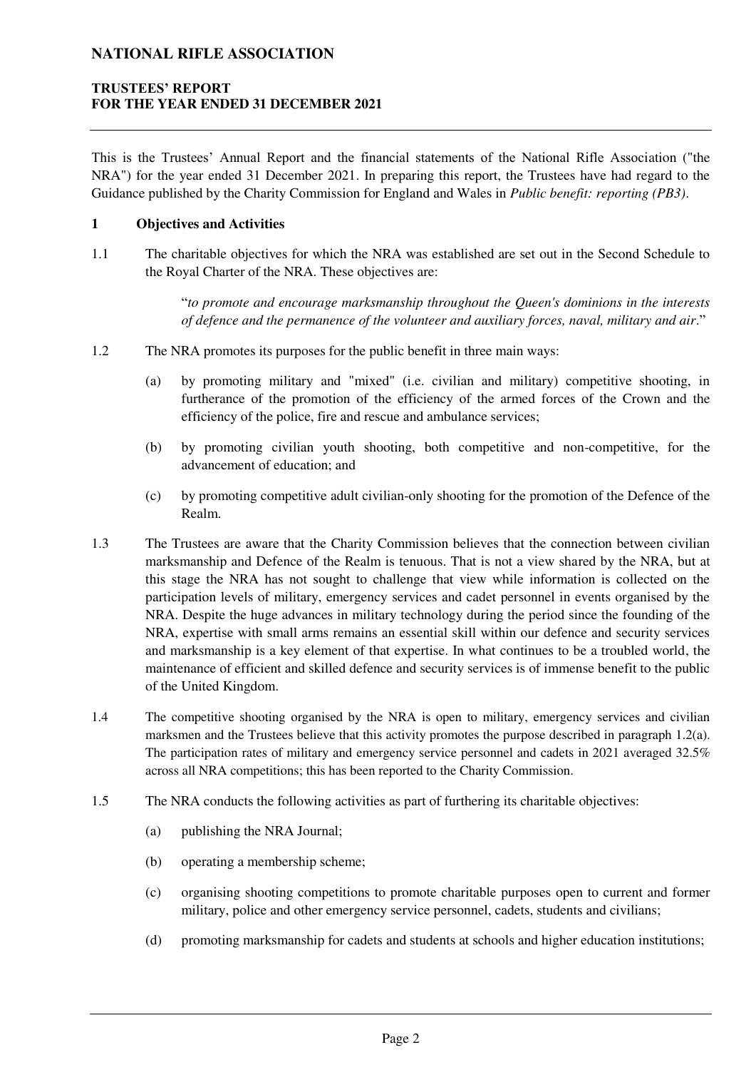# NATIONAL RIFLE ASSOCIATION

## TRUSTEES' REPORT
## FOR THE YEAR ENDED 31 DECEMBER 2021

This is the Trustees' Annual Report and the financial statements of the National Rifle Association ("the NRA") for the year ended 31 December 2021. In preparing this report, the Trustees have had regard to the Guidance published by the Charity Commission for England and Wales in *Public benefit: reporting (PB3)*.

### 1 Objectives and Activities

1.1 The charitable objectives for which the NRA was established are set out in the Second Schedule to the Royal Charter of the NRA. These objectives are:

> "*to promote and encourage marksmanship throughout the Queen's dominions in the interests of defence and the permanence of the volunteer and auxiliary forces, naval, military and air*."

1.2 The NRA promotes its purposes for the public benefit in three main ways:

- (a) by promoting military and "mixed" (i.e. civilian and military) competitive shooting, in furtherance of the promotion of the efficiency of the armed forces of the Crown and the efficiency of the police, fire and rescue and ambulance services;
- (b) by promoting civilian youth shooting, both competitive and non-competitive, for the advancement of education; and
- (c) by promoting competitive adult civilian-only shooting for the promotion of the Defence of the Realm.

1.3 The Trustees are aware that the Charity Commission believes that the connection between civilian marksmanship and Defence of the Realm is tenuous. That is not a view shared by the NRA, but at this stage the NRA has not sought to challenge that view while information is collected on the participation levels of military, emergency services and cadet personnel in events organised by the NRA. Despite the huge advances in military technology during the period since the founding of the NRA, expertise with small arms remains an essential skill within our defence and security services and marksmanship is a key element of that expertise. In what continues to be a troubled world, the maintenance of efficient and skilled defence and security services is of immense benefit to the public of the United Kingdom.

1.4 The competitive shooting organised by the NRA is open to military, emergency services and civilian marksmen and the Trustees believe that this activity promotes the purpose described in paragraph 1.2(a). The participation rates of military and emergency service personnel and cadets in 2021 averaged 32.5% across all NRA competitions; this has been reported to the Charity Commission.

1.5 The NRA conducts the following activities as part of furthering its charitable objectives:

- (a) publishing the NRA Journal;
- (b) operating a membership scheme;
- (c) organising shooting competitions to promote charitable purposes open to current and former military, police and other emergency service personnel, cadets, students and civilians;
- (d) promoting marksmanship for cadets and students at schools and higher education institutions;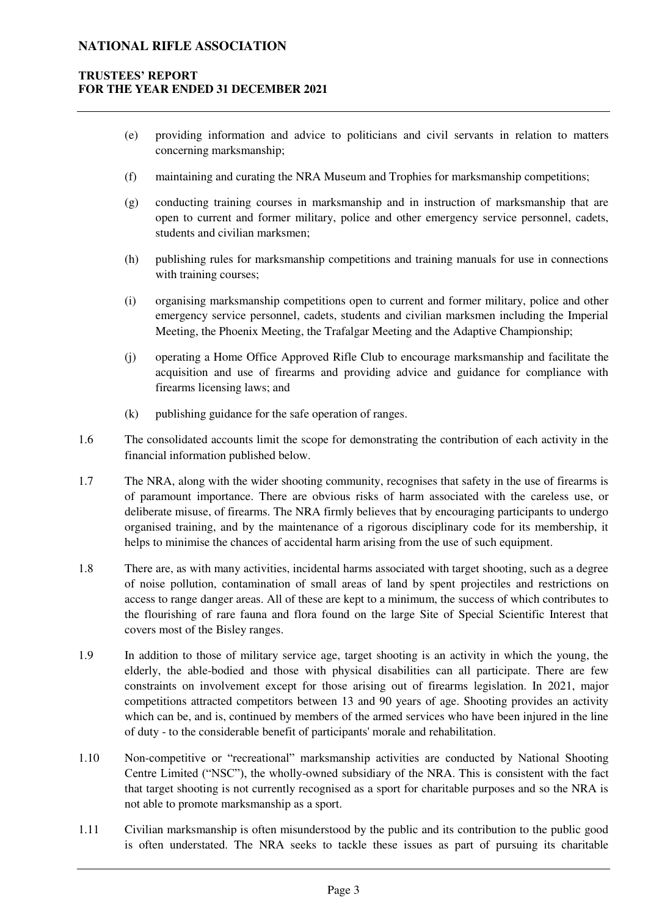(e) providing information and advice to politicians and civil servants in relation to matters concerning marksmanship;

(f) maintaining and curating the NRA Museum and Trophies for marksmanship competitions;

(g) conducting training courses in marksmanship and in instruction of marksmanship that are open to current and former military, police and other emergency service personnel, cadets, students and civilian marksmen;

(h) publishing rules for marksmanship competitions and training manuals for use in connections with training courses;

(i) organising marksmanship competitions open to current and former military, police and other emergency service personnel, cadets, students and civilian marksmen including the Imperial Meeting, the Phoenix Meeting, the Trafalgar Meeting and the Adaptive Championship;

(j) operating a Home Office Approved Rifle Club to encourage marksmanship and facilitate the acquisition and use of firearms and providing advice and guidance for compliance with firearms licensing laws; and

(k) publishing guidance for the safe operation of ranges.

1.6 The consolidated accounts limit the scope for demonstrating the contribution of each activity in the financial information published below.

1.7 The NRA, along with the wider shooting community, recognises that safety in the use of firearms is of paramount importance. There are obvious risks of harm associated with the careless use, or deliberate misuse, of firearms. The NRA firmly believes that by encouraging participants to undergo organised training, and by the maintenance of a rigorous disciplinary code for its membership, it helps to minimise the chances of accidental harm arising from the use of such equipment.

1.8 There are, as with many activities, incidental harms associated with target shooting, such as a degree of noise pollution, contamination of small areas of land by spent projectiles and restrictions on access to range danger areas. All of these are kept to a minimum, the success of which contributes to the flourishing of rare fauna and flora found on the large Site of Special Scientific Interest that covers most of the Bisley ranges.

1.9 In addition to those of military service age, target shooting is an activity in which the young, the elderly, the able-bodied and those with physical disabilities can all participate. There are few constraints on involvement except for those arising out of firearms legislation. In 2021, major competitions attracted competitors between 13 and 90 years of age. Shooting provides an activity which can be, and is, continued by members of the armed services who have been injured in the line of duty - to the considerable benefit of participants' morale and rehabilitation.

1.10 Non-competitive or "recreational" marksmanship activities are conducted by National Shooting Centre Limited ("NSC"), the wholly-owned subsidiary of the NRA. This is consistent with the fact that target shooting is not currently recognised as a sport for charitable purposes and so the NRA is not able to promote marksmanship as a sport.

1.11 Civilian marksmanship is often misunderstood by the public and its contribution to the public good is often understated. The NRA seeks to tackle these issues as part of pursuing its charitable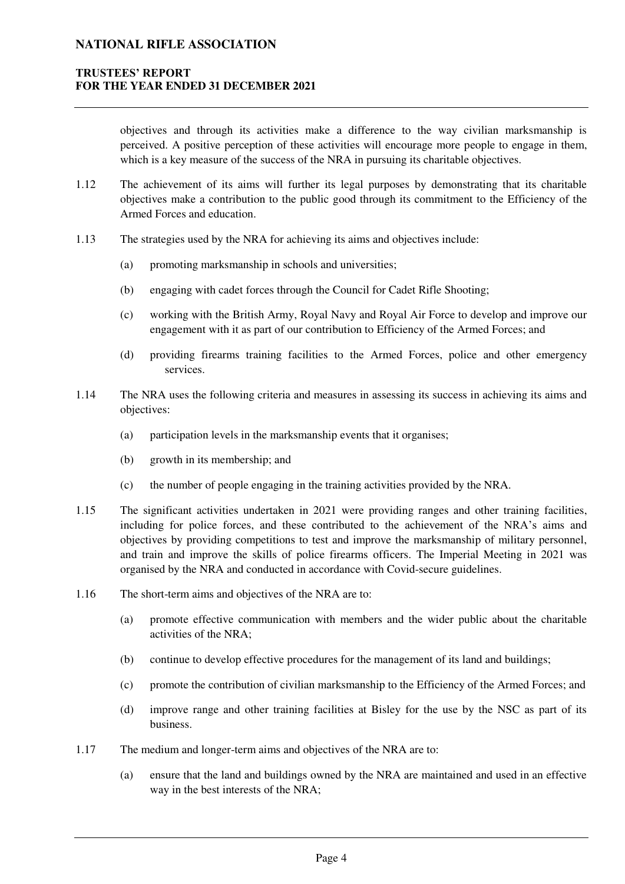objectives and through its activities make a difference to the way civilian marksmanship is perceived. A positive perception of these activities will encourage more people to engage in them, which is a key measure of the success of the NRA in pursuing its charitable objectives.

1.12 The achievement of its aims will further its legal purposes by demonstrating that its charitable objectives make a contribution to the public good through its commitment to the Efficiency of the Armed Forces and education.

1.13 The strategies used by the NRA for achieving its aims and objectives include:

- (a) promoting marksmanship in schools and universities;
- (b) engaging with cadet forces through the Council for Cadet Rifle Shooting;
- (c) working with the British Army, Royal Navy and Royal Air Force to develop and improve our engagement with it as part of our contribution to Efficiency of the Armed Forces; and
- (d) providing firearms training facilities to the Armed Forces, police and other emergency services.

1.14 The NRA uses the following criteria and measures in assessing its success in achieving its aims and objectives:

- (a) participation levels in the marksmanship events that it organises;
- (b) growth in its membership; and
- (c) the number of people engaging in the training activities provided by the NRA.

1.15 The significant activities undertaken in 2021 were providing ranges and other training facilities, including for police forces, and these contributed to the achievement of the NRA's aims and objectives by providing competitions to test and improve the marksmanship of military personnel, and train and improve the skills of police firearms officers. The Imperial Meeting in 2021 was organised by the NRA and conducted in accordance with Covid-secure guidelines.

1.16 The short-term aims and objectives of the NRA are to:

- (a) promote effective communication with members and the wider public about the charitable activities of the NRA;
- (b) continue to develop effective procedures for the management of its land and buildings;
- (c) promote the contribution of civilian marksmanship to the Efficiency of the Armed Forces; and
- (d) improve range and other training facilities at Bisley for the use by the NSC as part of its business.

1.17 The medium and longer-term aims and objectives of the NRA are to:

- (a) ensure that the land and buildings owned by the NRA are maintained and used in an effective way in the best interests of the NRA;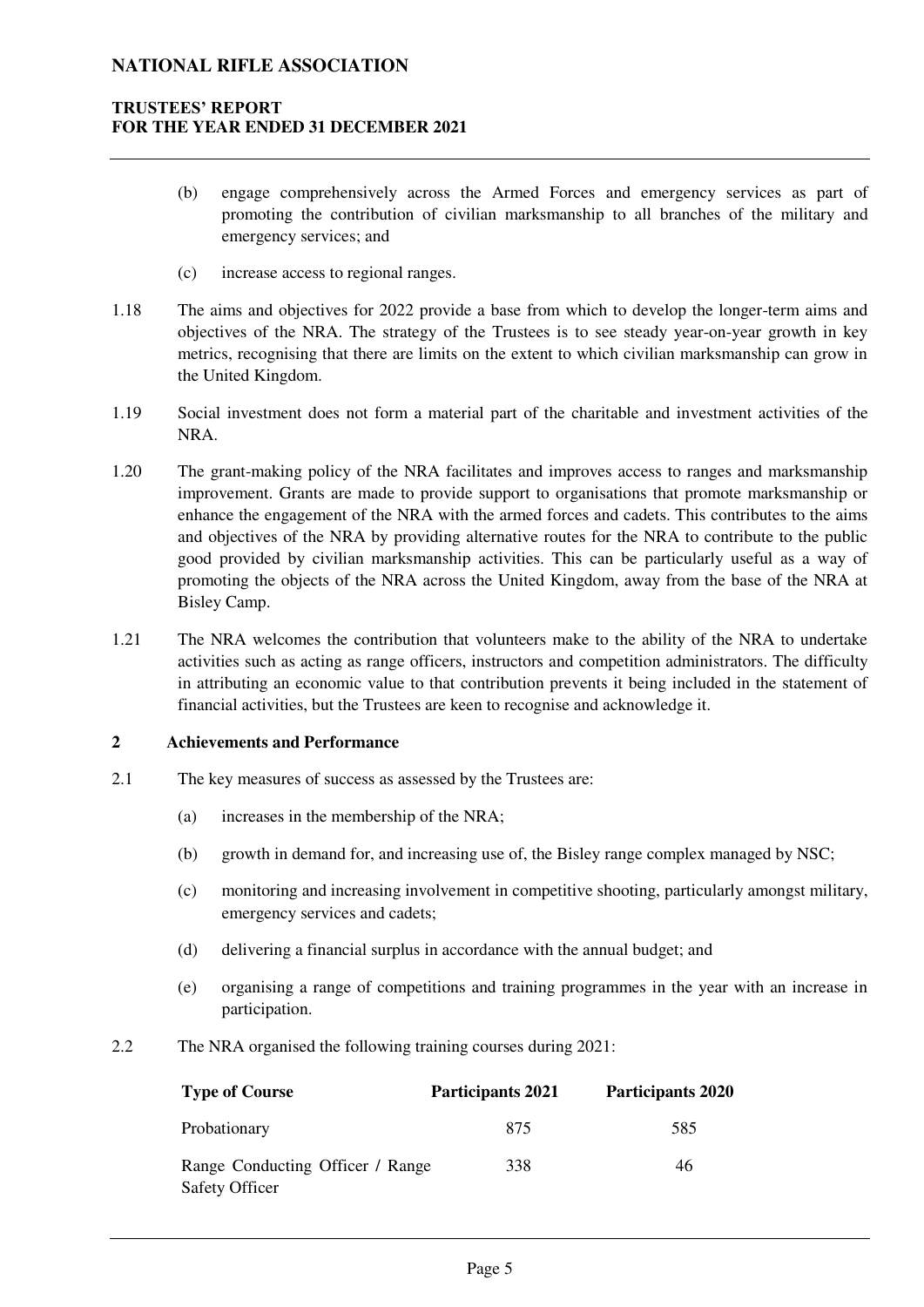(b) engage comprehensively across the Armed Forces and emergency services as part of promoting the contribution of civilian marksmanship to all branches of the military and emergency services; and

(c) increase access to regional ranges.

1.18 The aims and objectives for 2022 provide a base from which to develop the longer-term aims and objectives of the NRA. The strategy of the Trustees is to see steady year-on-year growth in key metrics, recognising that there are limits on the extent to which civilian marksmanship can grow in the United Kingdom.

1.19 Social investment does not form a material part of the charitable and investment activities of the NRA.

1.20 The grant-making policy of the NRA facilitates and improves access to ranges and marksmanship improvement. Grants are made to provide support to organisations that promote marksmanship or enhance the engagement of the NRA with the armed forces and cadets. This contributes to the aims and objectives of the NRA by providing alternative routes for the NRA to contribute to the public good provided by civilian marksmanship activities. This can be particularly useful as a way of promoting the objects of the NRA across the United Kingdom, away from the base of the NRA at Bisley Camp.

1.21 The NRA welcomes the contribution that volunteers make to the ability of the NRA to undertake activities such as acting as range officers, instructors and competition administrators. The difficulty in attributing an economic value to that contribution prevents it being included in the statement of financial activities, but the Trustees are keen to recognise and acknowledge it.

## 2 Achievements and Performance

2.1 The key measures of success as assessed by the Trustees are:

(a) increases in the membership of the NRA;

(b) growth in demand for, and increasing use of, the Bisley range complex managed by NSC;

(c) monitoring and increasing involvement in competitive shooting, particularly amongst military, emergency services and cadets;

(d) delivering a financial surplus in accordance with the annual budget; and

(e) organising a range of competitions and training programmes in the year with an increase in participation.

2.2 The NRA organised the following training courses during 2021:

| Type of Course | Participants 2021 | Participants 2020 |
|---|---|---|
| Probationary | 875 | 585 |
| Range Conducting Officer / Range Safety Officer | 338 | 46 |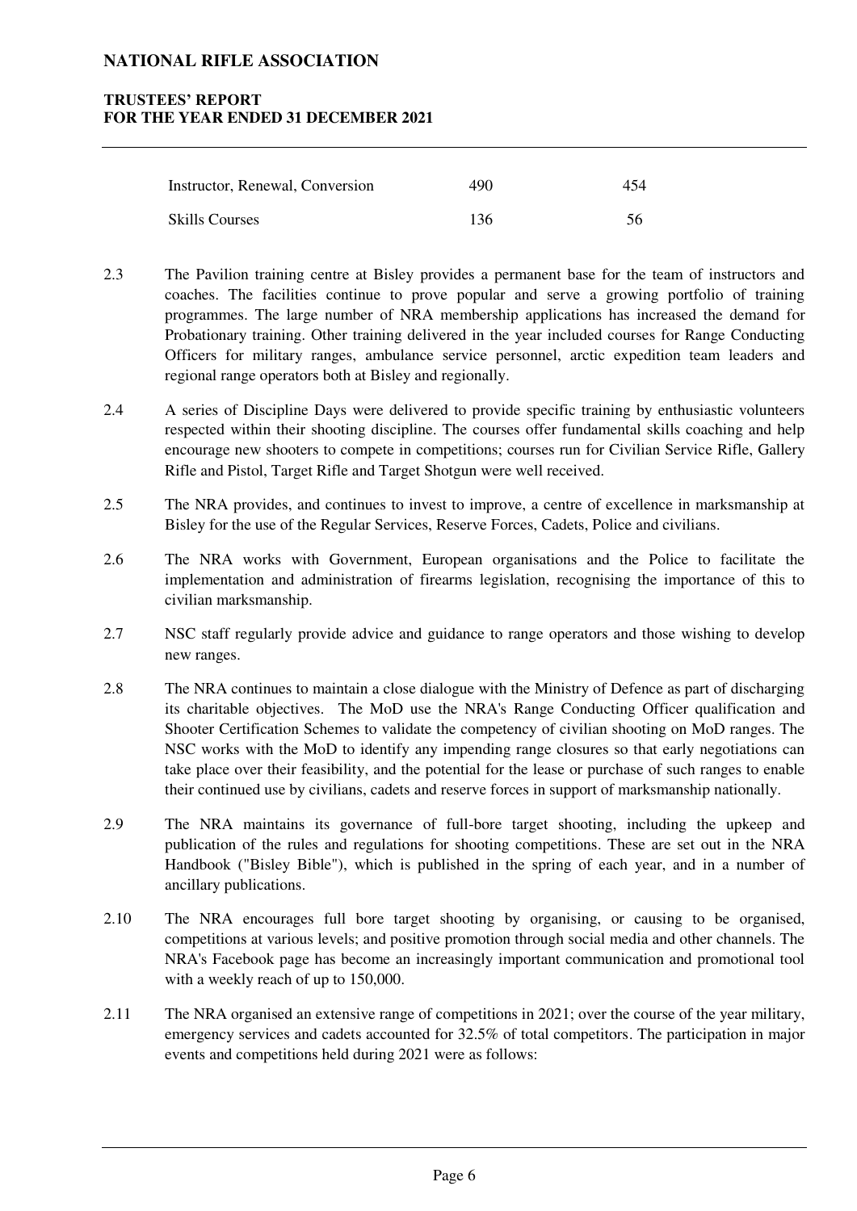| | | |
|---|---|---|
| Instructor, Renewal, Conversion | 490 | 454 |
| Skills Courses | 136 | 56 |

2.3 The Pavilion training centre at Bisley provides a permanent base for the team of instructors and coaches. The facilities continue to prove popular and serve a growing portfolio of training programmes. The large number of NRA membership applications has increased the demand for Probationary training. Other training delivered in the year included courses for Range Conducting Officers for military ranges, ambulance service personnel, arctic expedition team leaders and regional range operators both at Bisley and regionally.

2.4 A series of Discipline Days were delivered to provide specific training by enthusiastic volunteers respected within their shooting discipline. The courses offer fundamental skills coaching and help encourage new shooters to compete in competitions; courses run for Civilian Service Rifle, Gallery Rifle and Pistol, Target Rifle and Target Shotgun were well received.

2.5 The NRA provides, and continues to invest to improve, a centre of excellence in marksmanship at Bisley for the use of the Regular Services, Reserve Forces, Cadets, Police and civilians.

2.6 The NRA works with Government, European organisations and the Police to facilitate the implementation and administration of firearms legislation, recognising the importance of this to civilian marksmanship.

2.7 NSC staff regularly provide advice and guidance to range operators and those wishing to develop new ranges.

2.8 The NRA continues to maintain a close dialogue with the Ministry of Defence as part of discharging its charitable objectives. The MoD use the NRA's Range Conducting Officer qualification and Shooter Certification Schemes to validate the competency of civilian shooting on MoD ranges. The NSC works with the MoD to identify any impending range closures so that early negotiations can take place over their feasibility, and the potential for the lease or purchase of such ranges to enable their continued use by civilians, cadets and reserve forces in support of marksmanship nationally.

2.9 The NRA maintains its governance of full-bore target shooting, including the upkeep and publication of the rules and regulations for shooting competitions. These are set out in the NRA Handbook ("Bisley Bible"), which is published in the spring of each year, and in a number of ancillary publications.

2.10 The NRA encourages full bore target shooting by organising, or causing to be organised, competitions at various levels; and positive promotion through social media and other channels. The NRA's Facebook page has become an increasingly important communication and promotional tool with a weekly reach of up to 150,000.

2.11 The NRA organised an extensive range of competitions in 2021; over the course of the year military, emergency services and cadets accounted for 32.5% of total competitors. The participation in major events and competitions held during 2021 were as follows: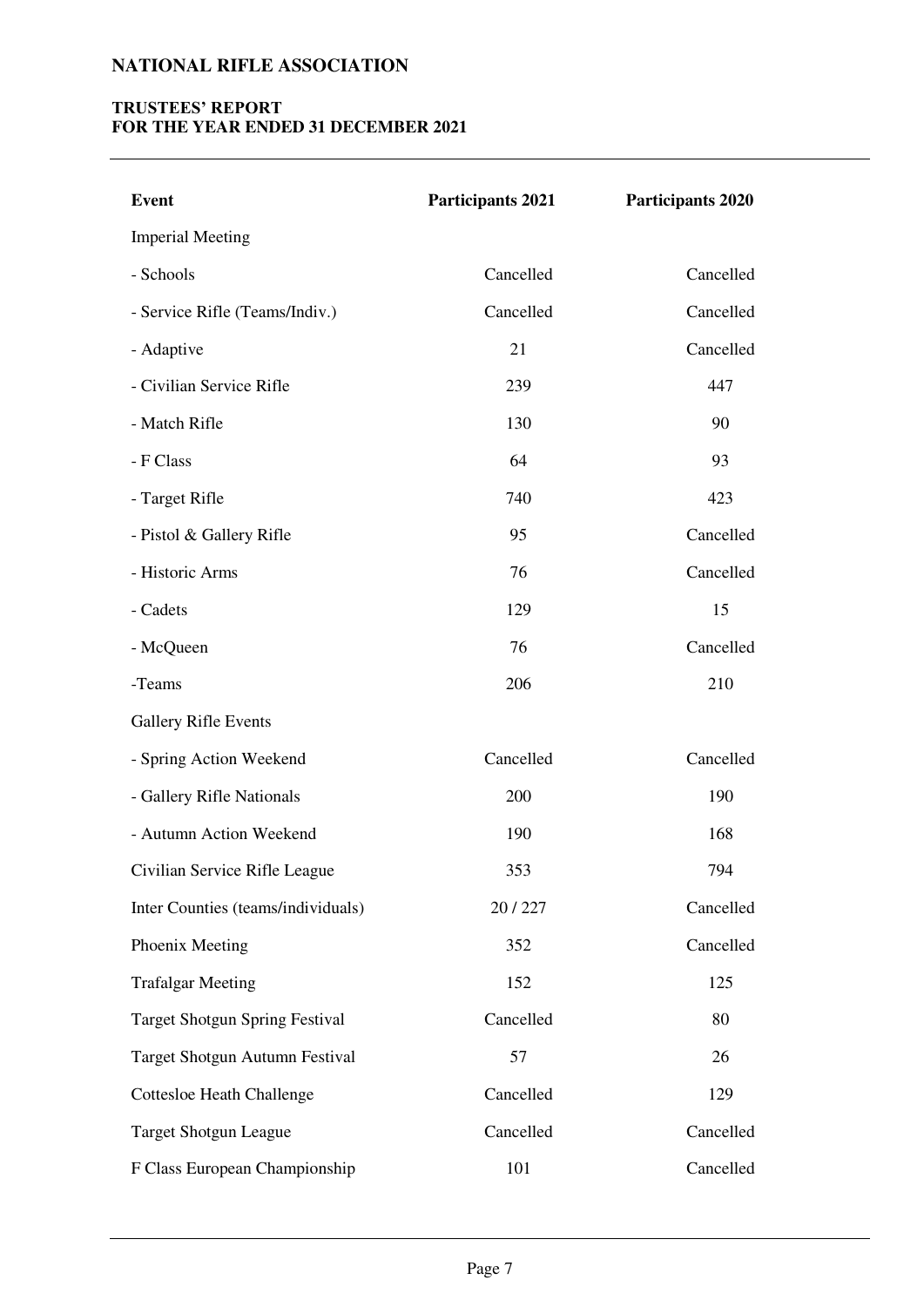| Event | Participants 2021 | Participants 2020 |
|---|---|---|
| Imperial Meeting | | |
| - Schools | Cancelled | Cancelled |
| - Service Rifle (Teams/Indiv.) | Cancelled | Cancelled |
| - Adaptive | 21 | Cancelled |
| - Civilian Service Rifle | 239 | 447 |
| - Match Rifle | 130 | 90 |
| - F Class | 64 | 93 |
| - Target Rifle | 740 | 423 |
| - Pistol & Gallery Rifle | 95 | Cancelled |
| - Historic Arms | 76 | Cancelled |
| - Cadets | 129 | 15 |
| - McQueen | 76 | Cancelled |
| -Teams | 206 | 210 |
| Gallery Rifle Events | | |
| - Spring Action Weekend | Cancelled | Cancelled |
| - Gallery Rifle Nationals | 200 | 190 |
| - Autumn Action Weekend | 190 | 168 |
| Civilian Service Rifle League | 353 | 794 |
| Inter Counties (teams/individuals) | 20 / 227 | Cancelled |
| Phoenix Meeting | 352 | Cancelled |
| Trafalgar Meeting | 152 | 125 |
| Target Shotgun Spring Festival | Cancelled | 80 |
| Target Shotgun Autumn Festival | 57 | 26 |
| Cottesloe Heath Challenge | Cancelled | 129 |
| Target Shotgun League | Cancelled | Cancelled |
| F Class European Championship | 101 | Cancelled |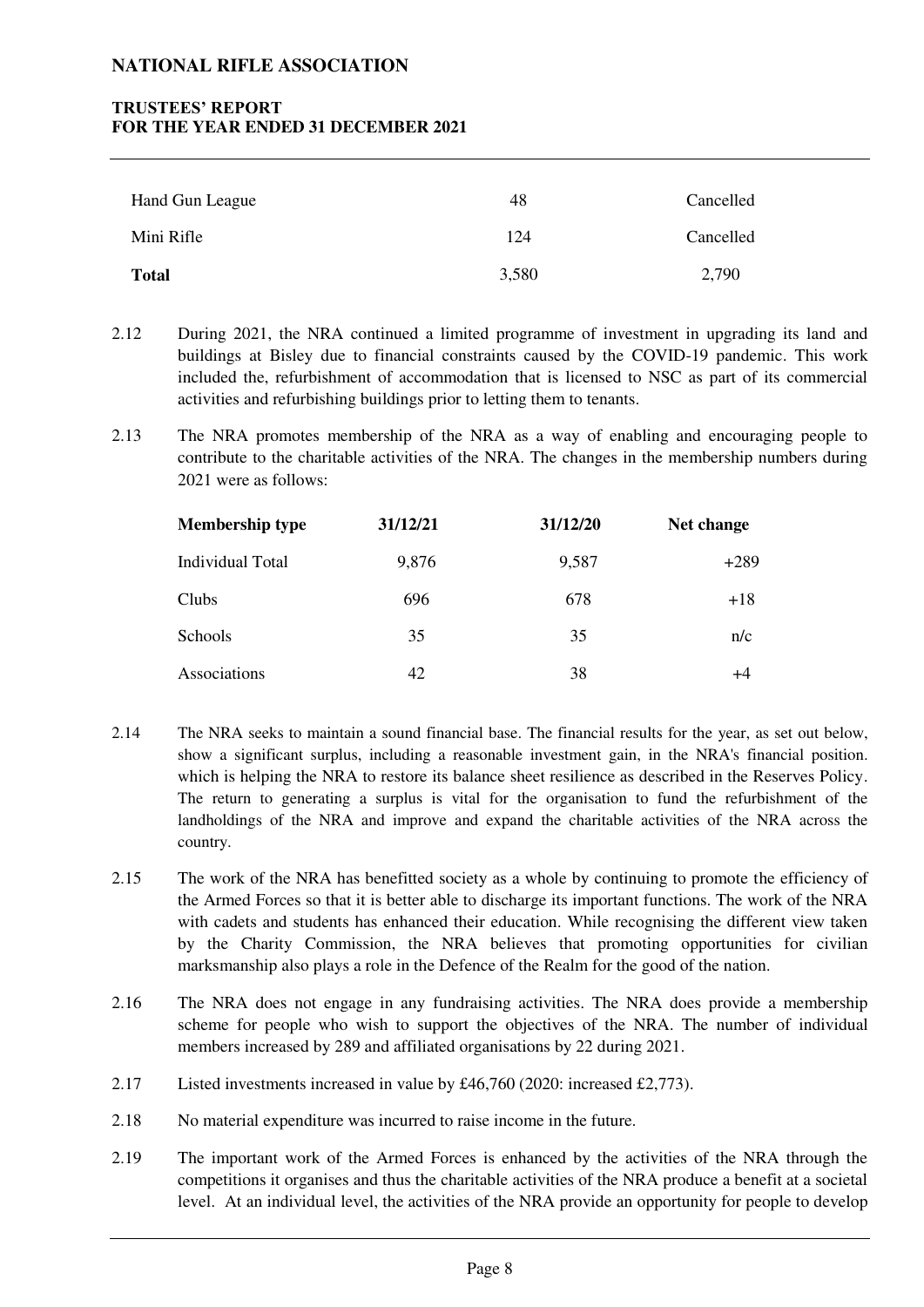| | | |
|---|---|---|
| Hand Gun League | 48 | Cancelled |
| Mini Rifle | 124 | Cancelled |
| **Total** | 3,580 | 2,790 |

2.12 During 2021, the NRA continued a limited programme of investment in upgrading its land and buildings at Bisley due to financial constraints caused by the COVID-19 pandemic. This work included the, refurbishment of accommodation that is licensed to NSC as part of its commercial activities and refurbishing buildings prior to letting them to tenants.

2.13 The NRA promotes membership of the NRA as a way of enabling and encouraging people to contribute to the charitable activities of the NRA. The changes in the membership numbers during 2021 were as follows:

| **Membership type** | **31/12/21** | **31/12/20** | **Net change** |
|---|---|---|---|
| Individual Total | 9,876 | 9,587 | +289 |
| Clubs | 696 | 678 | +18 |
| Schools | 35 | 35 | n/c |
| Associations | 42 | 38 | +4 |

2.14 The NRA seeks to maintain a sound financial base. The financial results for the year, as set out below, show a significant surplus, including a reasonable investment gain, in the NRA's financial position. which is helping the NRA to restore its balance sheet resilience as described in the Reserves Policy. The return to generating a surplus is vital for the organisation to fund the refurbishment of the landholdings of the NRA and improve and expand the charitable activities of the NRA across the country.

2.15 The work of the NRA has benefitted society as a whole by continuing to promote the efficiency of the Armed Forces so that it is better able to discharge its important functions. The work of the NRA with cadets and students has enhanced their education. While recognising the different view taken by the Charity Commission, the NRA believes that promoting opportunities for civilian marksmanship also plays a role in the Defence of the Realm for the good of the nation.

2.16 The NRA does not engage in any fundraising activities. The NRA does provide a membership scheme for people who wish to support the objectives of the NRA. The number of individual members increased by 289 and affiliated organisations by 22 during 2021.

2.17 Listed investments increased in value by £46,760 (2020: increased £2,773).

2.18 No material expenditure was incurred to raise income in the future.

2.19 The important work of the Armed Forces is enhanced by the activities of the NRA through the competitions it organises and thus the charitable activities of the NRA produce a benefit at a societal level. At an individual level, the activities of the NRA provide an opportunity for people to develop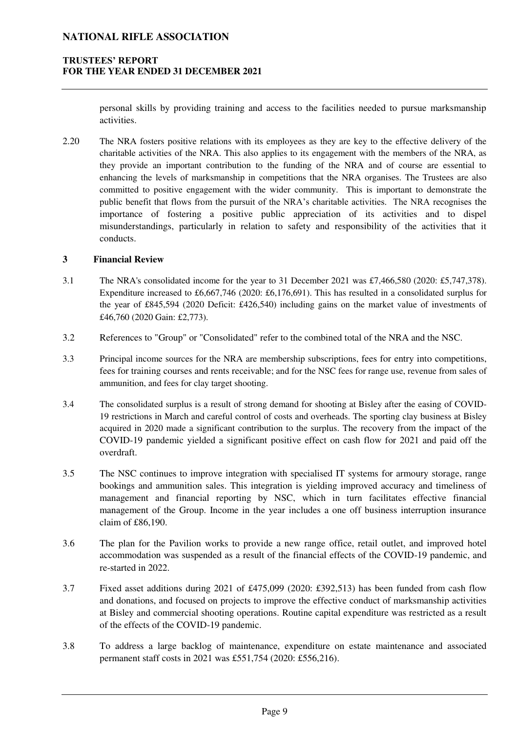personal skills by providing training and access to the facilities needed to pursue marksmanship activities.

2.20 The NRA fosters positive relations with its employees as they are key to the effective delivery of the charitable activities of the NRA. This also applies to its engagement with the members of the NRA, as they provide an important contribution to the funding of the NRA and of course are essential to enhancing the levels of marksmanship in competitions that the NRA organises. The Trustees are also committed to positive engagement with the wider community. This is important to demonstrate the public benefit that flows from the pursuit of the NRA's charitable activities. The NRA recognises the importance of fostering a positive public appreciation of its activities and to dispel misunderstandings, particularly in relation to safety and responsibility of the activities that it conducts.

## 3 Financial Review

3.1 The NRA's consolidated income for the year to 31 December 2021 was £7,466,580 (2020: £5,747,378). Expenditure increased to £6,667,746 (2020: £6,176,691). This has resulted in a consolidated surplus for the year of £845,594 (2020 Deficit: £426,540) including gains on the market value of investments of £46,760 (2020 Gain: £2,773).

3.2 References to "Group" or "Consolidated" refer to the combined total of the NRA and the NSC.

3.3 Principal income sources for the NRA are membership subscriptions, fees for entry into competitions, fees for training courses and rents receivable; and for the NSC fees for range use, revenue from sales of ammunition, and fees for clay target shooting.

3.4 The consolidated surplus is a result of strong demand for shooting at Bisley after the easing of COVID-19 restrictions in March and careful control of costs and overheads. The sporting clay business at Bisley acquired in 2020 made a significant contribution to the surplus. The recovery from the impact of the COVID-19 pandemic yielded a significant positive effect on cash flow for 2021 and paid off the overdraft.

3.5 The NSC continues to improve integration with specialised IT systems for armoury storage, range bookings and ammunition sales. This integration is yielding improved accuracy and timeliness of management and financial reporting by NSC, which in turn facilitates effective financial management of the Group. Income in the year includes a one off business interruption insurance claim of £86,190.

3.6 The plan for the Pavilion works to provide a new range office, retail outlet, and improved hotel accommodation was suspended as a result of the financial effects of the COVID-19 pandemic, and re-started in 2022.

3.7 Fixed asset additions during 2021 of £475,099 (2020: £392,513) has been funded from cash flow and donations, and focused on projects to improve the effective conduct of marksmanship activities at Bisley and commercial shooting operations. Routine capital expenditure was restricted as a result of the effects of the COVID-19 pandemic.

3.8 To address a large backlog of maintenance, expenditure on estate maintenance and associated permanent staff costs in 2021 was £551,754 (2020: £556,216).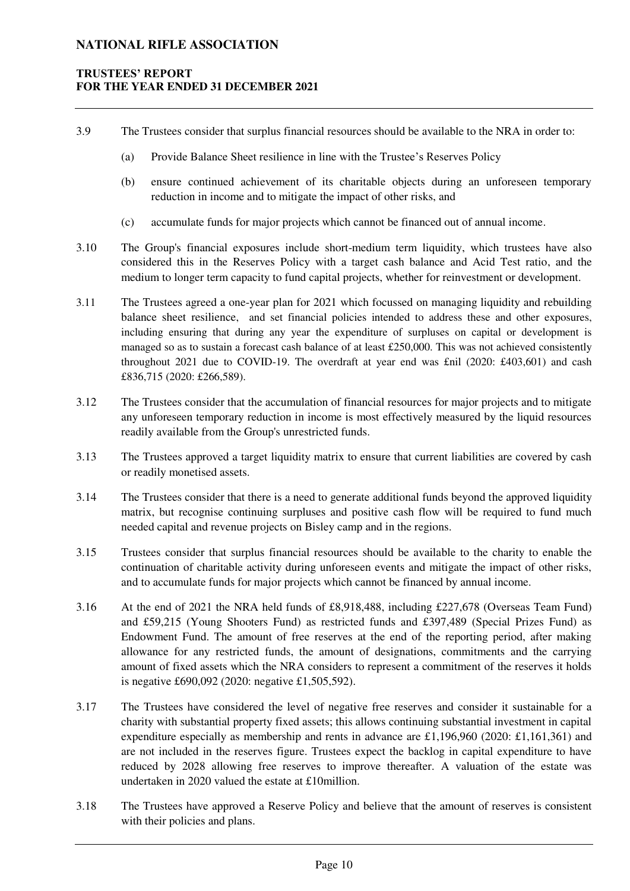3.9 The Trustees consider that surplus financial resources should be available to the NRA in order to:

(a) Provide Balance Sheet resilience in line with the Trustee's Reserves Policy

(b) ensure continued achievement of its charitable objects during an unforeseen temporary reduction in income and to mitigate the impact of other risks, and

(c) accumulate funds for major projects which cannot be financed out of annual income.

3.10 The Group's financial exposures include short-medium term liquidity, which trustees have also considered this in the Reserves Policy with a target cash balance and Acid Test ratio, and the medium to longer term capacity to fund capital projects, whether for reinvestment or development.

3.11 The Trustees agreed a one-year plan for 2021 which focussed on managing liquidity and rebuilding balance sheet resilience, and set financial policies intended to address these and other exposures, including ensuring that during any year the expenditure of surpluses on capital or development is managed so as to sustain a forecast cash balance of at least £250,000. This was not achieved consistently throughout 2021 due to COVID-19. The overdraft at year end was £nil (2020: £403,601) and cash £836,715 (2020: £266,589).

3.12 The Trustees consider that the accumulation of financial resources for major projects and to mitigate any unforeseen temporary reduction in income is most effectively measured by the liquid resources readily available from the Group's unrestricted funds.

3.13 The Trustees approved a target liquidity matrix to ensure that current liabilities are covered by cash or readily monetised assets.

3.14 The Trustees consider that there is a need to generate additional funds beyond the approved liquidity matrix, but recognise continuing surpluses and positive cash flow will be required to fund much needed capital and revenue projects on Bisley camp and in the regions.

3.15 Trustees consider that surplus financial resources should be available to the charity to enable the continuation of charitable activity during unforeseen events and mitigate the impact of other risks, and to accumulate funds for major projects which cannot be financed by annual income.

3.16 At the end of 2021 the NRA held funds of £8,918,488, including £227,678 (Overseas Team Fund) and £59,215 (Young Shooters Fund) as restricted funds and £397,489 (Special Prizes Fund) as Endowment Fund. The amount of free reserves at the end of the reporting period, after making allowance for any restricted funds, the amount of designations, commitments and the carrying amount of fixed assets which the NRA considers to represent a commitment of the reserves it holds is negative £690,092 (2020: negative £1,505,592).

3.17 The Trustees have considered the level of negative free reserves and consider it sustainable for a charity with substantial property fixed assets; this allows continuing substantial investment in capital expenditure especially as membership and rents in advance are £1,196,960 (2020: £1,161,361) and are not included in the reserves figure. Trustees expect the backlog in capital expenditure to have reduced by 2028 allowing free reserves to improve thereafter. A valuation of the estate was undertaken in 2020 valued the estate at £10million.

3.18 The Trustees have approved a Reserve Policy and believe that the amount of reserves is consistent with their policies and plans.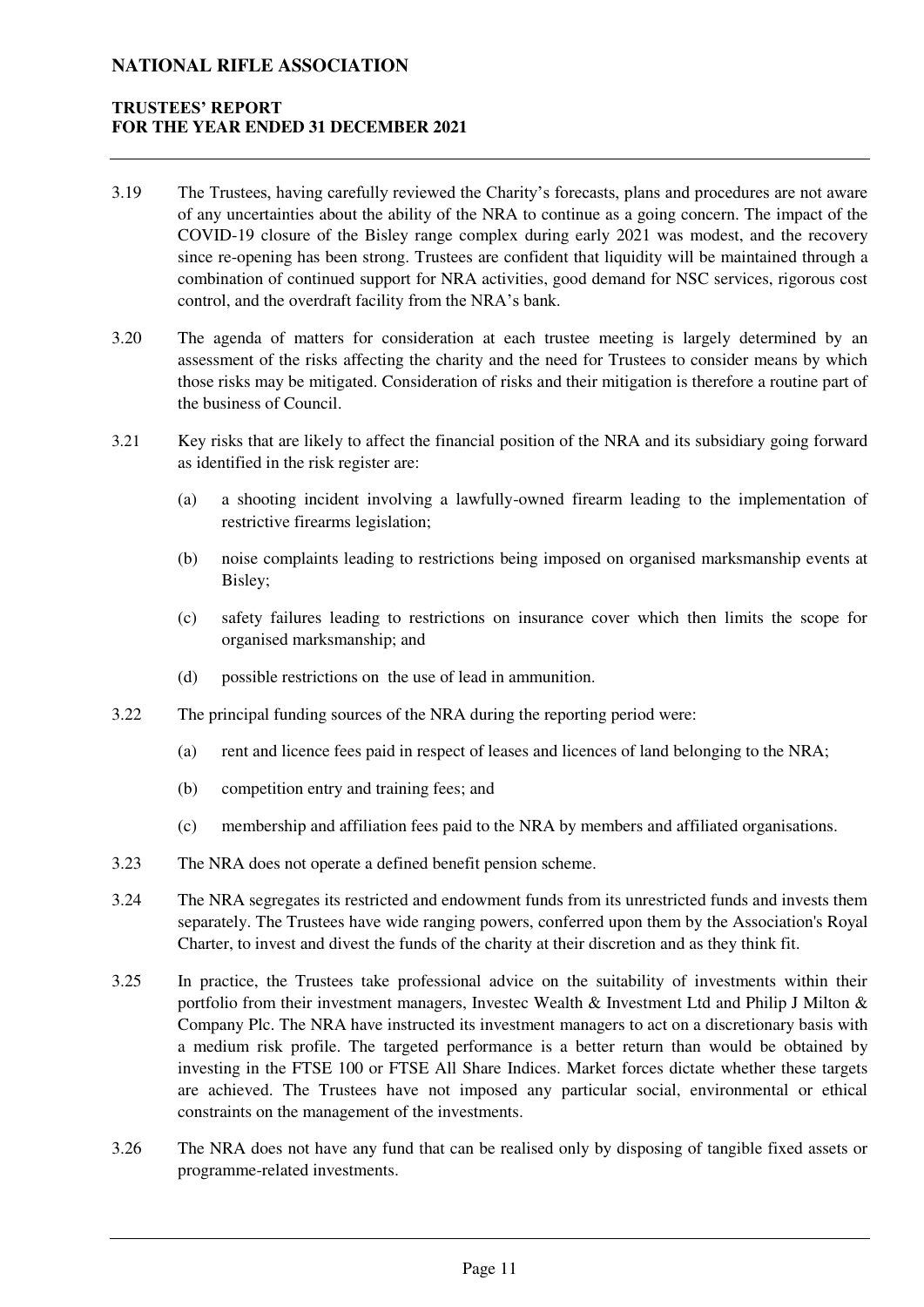3.19 The Trustees, having carefully reviewed the Charity's forecasts, plans and procedures are not aware of any uncertainties about the ability of the NRA to continue as a going concern. The impact of the COVID-19 closure of the Bisley range complex during early 2021 was modest, and the recovery since re-opening has been strong. Trustees are confident that liquidity will be maintained through a combination of continued support for NRA activities, good demand for NSC services, rigorous cost control, and the overdraft facility from the NRA's bank.

3.20 The agenda of matters for consideration at each trustee meeting is largely determined by an assessment of the risks affecting the charity and the need for Trustees to consider means by which those risks may be mitigated. Consideration of risks and their mitigation is therefore a routine part of the business of Council.

3.21 Key risks that are likely to affect the financial position of the NRA and its subsidiary going forward as identified in the risk register are:

(a) a shooting incident involving a lawfully-owned firearm leading to the implementation of restrictive firearms legislation;

(b) noise complaints leading to restrictions being imposed on organised marksmanship events at Bisley;

(c) safety failures leading to restrictions on insurance cover which then limits the scope for organised marksmanship; and

(d) possible restrictions on the use of lead in ammunition.

3.22 The principal funding sources of the NRA during the reporting period were:

(a) rent and licence fees paid in respect of leases and licences of land belonging to the NRA;

(b) competition entry and training fees; and

(c) membership and affiliation fees paid to the NRA by members and affiliated organisations.

3.23 The NRA does not operate a defined benefit pension scheme.

3.24 The NRA segregates its restricted and endowment funds from its unrestricted funds and invests them separately. The Trustees have wide ranging powers, conferred upon them by the Association's Royal Charter, to invest and divest the funds of the charity at their discretion and as they think fit.

3.25 In practice, the Trustees take professional advice on the suitability of investments within their portfolio from their investment managers, Investec Wealth & Investment Ltd and Philip J Milton & Company Plc. The NRA have instructed its investment managers to act on a discretionary basis with a medium risk profile. The targeted performance is a better return than would be obtained by investing in the FTSE 100 or FTSE All Share Indices. Market forces dictate whether these targets are achieved. The Trustees have not imposed any particular social, environmental or ethical constraints on the management of the investments.

3.26 The NRA does not have any fund that can be realised only by disposing of tangible fixed assets or programme-related investments.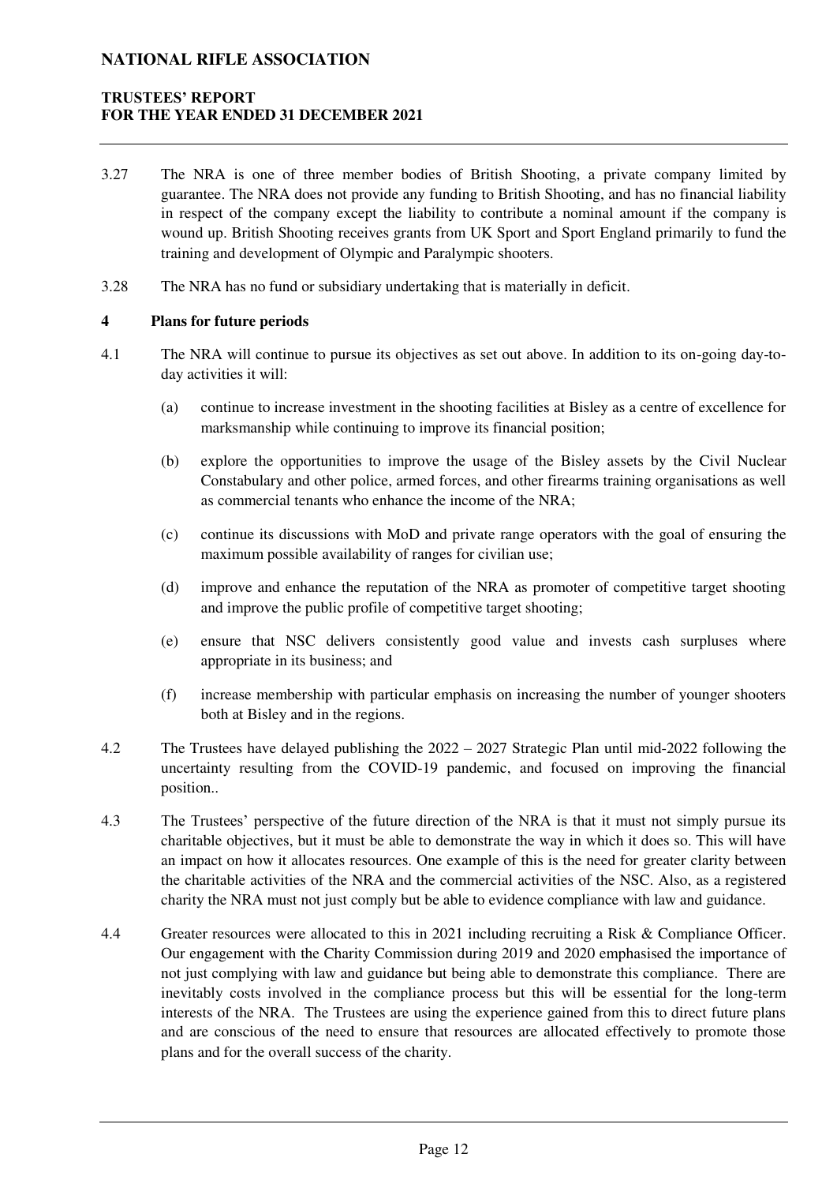3.27 The NRA is one of three member bodies of British Shooting, a private company limited by guarantee. The NRA does not provide any funding to British Shooting, and has no financial liability in respect of the company except the liability to contribute a nominal amount if the company is wound up. British Shooting receives grants from UK Sport and Sport England primarily to fund the training and development of Olympic and Paralympic shooters.

3.28 The NRA has no fund or subsidiary undertaking that is materially in deficit.

**4 Plans for future periods**

4.1 The NRA will continue to pursue its objectives as set out above. In addition to its on-going day-to-day activities it will:

(a) continue to increase investment in the shooting facilities at Bisley as a centre of excellence for marksmanship while continuing to improve its financial position;

(b) explore the opportunities to improve the usage of the Bisley assets by the Civil Nuclear Constabulary and other police, armed forces, and other firearms training organisations as well as commercial tenants who enhance the income of the NRA;

(c) continue its discussions with MoD and private range operators with the goal of ensuring the maximum possible availability of ranges for civilian use;

(d) improve and enhance the reputation of the NRA as promoter of competitive target shooting and improve the public profile of competitive target shooting;

(e) ensure that NSC delivers consistently good value and invests cash surpluses where appropriate in its business; and

(f) increase membership with particular emphasis on increasing the number of younger shooters both at Bisley and in the regions.

4.2 The Trustees have delayed publishing the 2022 – 2027 Strategic Plan until mid-2022 following the uncertainty resulting from the COVID-19 pandemic, and focused on improving the financial position..

4.3 The Trustees' perspective of the future direction of the NRA is that it must not simply pursue its charitable objectives, but it must be able to demonstrate the way in which it does so. This will have an impact on how it allocates resources. One example of this is the need for greater clarity between the charitable activities of the NRA and the commercial activities of the NSC. Also, as a registered charity the NRA must not just comply but be able to evidence compliance with law and guidance.

4.4 Greater resources were allocated to this in 2021 including recruiting a Risk & Compliance Officer. Our engagement with the Charity Commission during 2019 and 2020 emphasised the importance of not just complying with law and guidance but being able to demonstrate this compliance. There are inevitably costs involved in the compliance process but this will be essential for the long-term interests of the NRA. The Trustees are using the experience gained from this to direct future plans and are conscious of the need to ensure that resources are allocated effectively to promote those plans and for the overall success of the charity.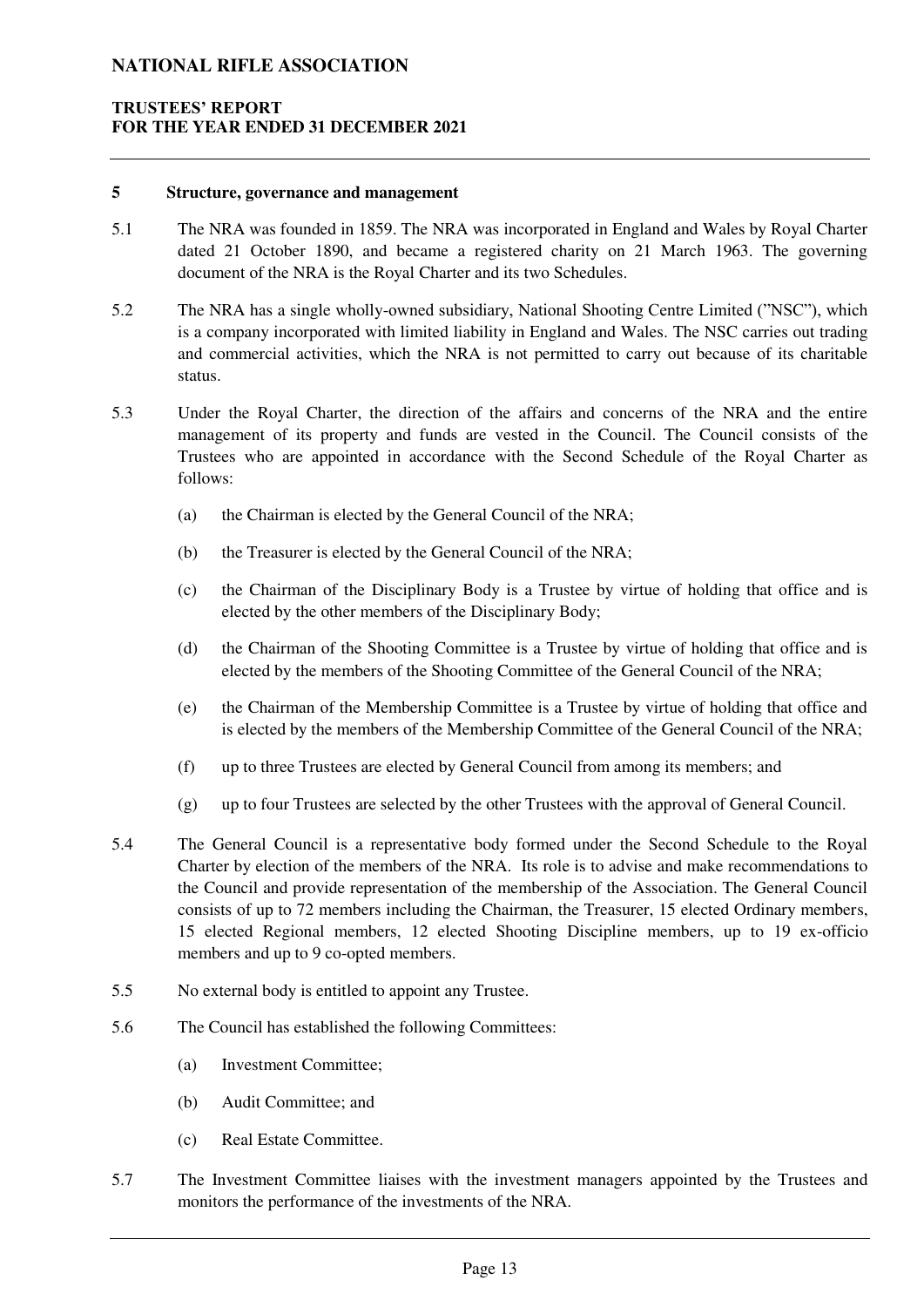## 5 Structure, governance and management

5.1 The NRA was founded in 1859. The NRA was incorporated in England and Wales by Royal Charter dated 21 October 1890, and became a registered charity on 21 March 1963. The governing document of the NRA is the Royal Charter and its two Schedules.

5.2 The NRA has a single wholly-owned subsidiary, National Shooting Centre Limited (”NSC”), which is a company incorporated with limited liability in England and Wales. The NSC carries out trading and commercial activities, which the NRA is not permitted to carry out because of its charitable status.

5.3 Under the Royal Charter, the direction of the affairs and concerns of the NRA and the entire management of its property and funds are vested in the Council. The Council consists of the Trustees who are appointed in accordance with the Second Schedule of the Royal Charter as follows:

(a) the Chairman is elected by the General Council of the NRA;

(b) the Treasurer is elected by the General Council of the NRA;

(c) the Chairman of the Disciplinary Body is a Trustee by virtue of holding that office and is elected by the other members of the Disciplinary Body;

(d) the Chairman of the Shooting Committee is a Trustee by virtue of holding that office and is elected by the members of the Shooting Committee of the General Council of the NRA;

(e) the Chairman of the Membership Committee is a Trustee by virtue of holding that office and is elected by the members of the Membership Committee of the General Council of the NRA;

(f) up to three Trustees are elected by General Council from among its members; and

(g) up to four Trustees are selected by the other Trustees with the approval of General Council.

5.4 The General Council is a representative body formed under the Second Schedule to the Royal Charter by election of the members of the NRA. Its role is to advise and make recommendations to the Council and provide representation of the membership of the Association. The General Council consists of up to 72 members including the Chairman, the Treasurer, 15 elected Ordinary members, 15 elected Regional members, 12 elected Shooting Discipline members, up to 19 ex-officio members and up to 9 co-opted members.

5.5 No external body is entitled to appoint any Trustee.

5.6 The Council has established the following Committees:

(a) Investment Committee;

(b) Audit Committee; and

(c) Real Estate Committee.

5.7 The Investment Committee liaises with the investment managers appointed by the Trustees and monitors the performance of the investments of the NRA.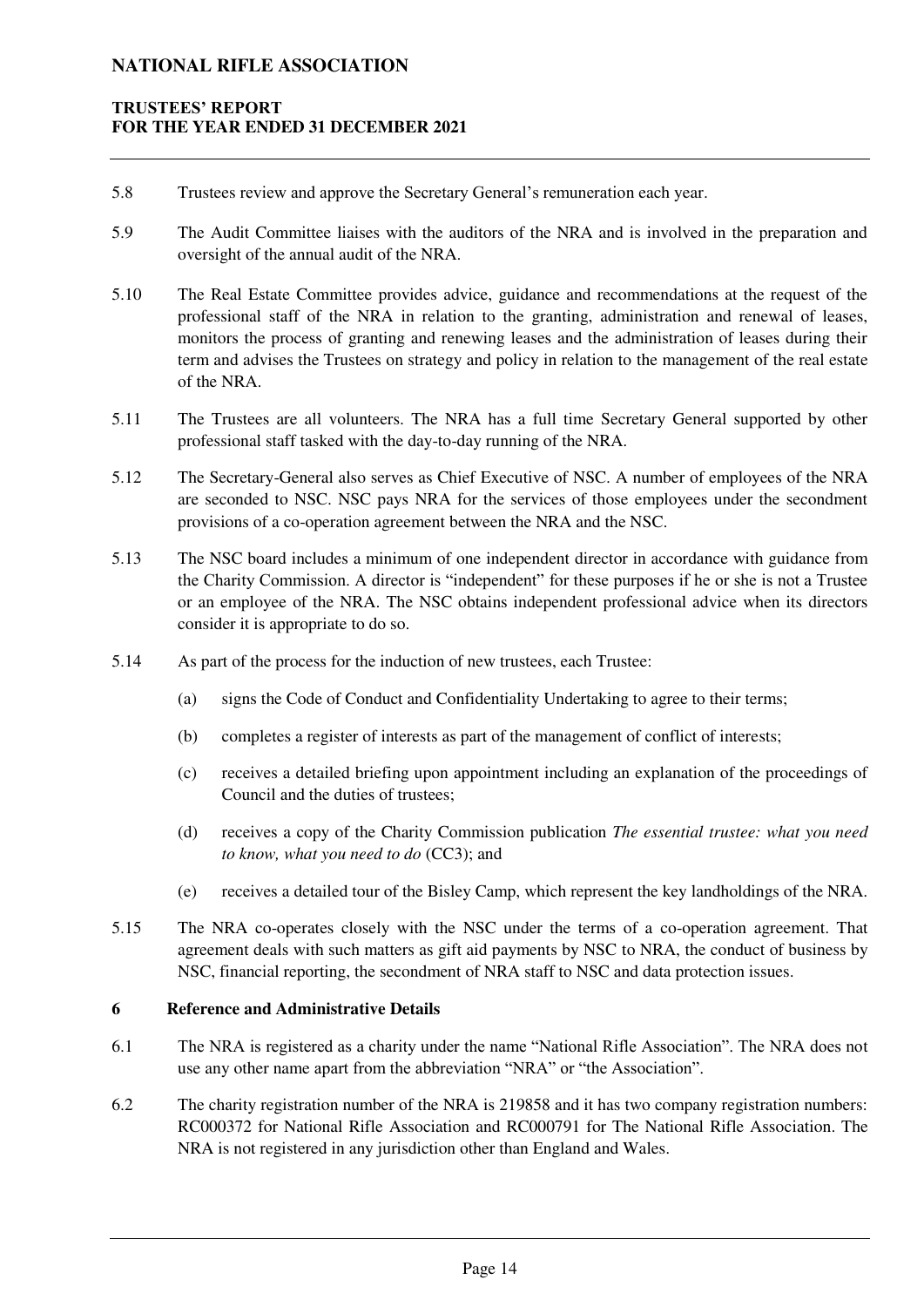5.8 Trustees review and approve the Secretary General's remuneration each year.

5.9 The Audit Committee liaises with the auditors of the NRA and is involved in the preparation and oversight of the annual audit of the NRA.

5.10 The Real Estate Committee provides advice, guidance and recommendations at the request of the professional staff of the NRA in relation to the granting, administration and renewal of leases, monitors the process of granting and renewing leases and the administration of leases during their term and advises the Trustees on strategy and policy in relation to the management of the real estate of the NRA.

5.11 The Trustees are all volunteers. The NRA has a full time Secretary General supported by other professional staff tasked with the day-to-day running of the NRA.

5.12 The Secretary-General also serves as Chief Executive of NSC. A number of employees of the NRA are seconded to NSC. NSC pays NRA for the services of those employees under the secondment provisions of a co-operation agreement between the NRA and the NSC.

5.13 The NSC board includes a minimum of one independent director in accordance with guidance from the Charity Commission. A director is "independent" for these purposes if he or she is not a Trustee or an employee of the NRA. The NSC obtains independent professional advice when its directors consider it is appropriate to do so.

5.14 As part of the process for the induction of new trustees, each Trustee:

- (a) signs the Code of Conduct and Confidentiality Undertaking to agree to their terms;
- (b) completes a register of interests as part of the management of conflict of interests;
- (c) receives a detailed briefing upon appointment including an explanation of the proceedings of Council and the duties of trustees;
- (d) receives a copy of the Charity Commission publication *The essential trustee: what you need to know, what you need to do* (CC3); and
- (e) receives a detailed tour of the Bisley Camp, which represent the key landholdings of the NRA.

5.15 The NRA co-operates closely with the NSC under the terms of a co-operation agreement. That agreement deals with such matters as gift aid payments by NSC to NRA, the conduct of business by NSC, financial reporting, the secondment of NRA staff to NSC and data protection issues.

## 6 Reference and Administrative Details

6.1 The NRA is registered as a charity under the name "National Rifle Association". The NRA does not use any other name apart from the abbreviation "NRA" or "the Association".

6.2 The charity registration number of the NRA is 219858 and it has two company registration numbers: RC000372 for National Rifle Association and RC000791 for The National Rifle Association. The NRA is not registered in any jurisdiction other than England and Wales.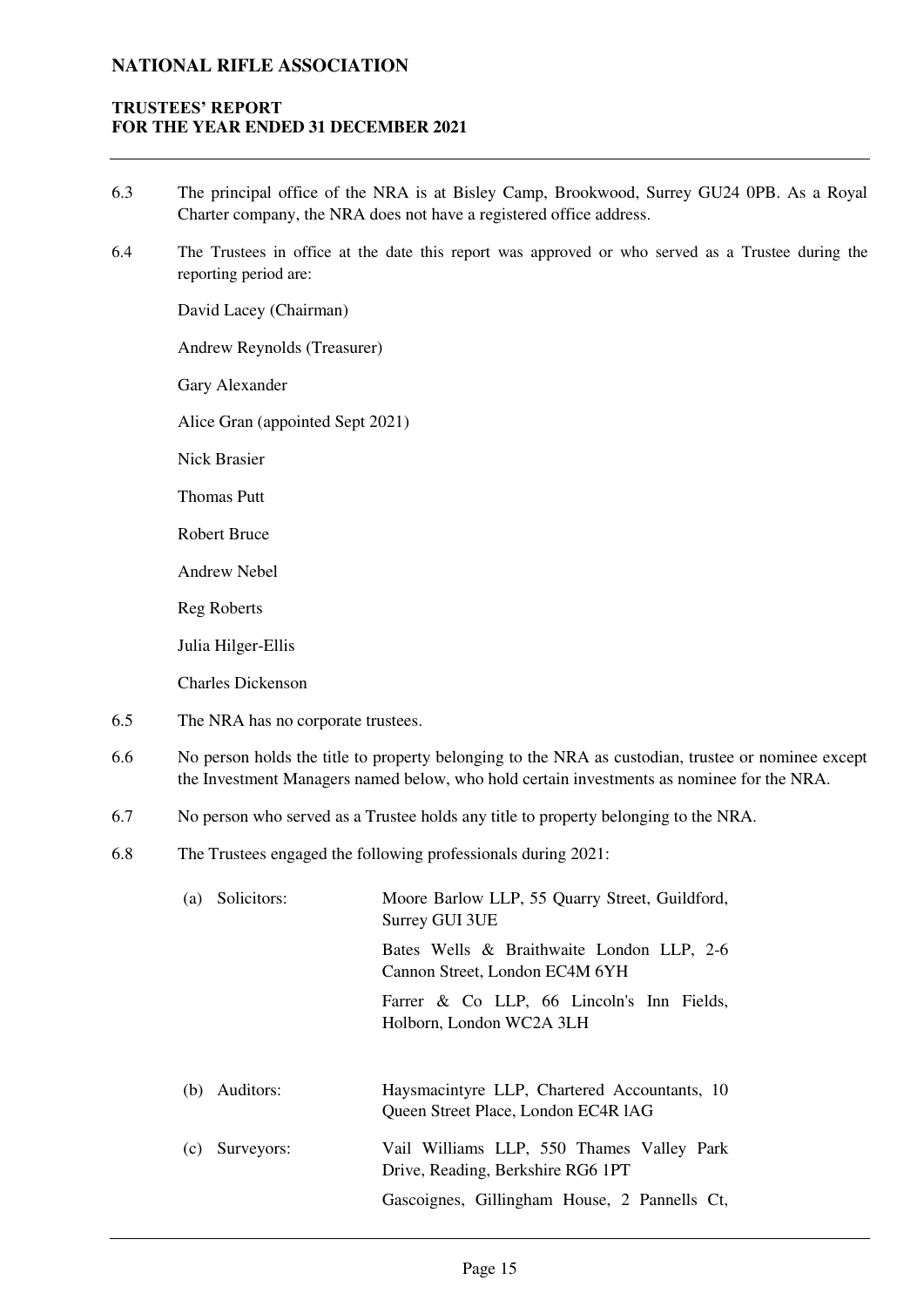6.3 The principal office of the NRA is at Bisley Camp, Brookwood, Surrey GU24 0PB. As a Royal Charter company, the NRA does not have a registered office address.

6.4 The Trustees in office at the date this report was approved or who served as a Trustee during the reporting period are:

David Lacey (Chairman)

Andrew Reynolds (Treasurer)

Gary Alexander

Alice Gran (appointed Sept 2021)

Nick Brasier

Thomas Putt

Robert Bruce

Andrew Nebel

Reg Roberts

Julia Hilger-Ellis

Charles Dickenson

6.5 The NRA has no corporate trustees.

6.6 No person holds the title to property belonging to the NRA as custodian, trustee or nominee except the Investment Managers named below, who hold certain investments as nominee for the NRA.

6.7 No person who served as a Trustee holds any title to property belonging to the NRA.

6.8 The Trustees engaged the following professionals during 2021:

(a) Solicitors: Moore Barlow LLP, 55 Quarry Street, Guildford, Surrey GUI 3UE

Bates Wells & Braithwaite London LLP, 2-6 Cannon Street, London EC4M 6YH

Farrer & Co LLP, 66 Lincoln's Inn Fields, Holborn, London WC2A 3LH

(b) Auditors: Haysmacintyre LLP, Chartered Accountants, 10 Queen Street Place, London EC4R lAG

(c) Surveyors: Vail Williams LLP, 550 Thames Valley Park Drive, Reading, Berkshire RG6 1PT

Gascoignes, Gillingham House, 2 Pannells Ct,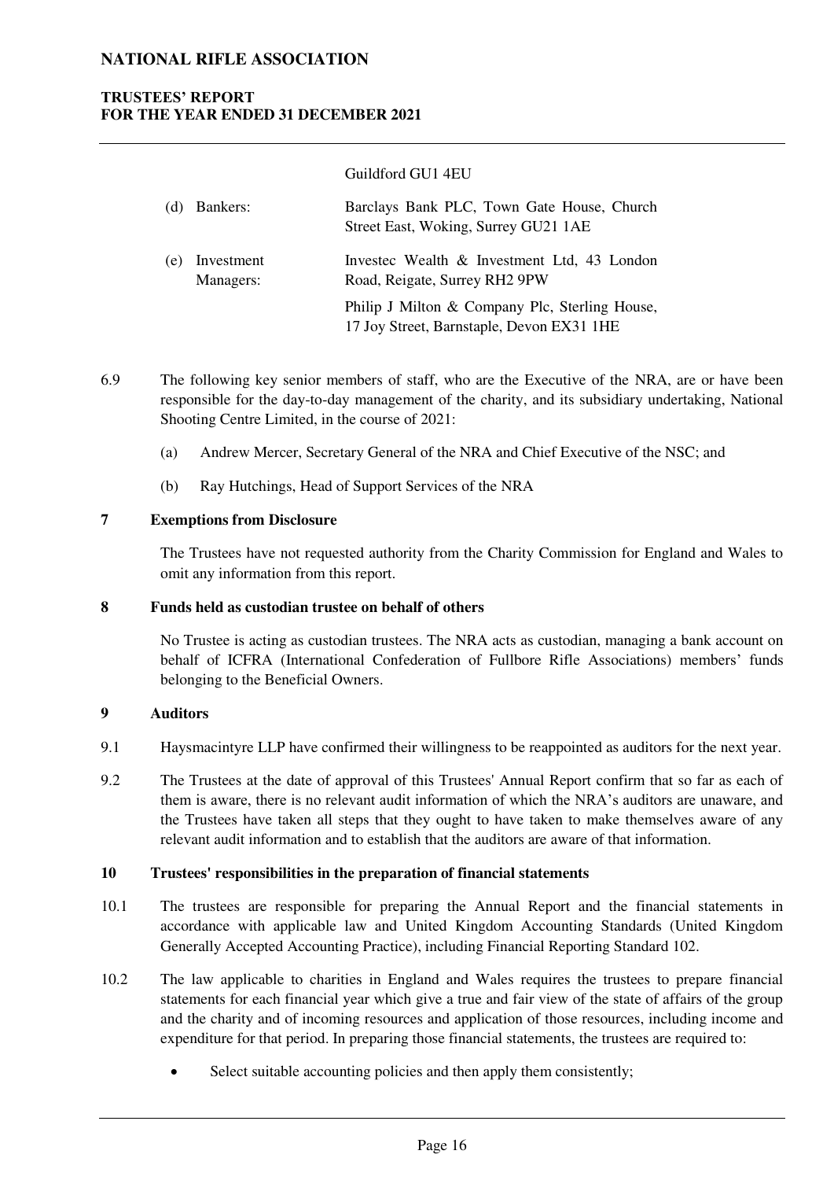Guildford GU1 4EU

| | | |
|---|---|---|
| (d) | Bankers: | Barclays Bank PLC, Town Gate House, Church Street East, Woking, Surrey GU21 1AE |
| (e) | Investment Managers: | Investec Wealth & Investment Ltd, 43 London Road, Reigate, Surrey RH2 9PW |
| | | Philip J Milton & Company Plc, Sterling House, 17 Joy Street, Barnstaple, Devon EX31 1HE |

6.9 The following key senior members of staff, who are the Executive of the NRA, are or have been responsible for the day-to-day management of the charity, and its subsidiary undertaking, National Shooting Centre Limited, in the course of 2021:

(a) Andrew Mercer, Secretary General of the NRA and Chief Executive of the NSC; and

(b) Ray Hutchings, Head of Support Services of the NRA

## 7 Exemptions from Disclosure

The Trustees have not requested authority from the Charity Commission for England and Wales to omit any information from this report.

## 8 Funds held as custodian trustee on behalf of others

No Trustee is acting as custodian trustees. The NRA acts as custodian, managing a bank account on behalf of ICFRA (International Confederation of Fullbore Rifle Associations) members' funds belonging to the Beneficial Owners.

## 9 Auditors

9.1 Haysmacintyre LLP have confirmed their willingness to be reappointed as auditors for the next year.

9.2 The Trustees at the date of approval of this Trustees' Annual Report confirm that so far as each of them is aware, there is no relevant audit information of which the NRA's auditors are unaware, and the Trustees have taken all steps that they ought to have taken to make themselves aware of any relevant audit information and to establish that the auditors are aware of that information.

## 10 Trustees' responsibilities in the preparation of financial statements

10.1 The trustees are responsible for preparing the Annual Report and the financial statements in accordance with applicable law and United Kingdom Accounting Standards (United Kingdom Generally Accepted Accounting Practice), including Financial Reporting Standard 102.

10.2 The law applicable to charities in England and Wales requires the trustees to prepare financial statements for each financial year which give a true and fair view of the state of affairs of the group and the charity and of incoming resources and application of those resources, including income and expenditure for that period. In preparing those financial statements, the trustees are required to:

- Select suitable accounting policies and then apply them consistently;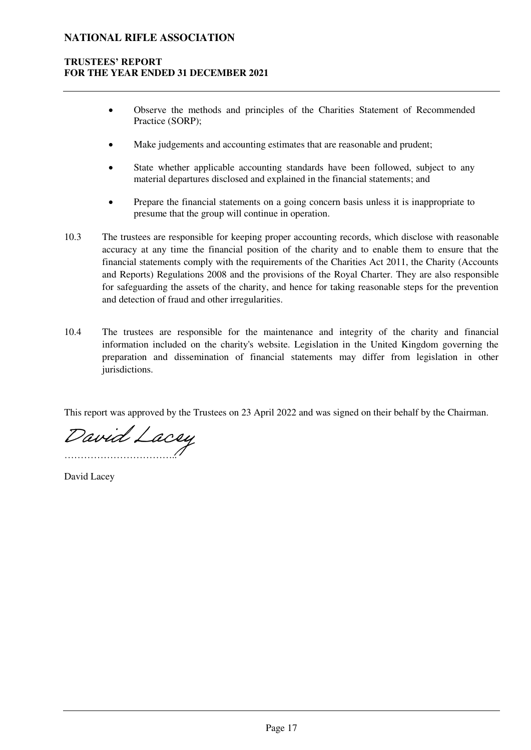- Observe the methods and principles of the Charities Statement of Recommended Practice (SORP);

- Make judgements and accounting estimates that are reasonable and prudent;

- State whether applicable accounting standards have been followed, subject to any material departures disclosed and explained in the financial statements; and

- Prepare the financial statements on a going concern basis unless it is inappropriate to presume that the group will continue in operation.

10.3 The trustees are responsible for keeping proper accounting records, which disclose with reasonable accuracy at any time the financial position of the charity and to enable them to ensure that the financial statements comply with the requirements of the Charities Act 2011, the Charity (Accounts and Reports) Regulations 2008 and the provisions of the Royal Charter. They are also responsible for safeguarding the assets of the charity, and hence for taking reasonable steps for the prevention and detection of fraud and other irregularities.

10.4 The trustees are responsible for the maintenance and integrity of the charity and financial information included on the charity's website. Legislation in the United Kingdom governing the preparation and dissemination of financial statements may differ from legislation in other jurisdictions.

This report was approved by the Trustees on 23 April 2022 and was signed on their behalf by the Chairman.

David Lacey
……………………………..

David Lacey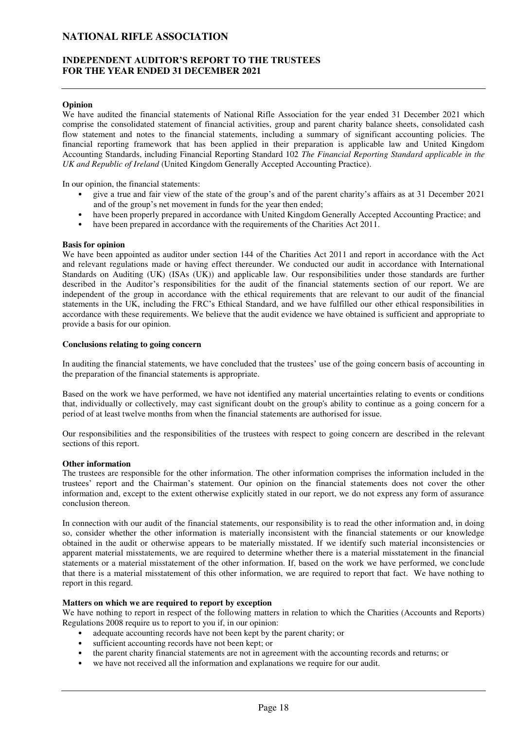# NATIONAL RIFLE ASSOCIATION

## INDEPENDENT AUDITOR'S REPORT TO THE TRUSTEES FOR THE YEAR ENDED 31 DECEMBER 2021

**Opinion**

We have audited the financial statements of National Rifle Association for the year ended 31 December 2021 which comprise the consolidated statement of financial activities, group and parent charity balance sheets, consolidated cash flow statement and notes to the financial statements, including a summary of significant accounting policies. The financial reporting framework that has been applied in their preparation is applicable law and United Kingdom Accounting Standards, including Financial Reporting Standard 102 *The Financial Reporting Standard applicable in the UK and Republic of Ireland* (United Kingdom Generally Accepted Accounting Practice).

In our opinion, the financial statements:

- give a true and fair view of the state of the group's and of the parent charity's affairs as at 31 December 2021 and of the group's net movement in funds for the year then ended;
- have been properly prepared in accordance with United Kingdom Generally Accepted Accounting Practice; and
- have been prepared in accordance with the requirements of the Charities Act 2011.

**Basis for opinion**

We have been appointed as auditor under section 144 of the Charities Act 2011 and report in accordance with the Act and relevant regulations made or having effect thereunder. We conducted our audit in accordance with International Standards on Auditing (UK) (ISAs (UK)) and applicable law. Our responsibilities under those standards are further described in the Auditor's responsibilities for the audit of the financial statements section of our report. We are independent of the group in accordance with the ethical requirements that are relevant to our audit of the financial statements in the UK, including the FRC's Ethical Standard, and we have fulfilled our other ethical responsibilities in accordance with these requirements. We believe that the audit evidence we have obtained is sufficient and appropriate to provide a basis for our opinion.

**Conclusions relating to going concern**

In auditing the financial statements, we have concluded that the trustees' use of the going concern basis of accounting in the preparation of the financial statements is appropriate.

Based on the work we have performed, we have not identified any material uncertainties relating to events or conditions that, individually or collectively, may cast significant doubt on the group's ability to continue as a going concern for a period of at least twelve months from when the financial statements are authorised for issue.

Our responsibilities and the responsibilities of the trustees with respect to going concern are described in the relevant sections of this report.

**Other information**

The trustees are responsible for the other information. The other information comprises the information included in the trustees' report and the Chairman's statement. Our opinion on the financial statements does not cover the other information and, except to the extent otherwise explicitly stated in our report, we do not express any form of assurance conclusion thereon.

In connection with our audit of the financial statements, our responsibility is to read the other information and, in doing so, consider whether the other information is materially inconsistent with the financial statements or our knowledge obtained in the audit or otherwise appears to be materially misstated. If we identify such material inconsistencies or apparent material misstatements, we are required to determine whether there is a material misstatement in the financial statements or a material misstatement of the other information. If, based on the work we have performed, we conclude that there is a material misstatement of this other information, we are required to report that fact. We have nothing to report in this regard.

**Matters on which we are required to report by exception**

We have nothing to report in respect of the following matters in relation to which the Charities (Accounts and Reports) Regulations 2008 require us to report to you if, in our opinion:

- adequate accounting records have not been kept by the parent charity; or
- sufficient accounting records have not been kept; or
- the parent charity financial statements are not in agreement with the accounting records and returns; or
- we have not received all the information and explanations we require for our audit.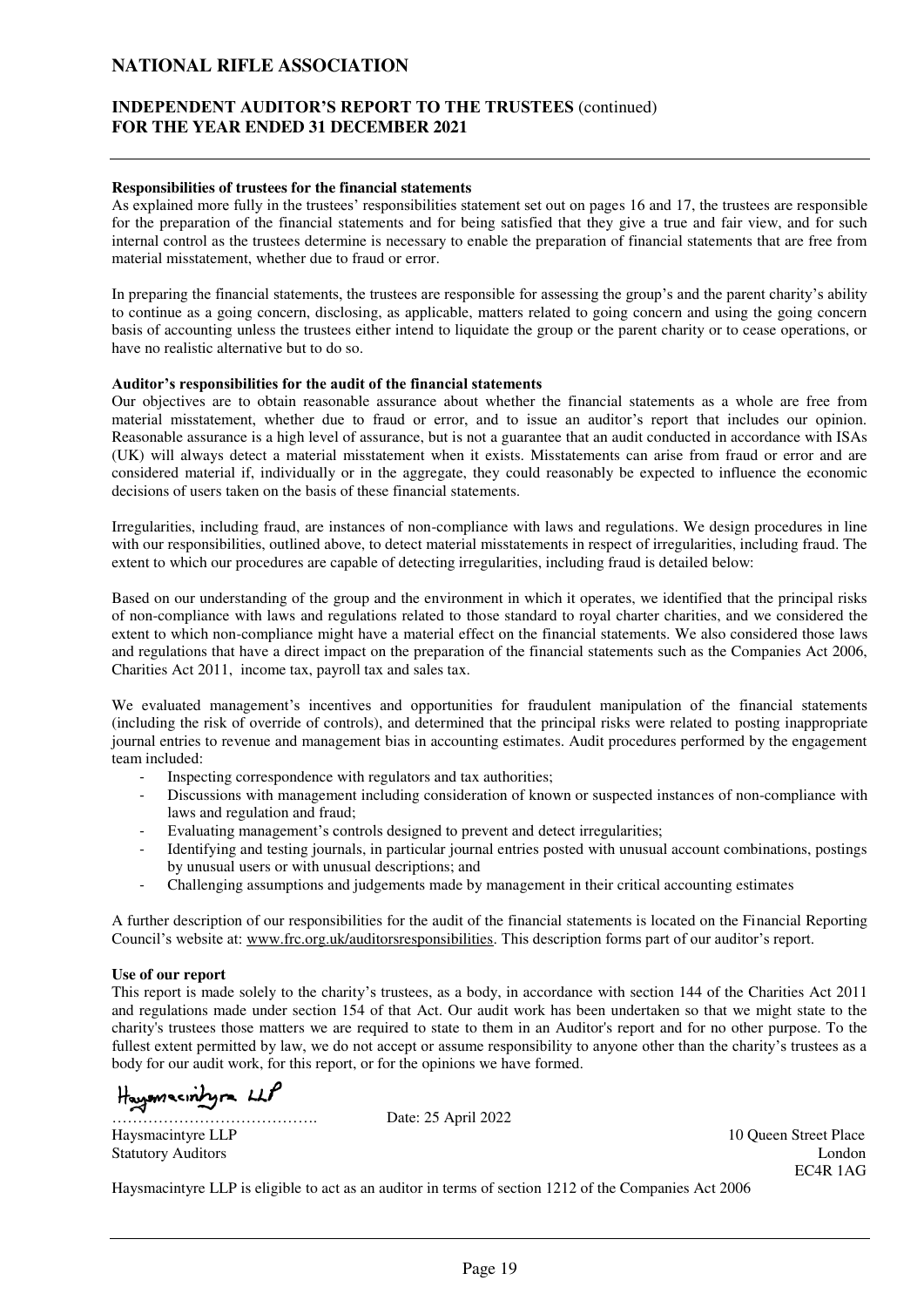**Responsibilities of trustees for the financial statements**

As explained more fully in the trustees' responsibilities statement set out on pages 16 and 17, the trustees are responsible for the preparation of the financial statements and for being satisfied that they give a true and fair view, and for such internal control as the trustees determine is necessary to enable the preparation of financial statements that are free from material misstatement, whether due to fraud or error.

In preparing the financial statements, the trustees are responsible for assessing the group's and the parent charity's ability to continue as a going concern, disclosing, as applicable, matters related to going concern and using the going concern basis of accounting unless the trustees either intend to liquidate the group or the parent charity or to cease operations, or have no realistic alternative but to do so.

**Auditor's responsibilities for the audit of the financial statements**

Our objectives are to obtain reasonable assurance about whether the financial statements as a whole are free from material misstatement, whether due to fraud or error, and to issue an auditor's report that includes our opinion. Reasonable assurance is a high level of assurance, but is not a guarantee that an audit conducted in accordance with ISAs (UK) will always detect a material misstatement when it exists. Misstatements can arise from fraud or error and are considered material if, individually or in the aggregate, they could reasonably be expected to influence the economic decisions of users taken on the basis of these financial statements.

Irregularities, including fraud, are instances of non-compliance with laws and regulations. We design procedures in line with our responsibilities, outlined above, to detect material misstatements in respect of irregularities, including fraud. The extent to which our procedures are capable of detecting irregularities, including fraud is detailed below:

Based on our understanding of the group and the environment in which it operates, we identified that the principal risks of non-compliance with laws and regulations related to those standard to royal charter charities, and we considered the extent to which non-compliance might have a material effect on the financial statements. We also considered those laws and regulations that have a direct impact on the preparation of the financial statements such as the Companies Act 2006, Charities Act 2011, income tax, payroll tax and sales tax.

We evaluated management's incentives and opportunities for fraudulent manipulation of the financial statements (including the risk of override of controls), and determined that the principal risks were related to posting inappropriate journal entries to revenue and management bias in accounting estimates. Audit procedures performed by the engagement team included:

- Inspecting correspondence with regulators and tax authorities;
- Discussions with management including consideration of known or suspected instances of non-compliance with laws and regulation and fraud;
- Evaluating management's controls designed to prevent and detect irregularities;
- Identifying and testing journals, in particular journal entries posted with unusual account combinations, postings by unusual users or with unusual descriptions; and
- Challenging assumptions and judgements made by management in their critical accounting estimates

A further description of our responsibilities for the audit of the financial statements is located on the Financial Reporting Council's website at: www.frc.org.uk/auditorsresponsibilities. This description forms part of our auditor's report.

**Use of our report**

This report is made solely to the charity's trustees, as a body, in accordance with section 144 of the Charities Act 2011 and regulations made under section 154 of that Act. Our audit work has been undertaken so that we might state to the charity's trustees those matters we are required to state to them in an Auditor's report and for no other purpose. To the fullest extent permitted by law, we do not accept or assume responsibility to anyone other than the charity's trustees as a body for our audit work, for this report, or for the opinions we have formed.

Haysmacintyre LLP

…………………………………. Date: 25 April 2022

Haysmacintyre LLP
Statutory Auditors

10 Queen Street Place
London
EC4R 1AG

Haysmacintyre LLP is eligible to act as an auditor in terms of section 1212 of the Companies Act 2006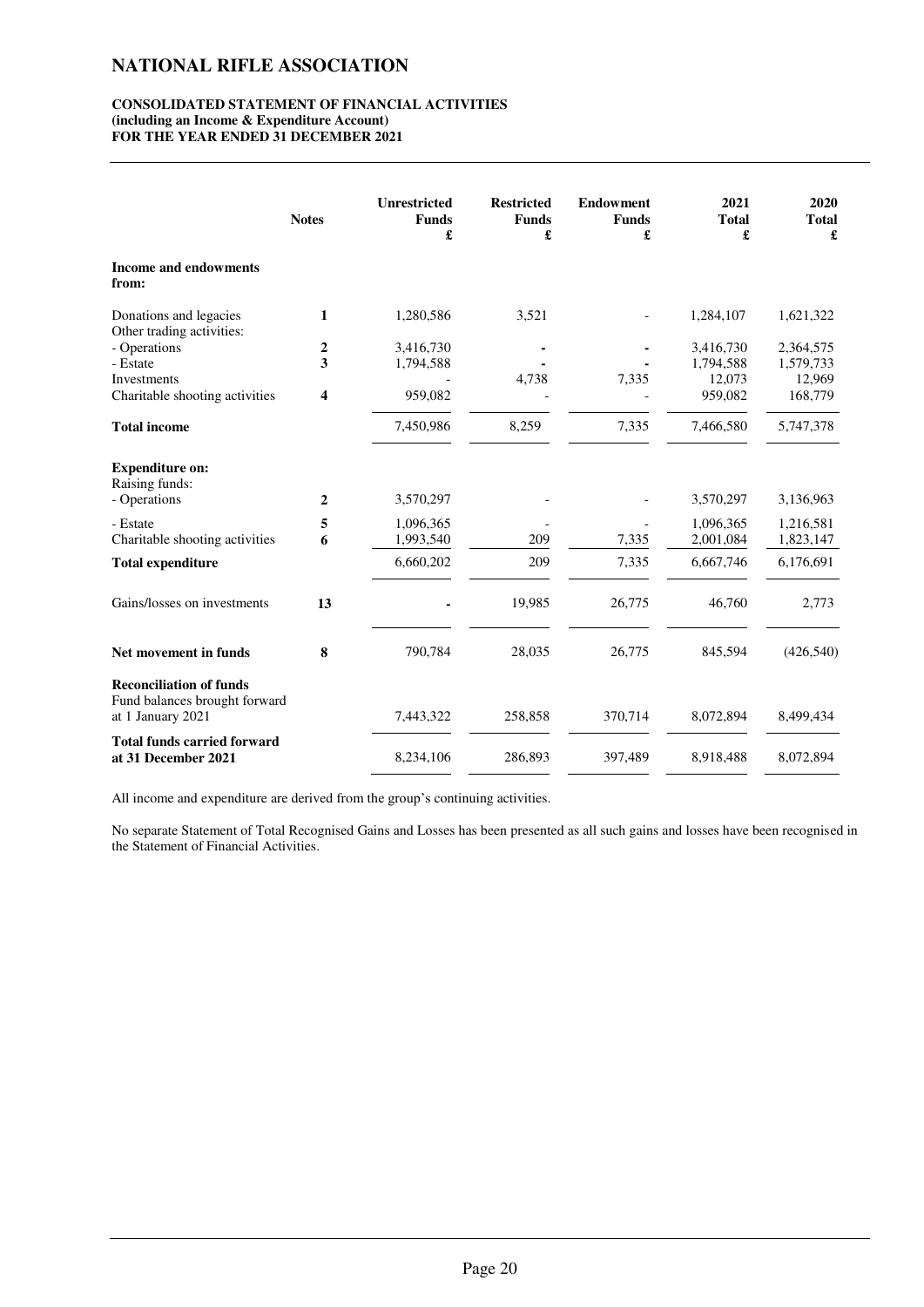# NATIONAL RIFLE ASSOCIATION

**CONSOLIDATED STATEMENT OF FINANCIAL ACTIVITIES**
**(including an Income & Expenditure Account)**
**FOR THE YEAR ENDED 31 DECEMBER 2021**

| | Notes | Unrestricted Funds £ | Restricted Funds £ | Endowment Funds £ | 2021 Total £ | 2020 Total £ |
|---|---|---|---|---|---|---|
| **Income and endowments from:** | | | | | | |
| Donations and legacies | 1 | 1,280,586 | 3,521 | - | 1,284,107 | 1,621,322 |
| Other trading activities: | | | | | | |
| - Operations | 2 | 3,416,730 | - | - | 3,416,730 | 2,364,575 |
| - Estate | 3 | 1,794,588 | - | - | 1,794,588 | 1,579,733 |
| Investments | | - | 4,738 | 7,335 | 12,073 | 12,969 |
| Charitable shooting activities | 4 | 959,082 | - | - | 959,082 | 168,779 |
| **Total income** | | 7,450,986 | 8,259 | 7,335 | 7,466,580 | 5,747,378 |
| **Expenditure on:** | | | | | | |
| Raising funds: | | | | | | |
| - Operations | 2 | 3,570,297 | - | - | 3,570,297 | 3,136,963 |
| - Estate | 5 | 1,096,365 | - | - | 1,096,365 | 1,216,581 |
| Charitable shooting activities | 6 | 1,993,540 | 209 | 7,335 | 2,001,084 | 1,823,147 |
| **Total expenditure** | | 6,660,202 | 209 | 7,335 | 6,667,746 | 6,176,691 |
| Gains/losses on investments | 13 | - | 19,985 | 26,775 | 46,760 | 2,773 |
| **Net movement in funds** | 8 | 790,784 | 28,035 | 26,775 | 845,594 | (426,540) |
| **Reconciliation of funds** | | | | | | |
| Fund balances brought forward at 1 January 2021 | | 7,443,322 | 258,858 | 370,714 | 8,072,894 | 8,499,434 |
| **Total funds carried forward at 31 December 2021** | | 8,234,106 | 286,893 | 397,489 | 8,918,488 | 8,072,894 |

All income and expenditure are derived from the group's continuing activities.

No separate Statement of Total Recognised Gains and Losses has been presented as all such gains and losses have been recognised in the Statement of Financial Activities.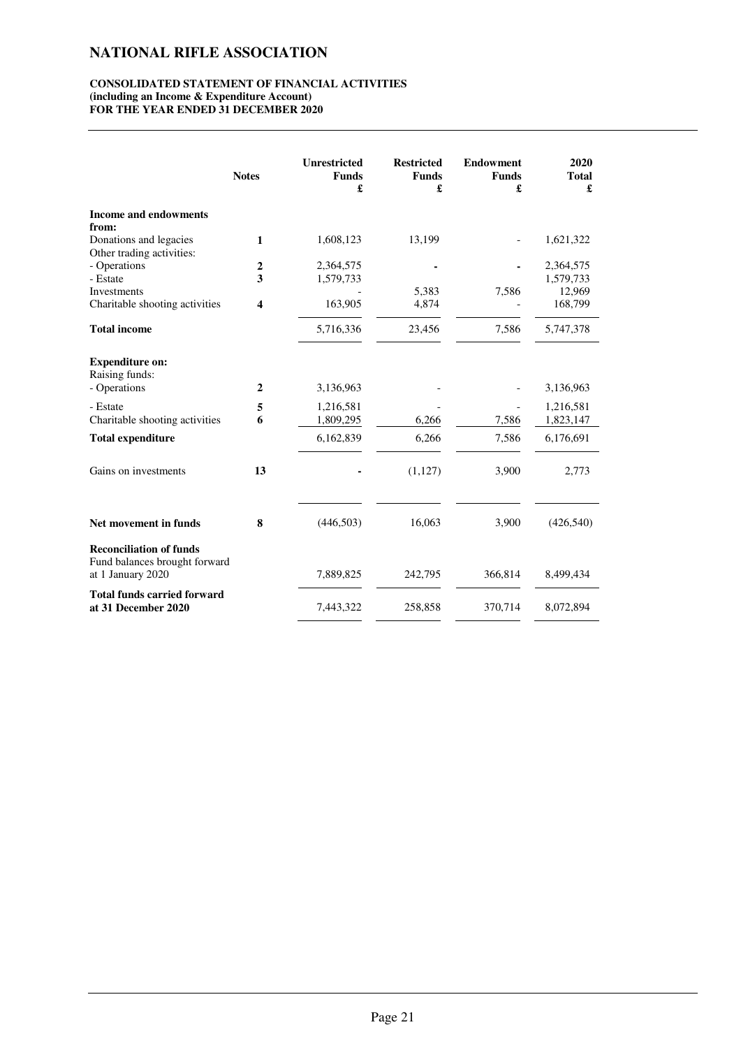# NATIONAL RIFLE ASSOCIATION

**CONSOLIDATED STATEMENT OF FINANCIAL ACTIVITIES**
**(including an Income & Expenditure Account)**
**FOR THE YEAR ENDED 31 DECEMBER 2020**

| | Notes | Unrestricted Funds £ | Restricted Funds £ | Endowment Funds £ | 2020 Total £ |
|---|---|---|---|---|---|
| **Income and endowments from:** | | | | | |
| Donations and legacies | **1** | 1,608,123 | 13,199 | - | 1,621,322 |
| Other trading activities: | | | | | |
| - Operations | **2** | 2,364,575 | - | - | 2,364,575 |
| - Estate | **3** | 1,579,733 | | | 1,579,733 |
| Investments | | - | 5,383 | 7,586 | 12,969 |
| Charitable shooting activities | **4** | 163,905 | 4,874 | - | 168,799 |
| **Total income** | | 5,716,336 | 23,456 | 7,586 | 5,747,378 |
| **Expenditure on:** | | | | | |
| Raising funds: | | | | | |
| - Operations | **2** | 3,136,963 | - | - | 3,136,963 |
| - Estate | **5** | 1,216,581 | - | - | 1,216,581 |
| Charitable shooting activities | **6** | 1,809,295 | 6,266 | 7,586 | 1,823,147 |
| **Total expenditure** | | 6,162,839 | 6,266 | 7,586 | 6,176,691 |
| Gains on investments | **13** | - | (1,127) | 3,900 | 2,773 |
| **Net movement in funds** | **8** | (446,503) | 16,063 | 3,900 | (426,540) |
| **Reconciliation of funds** | | | | | |
| Fund balances brought forward at 1 January 2020 | | 7,889,825 | 242,795 | 366,814 | 8,499,434 |
| **Total funds carried forward at 31 December 2020** | | 7,443,322 | 258,858 | 370,714 | 8,072,894 |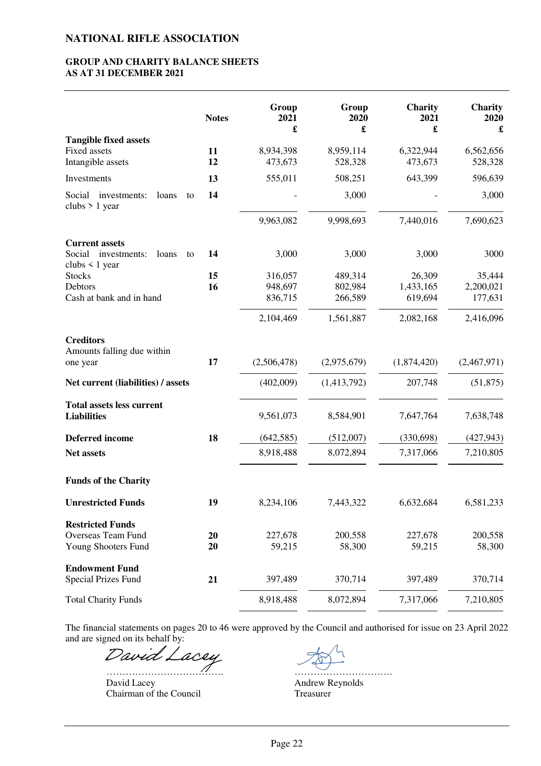# NATIONAL RIFLE ASSOCIATION

## GROUP AND CHARITY BALANCE SHEETS AS AT 31 DECEMBER 2021

| | Notes | Group 2021 £ | Group 2020 £ | Charity 2021 £ | Charity 2020 £ |
|---|---|---|---|---|---|
| **Tangible fixed assets** | | | | | |
| Fixed assets | **11** | 8,934,398 | 8,959,114 | 6,322,944 | 6,562,656 |
| Intangible assets | **12** | 473,673 | 528,328 | 473,673 | 528,328 |
| Investments | **13** | 555,011 | 508,251 | 643,399 | 596,639 |
| Social investments: loans to clubs > 1 year | **14** | - | 3,000 | - | 3,000 |
| | | 9,963,082 | 9,998,693 | 7,440,016 | 7,690,623 |
| **Current assets** | | | | | |
| Social investments: loans to clubs < 1 year | **14** | 3,000 | 3,000 | 3,000 | 3000 |
| Stocks | **15** | 316,057 | 489,314 | 26,309 | 35,444 |
| Debtors | **16** | 948,697 | 802,984 | 1,433,165 | 2,200,021 |
| Cash at bank and in hand | | 836,715 | 266,589 | 619,694 | 177,631 |
| | | 2,104,469 | 1,561,887 | 2,082,168 | 2,416,096 |
| **Creditors** | | | | | |
| Amounts falling due within one year | **17** | (2,506,478) | (2,975,679) | (1,874,420) | (2,467,971) |
| **Net current (liabilities) / assets** | | (402,009) | (1,413,792) | 207,748 | (51,875) |
| **Total assets less current Liabilities** | | 9,561,073 | 8,584,901 | 7,647,764 | 7,638,748 |
| **Deferred income** | **18** | (642,585) | (512,007) | (330,698) | (427,943) |
| **Net assets** | | 8,918,488 | 8,072,894 | 7,317,066 | 7,210,805 |
| **Funds of the Charity** | | | | | |
| **Unrestricted Funds** | **19** | 8,234,106 | 7,443,322 | 6,632,684 | 6,581,233 |
| **Restricted Funds** | | | | | |
| Overseas Team Fund | **20** | 227,678 | 200,558 | 227,678 | 200,558 |
| Young Shooters Fund | **20** | 59,215 | 58,300 | 59,215 | 58,300 |
| **Endowment Fund** | | | | | |
| Special Prizes Fund | **21** | 397,489 | 370,714 | 397,489 | 370,714 |
| Total Charity Funds | | 8,918,488 | 8,072,894 | 7,317,066 | 7,210,805 |

The financial statements on pages 20 to 46 were approved by the Council and authorised for issue on 23 April 2022 and are signed on its behalf by:

David Lacey
………………………………
David Lacey
Chairman of the Council

………………………….
Andrew Reynolds
Treasurer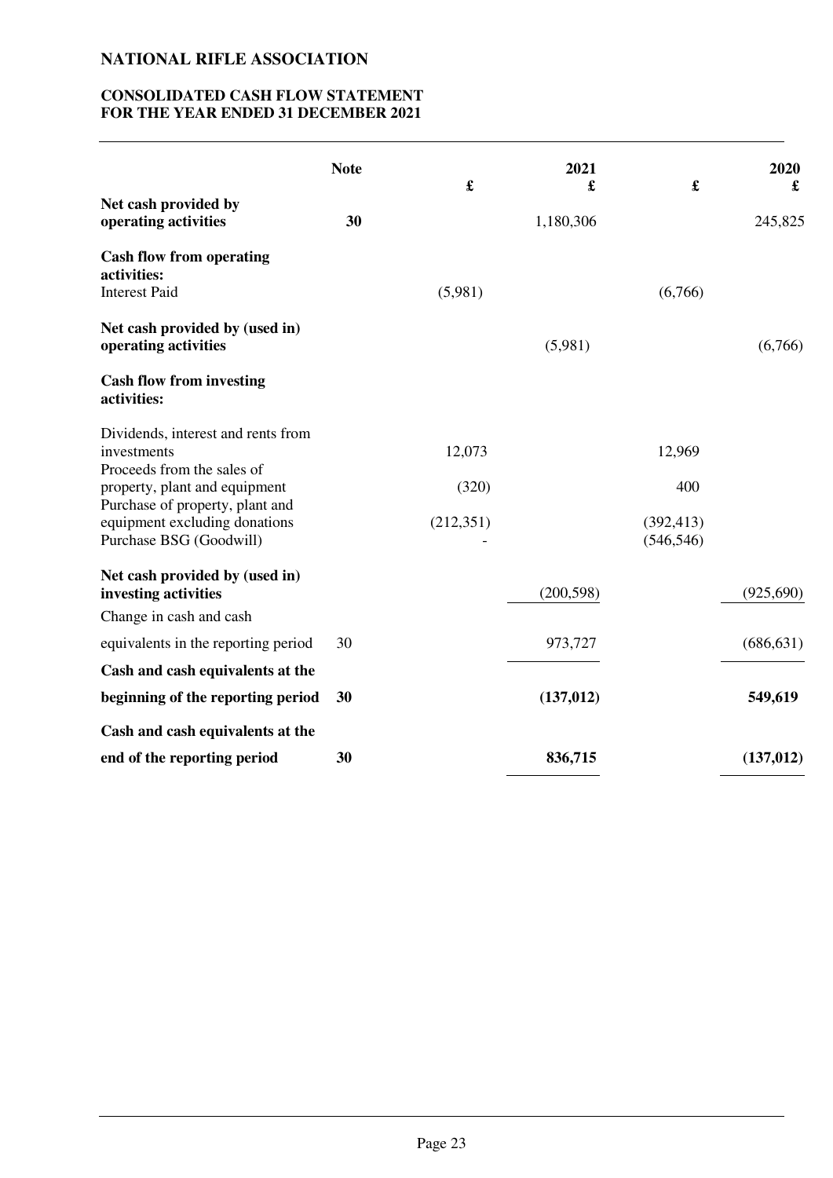# NATIONAL RIFLE ASSOCIATION

## CONSOLIDATED CASH FLOW STATEMENT
## FOR THE YEAR ENDED 31 DECEMBER 2021

| | Note | £ | 2021 £ | £ | 2020 £ |
|---|---|---|---|---|---|
| **Net cash provided by operating activities** | **30** | | 1,180,306 | | 245,825 |
| **Cash flow from operating activities:** | | | | | |
| Interest Paid | | (5,981) | | (6,766) | |
| **Net cash provided by (used in) operating activities** | | | (5,981) | | (6,766) |
| **Cash flow from investing activities:** | | | | | |
| Dividends, interest and rents from investments | | 12,073 | | 12,969 | |
| Proceeds from the sales of property, plant and equipment | | (320) | | 400 | |
| Purchase of property, plant and equipment excluding donations | | (212,351) | | (392,413) | |
| Purchase BSG (Goodwill) | | - | | (546,546) | |
| **Net cash provided by (used in) investing activities** | | | (200,598) | | (925,690) |
| Change in cash and cash equivalents in the reporting period | 30 | | 973,727 | | (686,631) |
| **Cash and cash equivalents at the beginning of the reporting period** | **30** | | **(137,012)** | | **549,619** |
| **Cash and cash equivalents at the end of the reporting period** | **30** | | **836,715** | | **(137,012)** |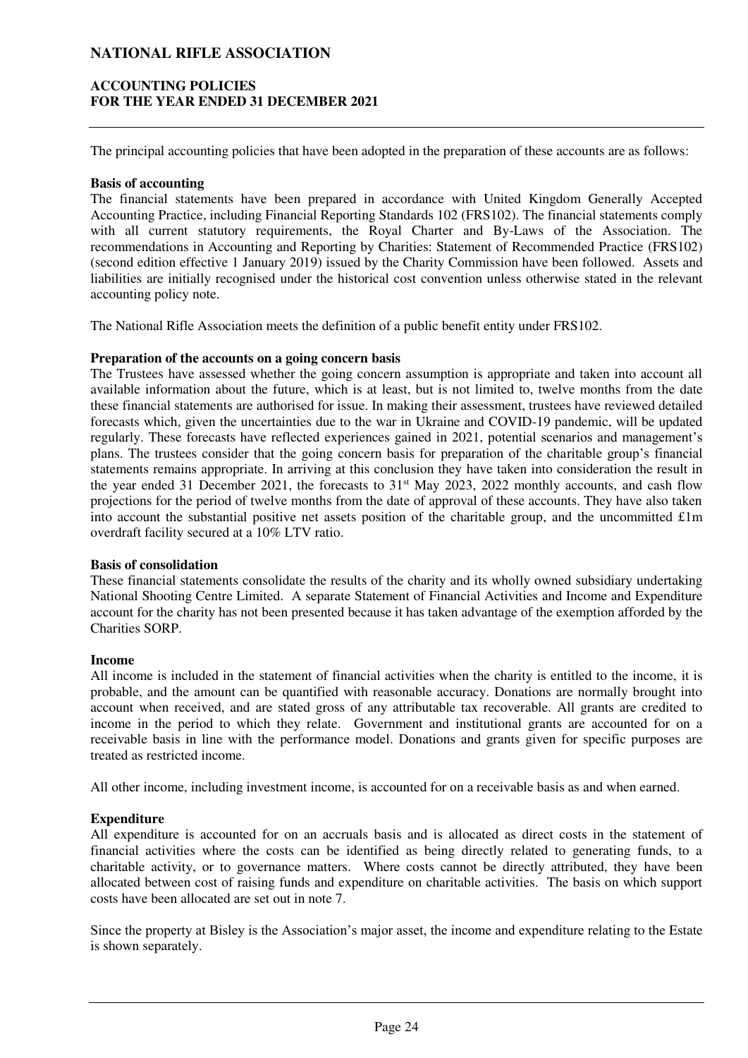# NATIONAL RIFLE ASSOCIATION

## ACCOUNTING POLICIES
## FOR THE YEAR ENDED 31 DECEMBER 2021

The principal accounting policies that have been adopted in the preparation of these accounts are as follows:

**Basis of accounting**

The financial statements have been prepared in accordance with United Kingdom Generally Accepted Accounting Practice, including Financial Reporting Standards 102 (FRS102). The financial statements comply with all current statutory requirements, the Royal Charter and By-Laws of the Association. The recommendations in Accounting and Reporting by Charities: Statement of Recommended Practice (FRS102) (second edition effective 1 January 2019) issued by the Charity Commission have been followed. Assets and liabilities are initially recognised under the historical cost convention unless otherwise stated in the relevant accounting policy note.

The National Rifle Association meets the definition of a public benefit entity under FRS102.

**Preparation of the accounts on a going concern basis**

The Trustees have assessed whether the going concern assumption is appropriate and taken into account all available information about the future, which is at least, but is not limited to, twelve months from the date these financial statements are authorised for issue. In making their assessment, trustees have reviewed detailed forecasts which, given the uncertainties due to the war in Ukraine and COVID-19 pandemic, will be updated regularly. These forecasts have reflected experiences gained in 2021, potential scenarios and management's plans. The trustees consider that the going concern basis for preparation of the charitable group's financial statements remains appropriate. In arriving at this conclusion they have taken into consideration the result in the year ended 31 December 2021, the forecasts to 31st May 2023, 2022 monthly accounts, and cash flow projections for the period of twelve months from the date of approval of these accounts. They have also taken into account the substantial positive net assets position of the charitable group, and the uncommitted £1m overdraft facility secured at a 10% LTV ratio.

**Basis of consolidation**

These financial statements consolidate the results of the charity and its wholly owned subsidiary undertaking National Shooting Centre Limited. A separate Statement of Financial Activities and Income and Expenditure account for the charity has not been presented because it has taken advantage of the exemption afforded by the Charities SORP.

**Income**

All income is included in the statement of financial activities when the charity is entitled to the income, it is probable, and the amount can be quantified with reasonable accuracy. Donations are normally brought into account when received, and are stated gross of any attributable tax recoverable. All grants are credited to income in the period to which they relate. Government and institutional grants are accounted for on a receivable basis in line with the performance model. Donations and grants given for specific purposes are treated as restricted income.

All other income, including investment income, is accounted for on a receivable basis as and when earned.

**Expenditure**

All expenditure is accounted for on an accruals basis and is allocated as direct costs in the statement of financial activities where the costs can be identified as being directly related to generating funds, to a charitable activity, or to governance matters. Where costs cannot be directly attributed, they have been allocated between cost of raising funds and expenditure on charitable activities. The basis on which support costs have been allocated are set out in note 7.

Since the property at Bisley is the Association's major asset, the income and expenditure relating to the Estate is shown separately.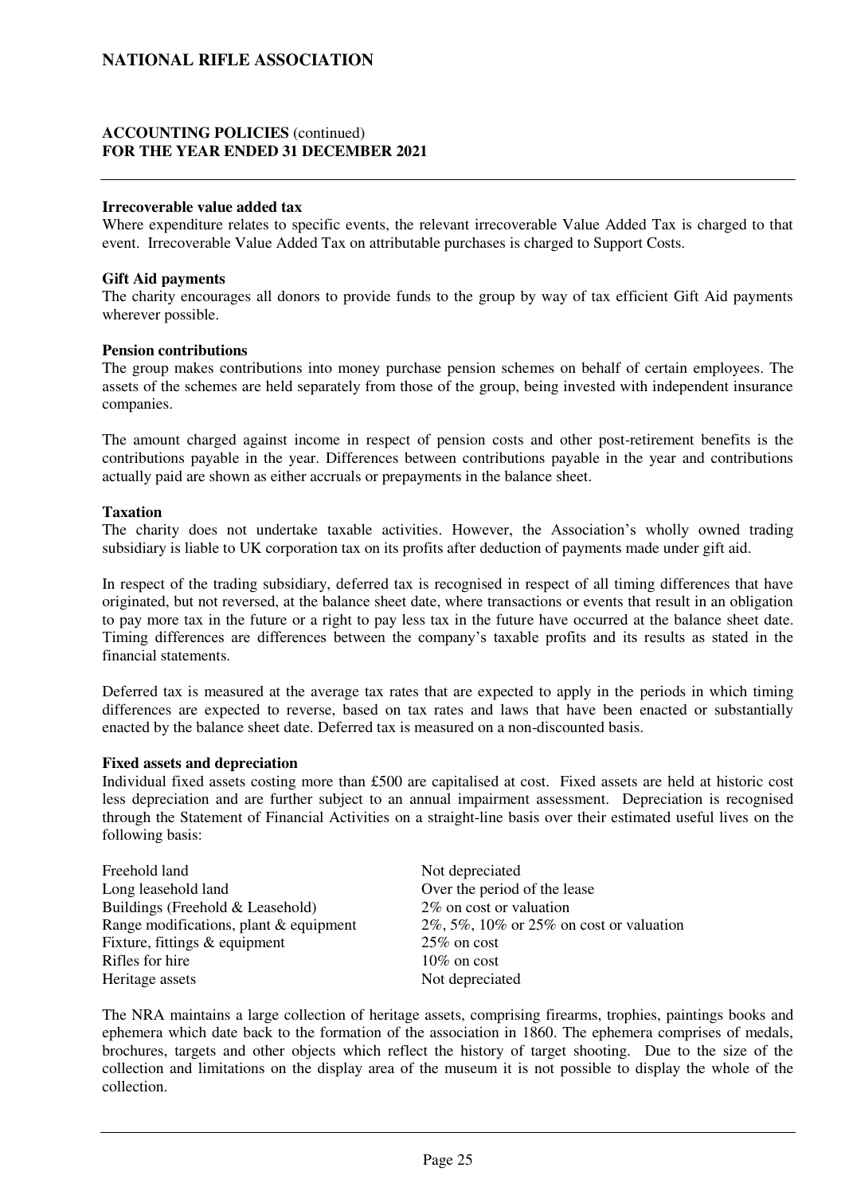# NATIONAL RIFLE ASSOCIATION

## ACCOUNTING POLICIES (continued)
## FOR THE YEAR ENDED 31 DECEMBER 2021

**Irrecoverable value added tax**
Where expenditure relates to specific events, the relevant irrecoverable Value Added Tax is charged to that event. Irrecoverable Value Added Tax on attributable purchases is charged to Support Costs.

**Gift Aid payments**
The charity encourages all donors to provide funds to the group by way of tax efficient Gift Aid payments wherever possible.

**Pension contributions**
The group makes contributions into money purchase pension schemes on behalf of certain employees. The assets of the schemes are held separately from those of the group, being invested with independent insurance companies.

The amount charged against income in respect of pension costs and other post-retirement benefits is the contributions payable in the year. Differences between contributions payable in the year and contributions actually paid are shown as either accruals or prepayments in the balance sheet.

**Taxation**
The charity does not undertake taxable activities. However, the Association's wholly owned trading subsidiary is liable to UK corporation tax on its profits after deduction of payments made under gift aid.

In respect of the trading subsidiary, deferred tax is recognised in respect of all timing differences that have originated, but not reversed, at the balance sheet date, where transactions or events that result in an obligation to pay more tax in the future or a right to pay less tax in the future have occurred at the balance sheet date. Timing differences are differences between the company's taxable profits and its results as stated in the financial statements.

Deferred tax is measured at the average tax rates that are expected to apply in the periods in which timing differences are expected to reverse, based on tax rates and laws that have been enacted or substantially enacted by the balance sheet date. Deferred tax is measured on a non-discounted basis.

**Fixed assets and depreciation**
Individual fixed assets costing more than £500 are capitalised at cost. Fixed assets are held at historic cost less depreciation and are further subject to an annual impairment assessment. Depreciation is recognised through the Statement of Financial Activities on a straight-line basis over their estimated useful lives on the following basis:

| | |
|---|---|
| Freehold land | Not depreciated |
| Long leasehold land | Over the period of the lease |
| Buildings (Freehold & Leasehold) | 2% on cost or valuation |
| Range modifications, plant & equipment | 2%, 5%, 10% or 25% on cost or valuation |
| Fixture, fittings & equipment | 25% on cost |
| Rifles for hire | 10% on cost |
| Heritage assets | Not depreciated |

The NRA maintains a large collection of heritage assets, comprising firearms, trophies, paintings books and ephemera which date back to the formation of the association in 1860. The ephemera comprises of medals, brochures, targets and other objects which reflect the history of target shooting. Due to the size of the collection and limitations on the display area of the museum it is not possible to display the whole of the collection.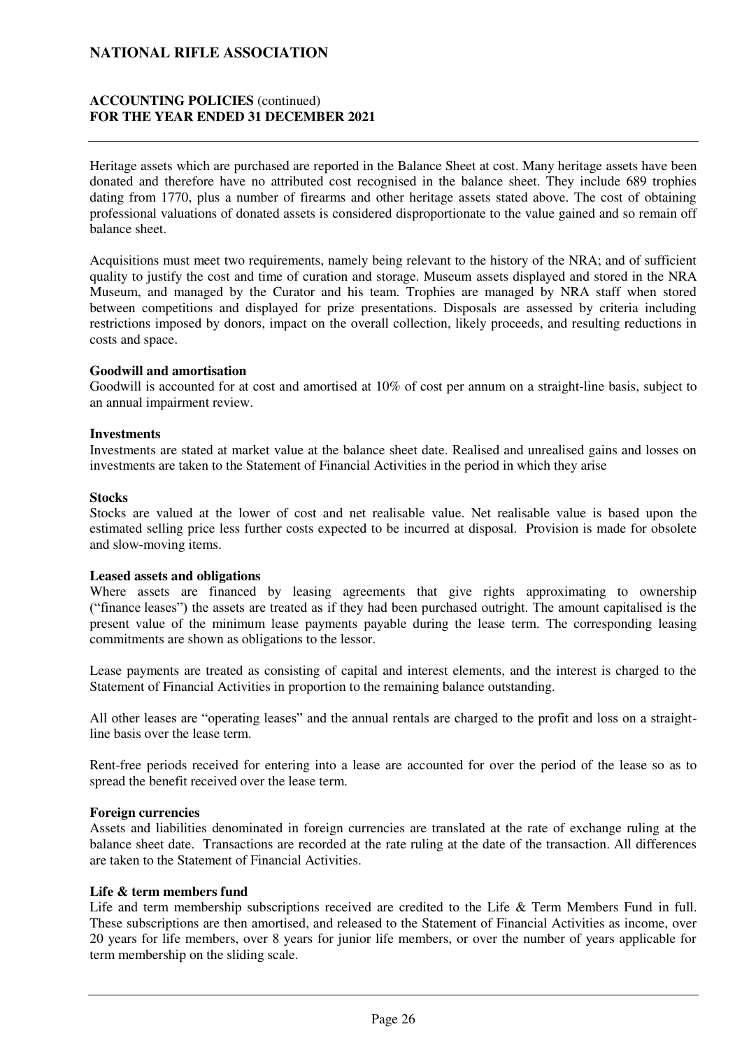Heritage assets which are purchased are reported in the Balance Sheet at cost. Many heritage assets have been donated and therefore have no attributed cost recognised in the balance sheet. They include 689 trophies dating from 1770, plus a number of firearms and other heritage assets stated above. The cost of obtaining professional valuations of donated assets is considered disproportionate to the value gained and so remain off balance sheet.

Acquisitions must meet two requirements, namely being relevant to the history of the NRA; and of sufficient quality to justify the cost and time of curation and storage. Museum assets displayed and stored in the NRA Museum, and managed by the Curator and his team. Trophies are managed by NRA staff when stored between competitions and displayed for prize presentations. Disposals are assessed by criteria including restrictions imposed by donors, impact on the overall collection, likely proceeds, and resulting reductions in costs and space.

**Goodwill and amortisation**
Goodwill is accounted for at cost and amortised at 10% of cost per annum on a straight-line basis, subject to an annual impairment review.

**Investments**
Investments are stated at market value at the balance sheet date. Realised and unrealised gains and losses on investments are taken to the Statement of Financial Activities in the period in which they arise

**Stocks**
Stocks are valued at the lower of cost and net realisable value. Net realisable value is based upon the estimated selling price less further costs expected to be incurred at disposal. Provision is made for obsolete and slow-moving items.

**Leased assets and obligations**
Where assets are financed by leasing agreements that give rights approximating to ownership ("finance leases") the assets are treated as if they had been purchased outright. The amount capitalised is the present value of the minimum lease payments payable during the lease term. The corresponding leasing commitments are shown as obligations to the lessor.

Lease payments are treated as consisting of capital and interest elements, and the interest is charged to the Statement of Financial Activities in proportion to the remaining balance outstanding.

All other leases are "operating leases" and the annual rentals are charged to the profit and loss on a straight-line basis over the lease term.

Rent-free periods received for entering into a lease are accounted for over the period of the lease so as to spread the benefit received over the lease term.

**Foreign currencies**
Assets and liabilities denominated in foreign currencies are translated at the rate of exchange ruling at the balance sheet date. Transactions are recorded at the rate ruling at the date of the transaction. All differences are taken to the Statement of Financial Activities.

**Life & term members fund**
Life and term membership subscriptions received are credited to the Life & Term Members Fund in full. These subscriptions are then amortised, and released to the Statement of Financial Activities as income, over 20 years for life members, over 8 years for junior life members, or over the number of years applicable for term membership on the sliding scale.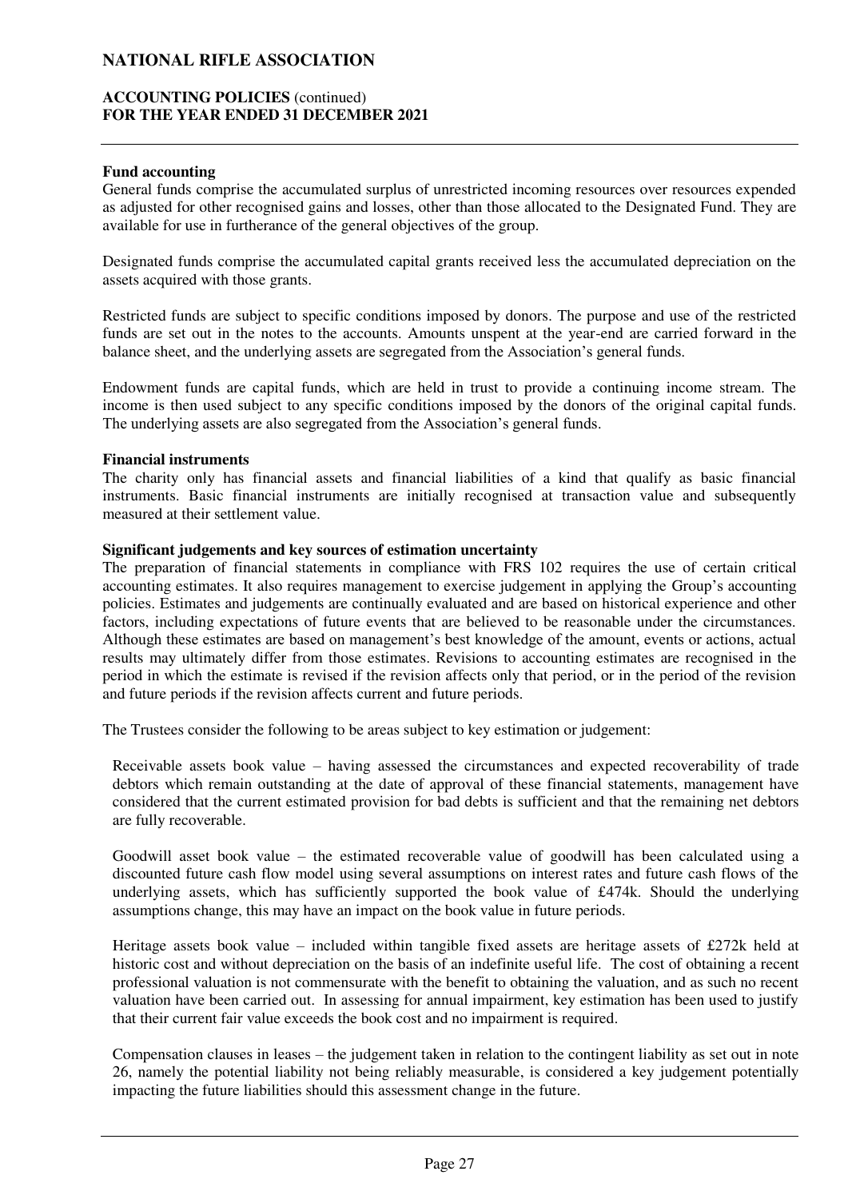## Fund accounting

General funds comprise the accumulated surplus of unrestricted incoming resources over resources expended as adjusted for other recognised gains and losses, other than those allocated to the Designated Fund. They are available for use in furtherance of the general objectives of the group.

Designated funds comprise the accumulated capital grants received less the accumulated depreciation on the assets acquired with those grants.

Restricted funds are subject to specific conditions imposed by donors. The purpose and use of the restricted funds are set out in the notes to the accounts. Amounts unspent at the year-end are carried forward in the balance sheet, and the underlying assets are segregated from the Association's general funds.

Endowment funds are capital funds, which are held in trust to provide a continuing income stream. The income is then used subject to any specific conditions imposed by the donors of the original capital funds. The underlying assets are also segregated from the Association's general funds.

## Financial instruments

The charity only has financial assets and financial liabilities of a kind that qualify as basic financial instruments. Basic financial instruments are initially recognised at transaction value and subsequently measured at their settlement value.

## Significant judgements and key sources of estimation uncertainty

The preparation of financial statements in compliance with FRS 102 requires the use of certain critical accounting estimates. It also requires management to exercise judgement in applying the Group's accounting policies. Estimates and judgements are continually evaluated and are based on historical experience and other factors, including expectations of future events that are believed to be reasonable under the circumstances. Although these estimates are based on management's best knowledge of the amount, events or actions, actual results may ultimately differ from those estimates. Revisions to accounting estimates are recognised in the period in which the estimate is revised if the revision affects only that period, or in the period of the revision and future periods if the revision affects current and future periods.

The Trustees consider the following to be areas subject to key estimation or judgement:

Receivable assets book value – having assessed the circumstances and expected recoverability of trade debtors which remain outstanding at the date of approval of these financial statements, management have considered that the current estimated provision for bad debts is sufficient and that the remaining net debtors are fully recoverable.

Goodwill asset book value – the estimated recoverable value of goodwill has been calculated using a discounted future cash flow model using several assumptions on interest rates and future cash flows of the underlying assets, which has sufficiently supported the book value of £474k. Should the underlying assumptions change, this may have an impact on the book value in future periods.

Heritage assets book value – included within tangible fixed assets are heritage assets of £272k held at historic cost and without depreciation on the basis of an indefinite useful life. The cost of obtaining a recent professional valuation is not commensurate with the benefit to obtaining the valuation, and as such no recent valuation have been carried out. In assessing for annual impairment, key estimation has been used to justify that their current fair value exceeds the book cost and no impairment is required.

Compensation clauses in leases – the judgement taken in relation to the contingent liability as set out in note 26, namely the potential liability not being reliably measurable, is considered a key judgement potentially impacting the future liabilities should this assessment change in the future.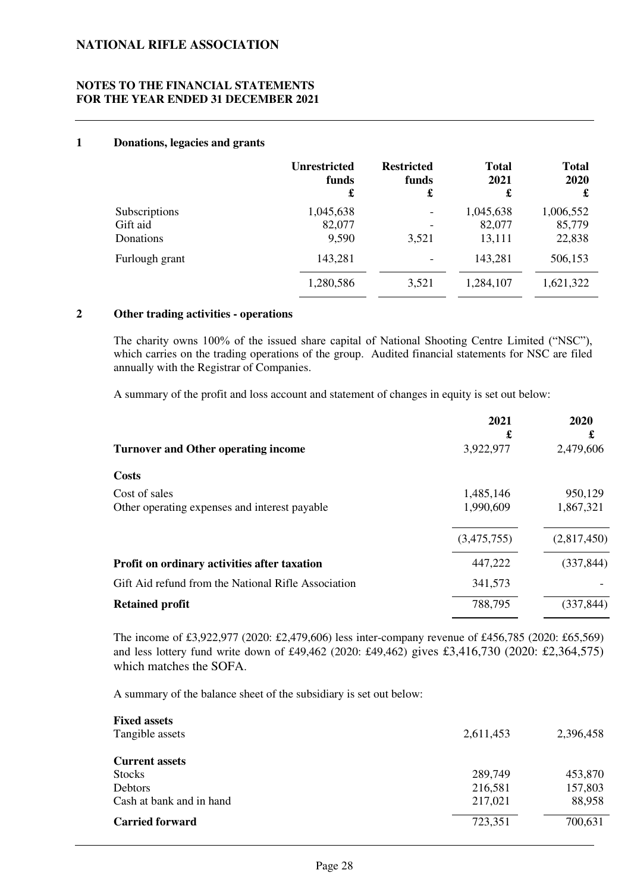# NATIONAL RIFLE ASSOCIATION

## NOTES TO THE FINANCIAL STATEMENTS FOR THE YEAR ENDED 31 DECEMBER 2021

### 1 Donations, legacies and grants

| | Unrestricted funds £ | Restricted funds £ | Total 2021 £ | Total 2020 £ |
|---|---|---|---|---|
| Subscriptions | 1,045,638 | - | 1,045,638 | 1,006,552 |
| Gift aid | 82,077 | - | 82,077 | 85,779 |
| Donations | 9,590 | 3,521 | 13,111 | 22,838 |
| Furlough grant | 143,281 | - | 143,281 | 506,153 |
| | 1,280,586 | 3,521 | 1,284,107 | 1,621,322 |

### 2 Other trading activities - operations

The charity owns 100% of the issued share capital of National Shooting Centre Limited ("NSC"), which carries on the trading operations of the group. Audited financial statements for NSC are filed annually with the Registrar of Companies.

A summary of the profit and loss account and statement of changes in equity is set out below:

| | 2021 £ | 2020 £ |
|---|---|---|
| **Turnover and Other operating income** | 3,922,977 | 2,479,606 |
| **Costs** | | |
| Cost of sales | 1,485,146 | 950,129 |
| Other operating expenses and interest payable | 1,990,609 | 1,867,321 |
| | (3,475,755) | (2,817,450) |
| **Profit on ordinary activities after taxation** | 447,222 | (337,844) |
| Gift Aid refund from the National Rifle Association | 341,573 | - |
| **Retained profit** | 788,795 | (337,844) |

The income of £3,922,977 (2020: £2,479,606) less inter-company revenue of £456,785 (2020: £65,569) and less lottery fund write down of £49,462 (2020: £49,462) gives £3,416,730 (2020: £2,364,575) which matches the SOFA.

A summary of the balance sheet of the subsidiary is set out below:

| | 2021 | 2020 |
|---|---|---|
| **Fixed assets** | | |
| Tangible assets | 2,611,453 | 2,396,458 |
| **Current assets** | | |
| Stocks | 289,749 | 453,870 |
| Debtors | 216,581 | 157,803 |
| Cash at bank and in hand | 217,021 | 88,958 |
| **Carried forward** | 723,351 | 700,631 |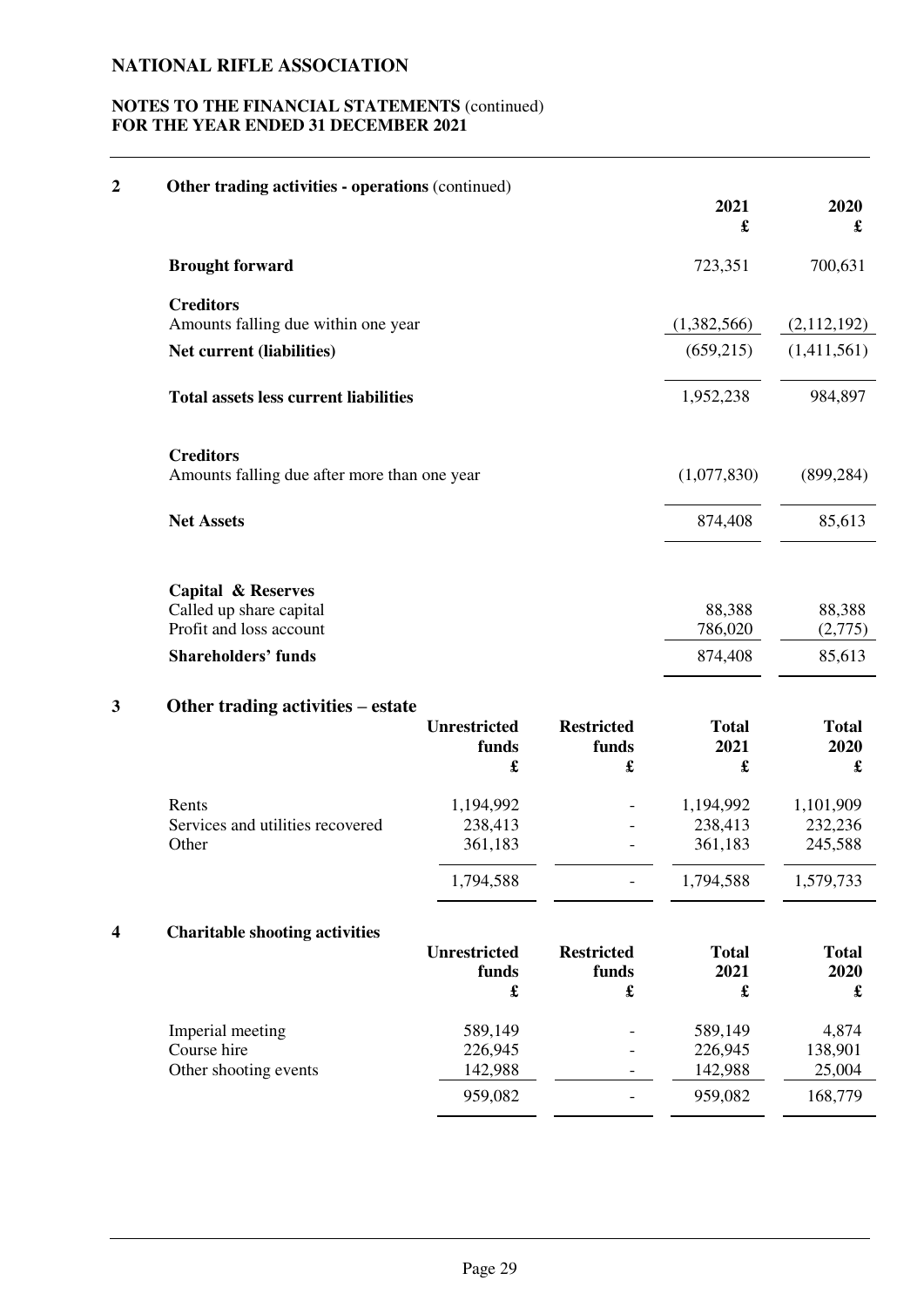# NATIONAL RIFLE ASSOCIATION

**NOTES TO THE FINANCIAL STATEMENTS** (continued)
**FOR THE YEAR ENDED 31 DECEMBER 2021**

## 2 Other trading activities - operations (continued)

| | 2021 £ | 2020 £ |
|---|---|---|
| **Brought forward** | 723,351 | 700,631 |
| **Creditors** | | |
| Amounts falling due within one year | (1,382,566) | (2,112,192) |
| **Net current (liabilities)** | (659,215) | (1,411,561) |
| **Total assets less current liabilities** | 1,952,238 | 984,897 |
| **Creditors** | | |
| Amounts falling due after more than one year | (1,077,830) | (899,284) |
| **Net Assets** | 874,408 | 85,613 |
| **Capital & Reserves** | | |
| Called up share capital | 88,388 | 88,388 |
| Profit and loss account | 786,020 | (2,775) |
| **Shareholders' funds** | 874,408 | 85,613 |

## 3 Other trading activities – estate

| | Unrestricted funds £ | Restricted funds £ | Total 2021 £ | Total 2020 £ |
|---|---|---|---|---|
| Rents | 1,194,992 | - | 1,194,992 | 1,101,909 |
| Services and utilities recovered | 238,413 | - | 238,413 | 232,236 |
| Other | 361,183 | - | 361,183 | 245,588 |
| | 1,794,588 | - | 1,794,588 | 1,579,733 |

## 4 Charitable shooting activities

| | Unrestricted funds £ | Restricted funds £ | Total 2021 £ | Total 2020 £ |
|---|---|---|---|---|
| Imperial meeting | 589,149 | - | 589,149 | 4,874 |
| Course hire | 226,945 | - | 226,945 | 138,901 |
| Other shooting events | 142,988 | - | 142,988 | 25,004 |
| | 959,082 | - | 959,082 | 168,779 |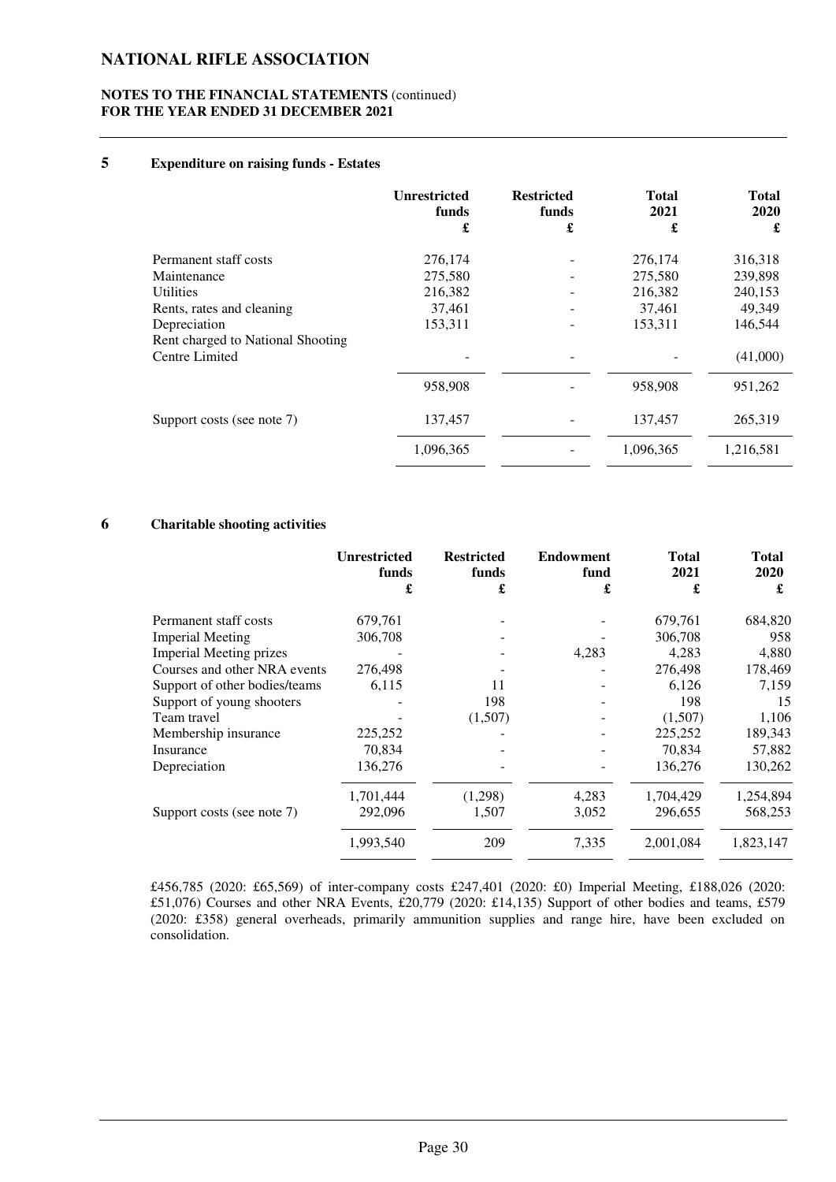# NATIONAL RIFLE ASSOCIATION

**NOTES TO THE FINANCIAL STATEMENTS** (continued)
**FOR THE YEAR ENDED 31 DECEMBER 2021**

## 5 Expenditure on raising funds - Estates

| | Unrestricted funds £ | Restricted funds £ | Total 2021 £ | Total 2020 £ |
|---|---|---|---|---|
| Permanent staff costs | 276,174 | - | 276,174 | 316,318 |
| Maintenance | 275,580 | - | 275,580 | 239,898 |
| Utilities | 216,382 | - | 216,382 | 240,153 |
| Rents, rates and cleaning | 37,461 | - | 37,461 | 49,349 |
| Depreciation | 153,311 | - | 153,311 | 146,544 |
| Rent charged to National Shooting Centre Limited | - | - | - | (41,000) |
| | 958,908 | - | 958,908 | 951,262 |
| Support costs (see note 7) | 137,457 | - | 137,457 | 265,319 |
| | 1,096,365 | - | 1,096,365 | 1,216,581 |

## 6 Charitable shooting activities

| | Unrestricted funds £ | Restricted funds £ | Endowment fund £ | Total 2021 £ | Total 2020 £ |
|---|---|---|---|---|---|
| Permanent staff costs | 679,761 | - | - | 679,761 | 684,820 |
| Imperial Meeting | 306,708 | - | - | 306,708 | 958 |
| Imperial Meeting prizes | - | - | 4,283 | 4,283 | 4,880 |
| Courses and other NRA events | 276,498 | - | - | 276,498 | 178,469 |
| Support of other bodies/teams | 6,115 | 11 | - | 6,126 | 7,159 |
| Support of young shooters | - | 198 | - | 198 | 15 |
| Team travel | - | (1,507) | - | (1,507) | 1,106 |
| Membership insurance | 225,252 | - | - | 225,252 | 189,343 |
| Insurance | 70,834 | - | - | 70,834 | 57,882 |
| Depreciation | 136,276 | - | - | 136,276 | 130,262 |
| | 1,701,444 | (1,298) | 4,283 | 1,704,429 | 1,254,894 |
| Support costs (see note 7) | 292,096 | 1,507 | 3,052 | 296,655 | 568,253 |
| | 1,993,540 | 209 | 7,335 | 2,001,084 | 1,823,147 |

£456,785 (2020: £65,569) of inter-company costs £247,401 (2020: £0) Imperial Meeting, £188,026 (2020: £51,076) Courses and other NRA Events, £20,779 (2020: £14,135) Support of other bodies and teams, £579 (2020: £358) general overheads, primarily ammunition supplies and range hire, have been excluded on consolidation.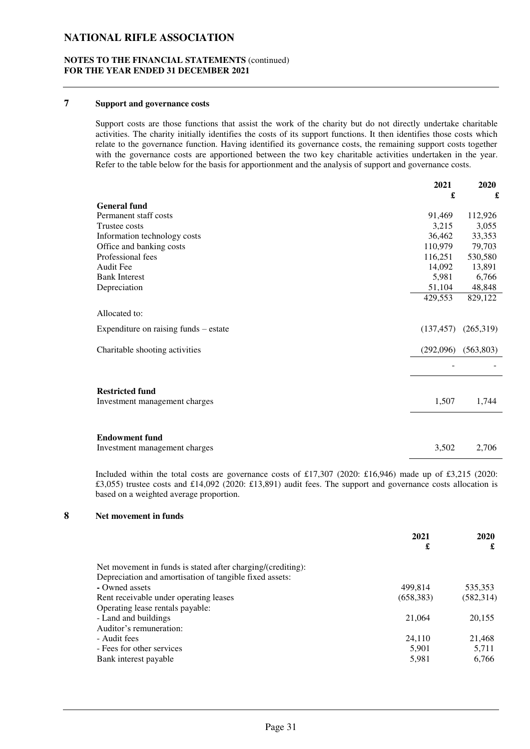## 7 Support and governance costs

Support costs are those functions that assist the work of the charity but do not directly undertake charitable activities. The charity initially identifies the costs of its support functions. It then identifies those costs which relate to the governance function. Having identified its governance costs, the remaining support costs together with the governance costs are apportioned between the two key charitable activities undertaken in the year. Refer to the table below for the basis for apportionment and the analysis of support and governance costs.

| | 2021 £ | 2020 £ |
|---|---|---|
| **General fund** | | |
| Permanent staff costs | 91,469 | 112,926 |
| Trustee costs | 3,215 | 3,055 |
| Information technology costs | 36,462 | 33,353 |
| Office and banking costs | 110,979 | 79,703 |
| Professional fees | 116,251 | 530,580 |
| Audit Fee | 14,092 | 13,891 |
| Bank Interest | 5,981 | 6,766 |
| Depreciation | 51,104 | 48,848 |
| | 429,553 | 829,122 |
| Allocated to: | | |
| Expenditure on raising funds – estate | (137,457) | (265,319) |
| Charitable shooting activities | (292,096) | (563,803) |
| | - | - |
| **Restricted fund** | | |
| Investment management charges | 1,507 | 1,744 |
| **Endowment fund** | | |
| Investment management charges | 3,502 | 2,706 |

Included within the total costs are governance costs of £17,307 (2020: £16,946) made up of £3,215 (2020: £3,055) trustee costs and £14,092 (2020: £13,891) audit fees. The support and governance costs allocation is based on a weighted average proportion.

## 8 Net movement in funds

| | 2021 £ | 2020 £ |
|---|---|---|
| Net movement in funds is stated after charging/(crediting): | | |
| Depreciation and amortisation of tangible fixed assets: | | |
| - Owned assets | 499,814 | 535,353 |
| Rent receivable under operating leases | (658,383) | (582,314) |
| Operating lease rentals payable: | | |
| - Land and buildings | 21,064 | 20,155 |
| Auditor's remuneration: | | |
| - Audit fees | 24,110 | 21,468 |
| - Fees for other services | 5,901 | 5,711 |
| Bank interest payable | 5,981 | 6,766 |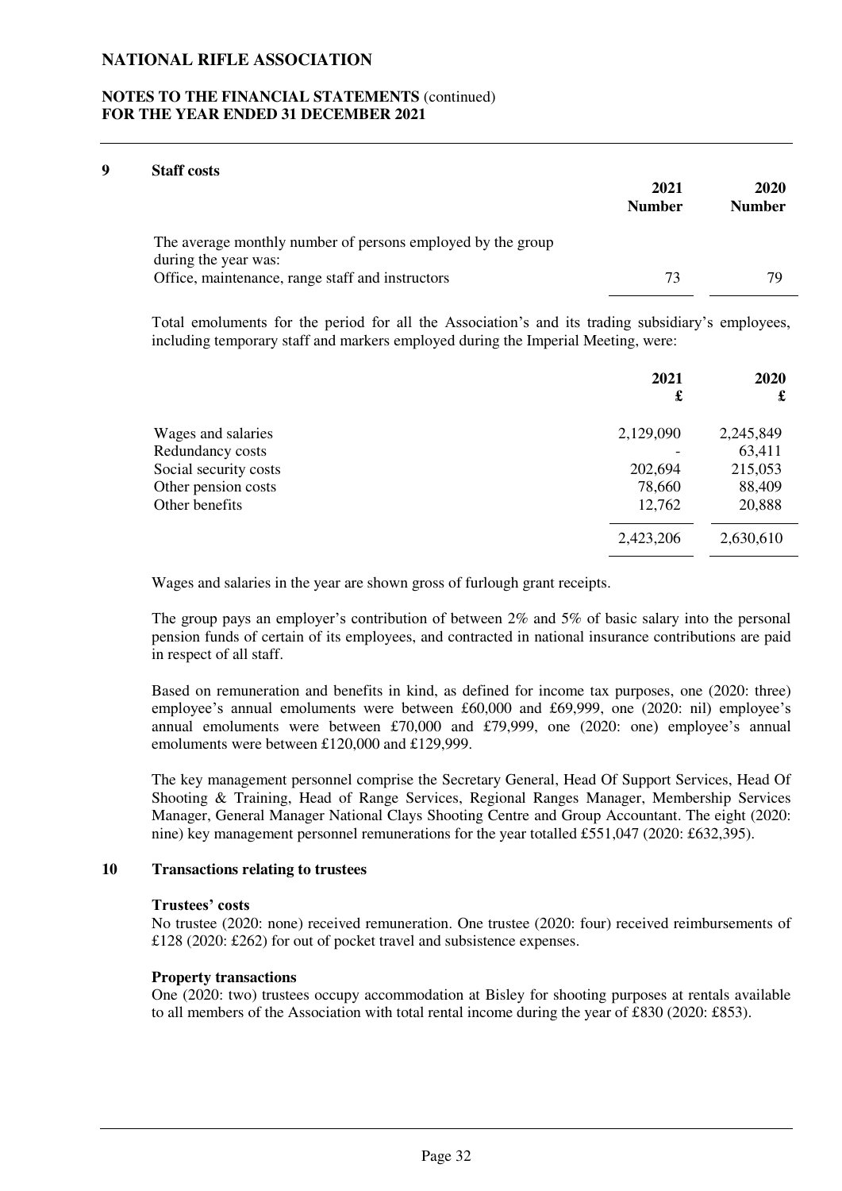## 9 Staff costs

| | 2021 Number | 2020 Number |
|---|---|---|
| The average monthly number of persons employed by the group during the year was: | | |
| Office, maintenance, range staff and instructors | 73 | 79 |

Total emoluments for the period for all the Association's and its trading subsidiary's employees, including temporary staff and markers employed during the Imperial Meeting, were:

| | 2021 £ | 2020 £ |
|---|---|---|
| Wages and salaries | 2,129,090 | 2,245,849 |
| Redundancy costs | - | 63,411 |
| Social security costs | 202,694 | 215,053 |
| Other pension costs | 78,660 | 88,409 |
| Other benefits | 12,762 | 20,888 |
| | 2,423,206 | 2,630,610 |

Wages and salaries in the year are shown gross of furlough grant receipts.

The group pays an employer's contribution of between 2% and 5% of basic salary into the personal pension funds of certain of its employees, and contracted in national insurance contributions are paid in respect of all staff.

Based on remuneration and benefits in kind, as defined for income tax purposes, one (2020: three) employee's annual emoluments were between £60,000 and £69,999, one (2020: nil) employee's annual emoluments were between £70,000 and £79,999, one (2020: one) employee's annual emoluments were between £120,000 and £129,999.

The key management personnel comprise the Secretary General, Head Of Support Services, Head Of Shooting & Training, Head of Range Services, Regional Ranges Manager, Membership Services Manager, General Manager National Clays Shooting Centre and Group Accountant. The eight (2020: nine) key management personnel remunerations for the year totalled £551,047 (2020: £632,395).

## 10 Transactions relating to trustees

**Trustees' costs**

No trustee (2020: none) received remuneration. One trustee (2020: four) received reimbursements of £128 (2020: £262) for out of pocket travel and subsistence expenses.

**Property transactions**

One (2020: two) trustees occupy accommodation at Bisley for shooting purposes at rentals available to all members of the Association with total rental income during the year of £830 (2020: £853).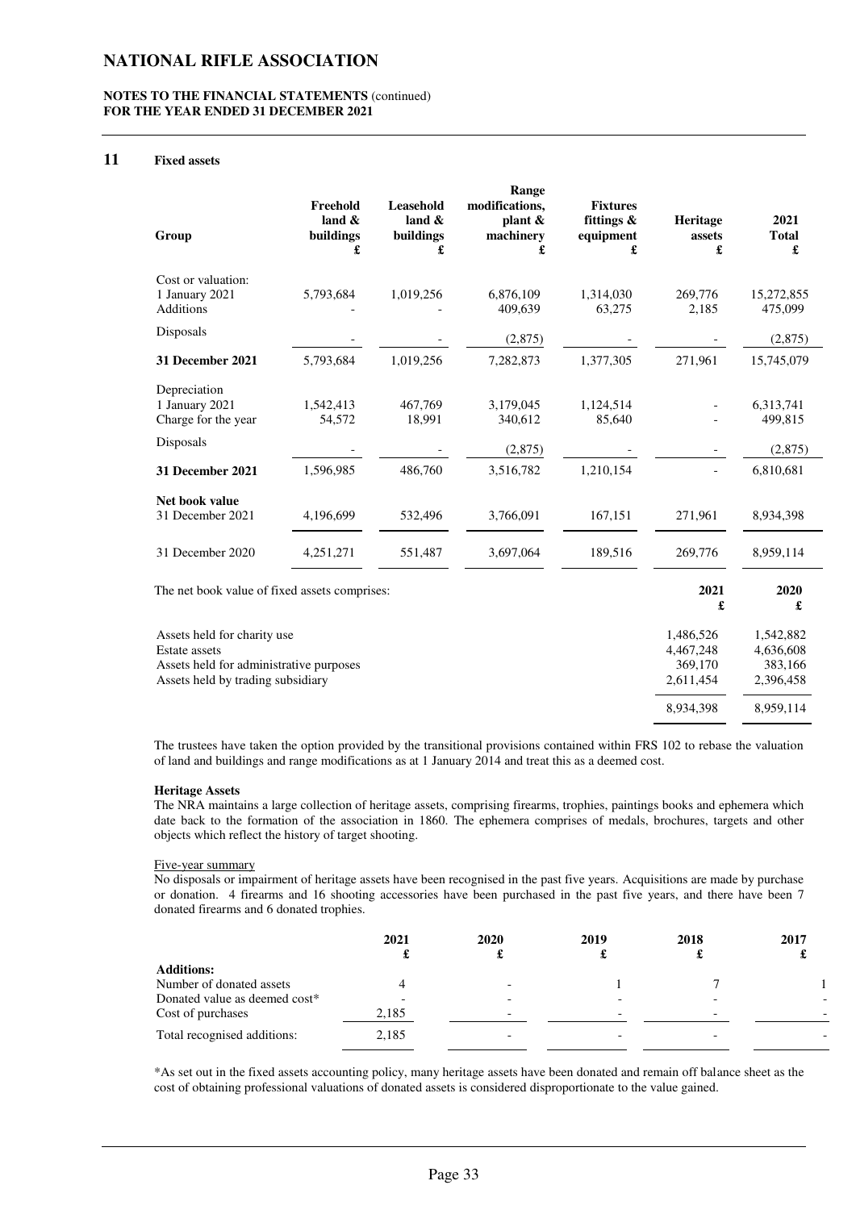## 11 Fixed assets

| Group | Freehold land & buildings £ | Leasehold land & buildings £ | Range modifications, plant & machinery £ | Fixtures fittings & equipment £ | Heritage assets £ | 2021 Total £ |
|---|---|---|---|---|---|---|
| Cost or valuation: | | | | | | |
| 1 January 2021 | 5,793,684 | 1,019,256 | 6,876,109 | 1,314,030 | 269,776 | 15,272,855 |
| Additions | - | - | 409,639 | 63,275 | 2,185 | 475,099 |
| Disposals | - | - | (2,875) | - | - | (2,875) |
| **31 December 2021** | 5,793,684 | 1,019,256 | 7,282,873 | 1,377,305 | 271,961 | 15,745,079 |
| Depreciation | | | | | | |
| 1 January 2021 | 1,542,413 | 467,769 | 3,179,045 | 1,124,514 | - | 6,313,741 |
| Charge for the year | 54,572 | 18,991 | 340,612 | 85,640 | - | 499,815 |
| Disposals | - | - | (2,875) | - | - | (2,875) |
| **31 December 2021** | 1,596,985 | 486,760 | 3,516,782 | 1,210,154 | - | 6,810,681 |
| **Net book value** | | | | | | |
| 31 December 2021 | 4,196,699 | 532,496 | 3,766,091 | 167,151 | 271,961 | 8,934,398 |
| 31 December 2020 | 4,251,271 | 551,487 | 3,697,064 | 189,516 | 269,776 | 8,959,114 |

| The net book value of fixed assets comprises: | 2021 £ | 2020 £ |
|---|---|---|
| Assets held for charity use | 1,486,526 | 1,542,882 |
| Estate assets | 4,467,248 | 4,636,608 |
| Assets held for administrative purposes | 369,170 | 383,166 |
| Assets held by trading subsidiary | 2,611,454 | 2,396,458 |
| | 8,934,398 | 8,959,114 |

The trustees have taken the option provided by the transitional provisions contained within FRS 102 to rebase the valuation of land and buildings and range modifications as at 1 January 2014 and treat this as a deemed cost.

**Heritage Assets**

The NRA maintains a large collection of heritage assets, comprising firearms, trophies, paintings books and ephemera which date back to the formation of the association in 1860. The ephemera comprises of medals, brochures, targets and other objects which reflect the history of target shooting.

Five-year summary

No disposals or impairment of heritage assets have been recognised in the past five years. Acquisitions are made by purchase or donation. 4 firearms and 16 shooting accessories have been purchased in the past five years, and there have been 7 donated firearms and 6 donated trophies.

| | 2021 £ | 2020 £ | 2019 £ | 2018 £ | 2017 £ |
|---|---|---|---|---|---|
| **Additions:** | | | | | |
| Number of donated assets | 4 | - | 1 | 7 | 1 |
| Donated value as deemed cost* | - | - | - | - | - |
| Cost of purchases | 2,185 | - | - | - | - |
| Total recognised additions: | 2,185 | - | - | - | - |

*As set out in the fixed assets accounting policy, many heritage assets have been donated and remain off balance sheet as the cost of obtaining professional valuations of donated assets is considered disproportionate to the value gained.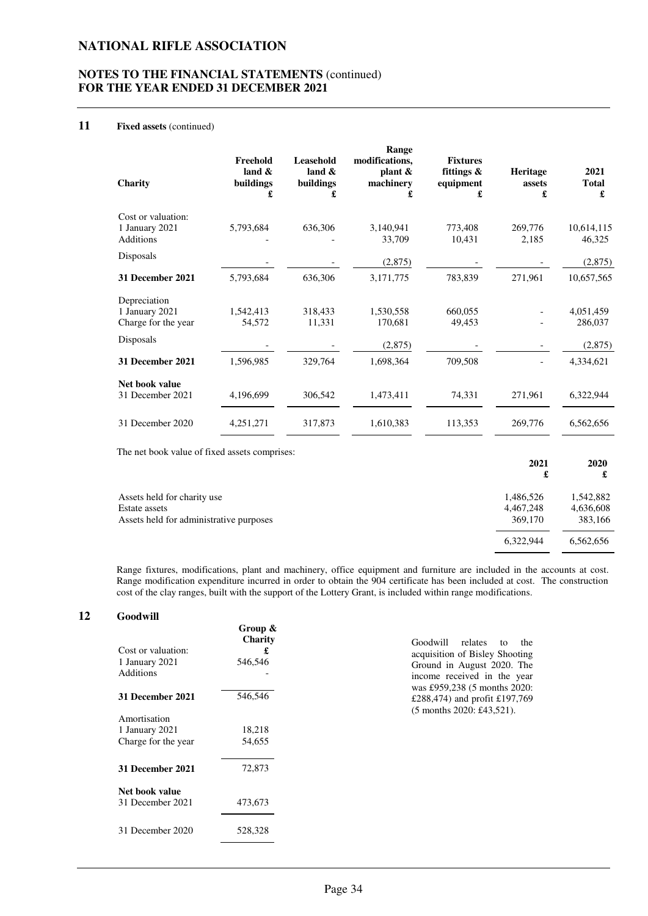# NATIONAL RIFLE ASSOCIATION

## NOTES TO THE FINANCIAL STATEMENTS (continued) FOR THE YEAR ENDED 31 DECEMBER 2021

### 11 Fixed assets (continued)

| Charity | Freehold land & buildings £ | Leasehold land & buildings £ | Range modifications, plant & machinery £ | Fixtures fittings & equipment £ | Heritage assets £ | 2021 Total £ |
|---|---|---|---|---|---|---|
| Cost or valuation: | | | | | | |
| 1 January 2021 | 5,793,684 | 636,306 | 3,140,941 | 773,408 | 269,776 | 10,614,115 |
| Additions | - | - | 33,709 | 10,431 | 2,185 | 46,325 |
| Disposals | - | - | (2,875) | - | - | (2,875) |
| **31 December 2021** | 5,793,684 | 636,306 | 3,171,775 | 783,839 | 271,961 | 10,657,565 |
| Depreciation | | | | | | |
| 1 January 2021 | 1,542,413 | 318,433 | 1,530,558 | 660,055 | - | 4,051,459 |
| Charge for the year | 54,572 | 11,331 | 170,681 | 49,453 | - | 286,037 |
| Disposals | - | - | (2,875) | - | - | (2,875) |
| **31 December 2021** | 1,596,985 | 329,764 | 1,698,364 | 709,508 | - | 4,334,621 |
| **Net book value** | | | | | | |
| 31 December 2021 | 4,196,699 | 306,542 | 1,473,411 | 74,331 | 271,961 | 6,322,944 |
| 31 December 2020 | 4,251,271 | 317,873 | 1,610,383 | 113,353 | 269,776 | 6,562,656 |

The net book value of fixed assets comprises:

| | 2021 £ | 2020 £ |
|---|---|---|
| Assets held for charity use | 1,486,526 | 1,542,882 |
| Estate assets | 4,467,248 | 4,636,608 |
| Assets held for administrative purposes | 369,170 | 383,166 |
| | 6,322,944 | 6,562,656 |

Range fixtures, modifications, plant and machinery, office equipment and furniture are included in the accounts at cost. Range modification expenditure incurred in order to obtain the 904 certificate has been included at cost. The construction cost of the clay ranges, built with the support of the Lottery Grant, is included within range modifications.

### 12 Goodwill

| | Group & Charity £ |
|---|---|
| Cost or valuation: | |
| 1 January 2021 | 546,546 |
| Additions | - |
| **31 December 2021** | 546,546 |
| Amortisation | |
| 1 January 2021 | 18,218 |
| Charge for the year | 54,655 |
| **31 December 2021** | 72,873 |
| **Net book value** | |
| 31 December 2021 | 473,673 |
| 31 December 2020 | 528,328 |

Goodwill relates to the acquisition of Bisley Shooting Ground in August 2020. The income received in the year was £959,238 (5 months 2020: £288,474) and profit £197,769 (5 months 2020: £43,521).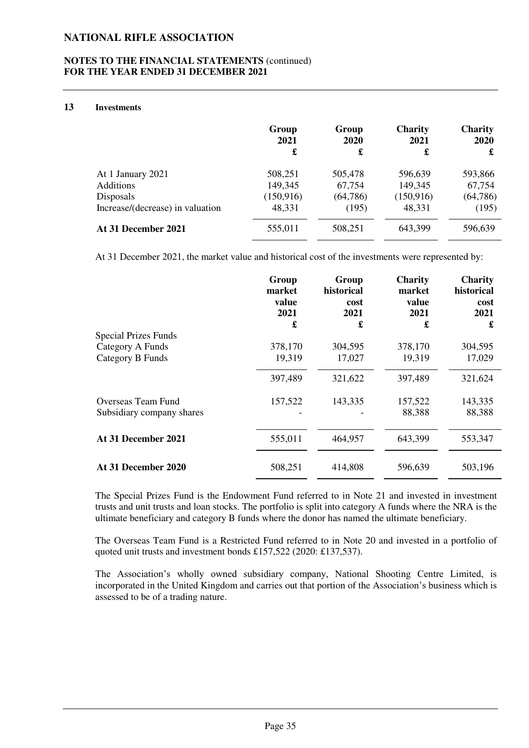## 13 Investments

| | Group 2021 £ | Group 2020 £ | Charity 2021 £ | Charity 2020 £ |
|---|---|---|---|---|
| At 1 January 2021 | 508,251 | 505,478 | 596,639 | 593,866 |
| Additions | 149,345 | 67,754 | 149,345 | 67,754 |
| Disposals | (150,916) | (64,786) | (150,916) | (64,786) |
| Increase/(decrease) in valuation | 48,331 | (195) | 48,331 | (195) |
| **At 31 December 2021** | 555,011 | 508,251 | 643,399 | 596,639 |

At 31 December 2021, the market value and historical cost of the investments were represented by:

| | Group market value 2021 £ | Group historical cost 2021 £ | Charity market value 2021 £ | Charity historical cost 2021 £ |
|---|---|---|---|---|
| Special Prizes Funds | | | | |
| Category A Funds | 378,170 | 304,595 | 378,170 | 304,595 |
| Category B Funds | 19,319 | 17,027 | 19,319 | 17,029 |
| | 397,489 | 321,622 | 397,489 | 321,624 |
| Overseas Team Fund | 157,522 | 143,335 | 157,522 | 143,335 |
| Subsidiary company shares | - | - | 88,388 | 88,388 |
| **At 31 December 2021** | 555,011 | 464,957 | 643,399 | 553,347 |
| **At 31 December 2020** | 508,251 | 414,808 | 596,639 | 503,196 |

The Special Prizes Fund is the Endowment Fund referred to in Note 21 and invested in investment trusts and unit trusts and loan stocks. The portfolio is split into category A funds where the NRA is the ultimate beneficiary and category B funds where the donor has named the ultimate beneficiary.

The Overseas Team Fund is a Restricted Fund referred to in Note 20 and invested in a portfolio of quoted unit trusts and investment bonds £157,522 (2020: £137,537).

The Association's wholly owned subsidiary company, National Shooting Centre Limited, is incorporated in the United Kingdom and carries out that portion of the Association's business which is assessed to be of a trading nature.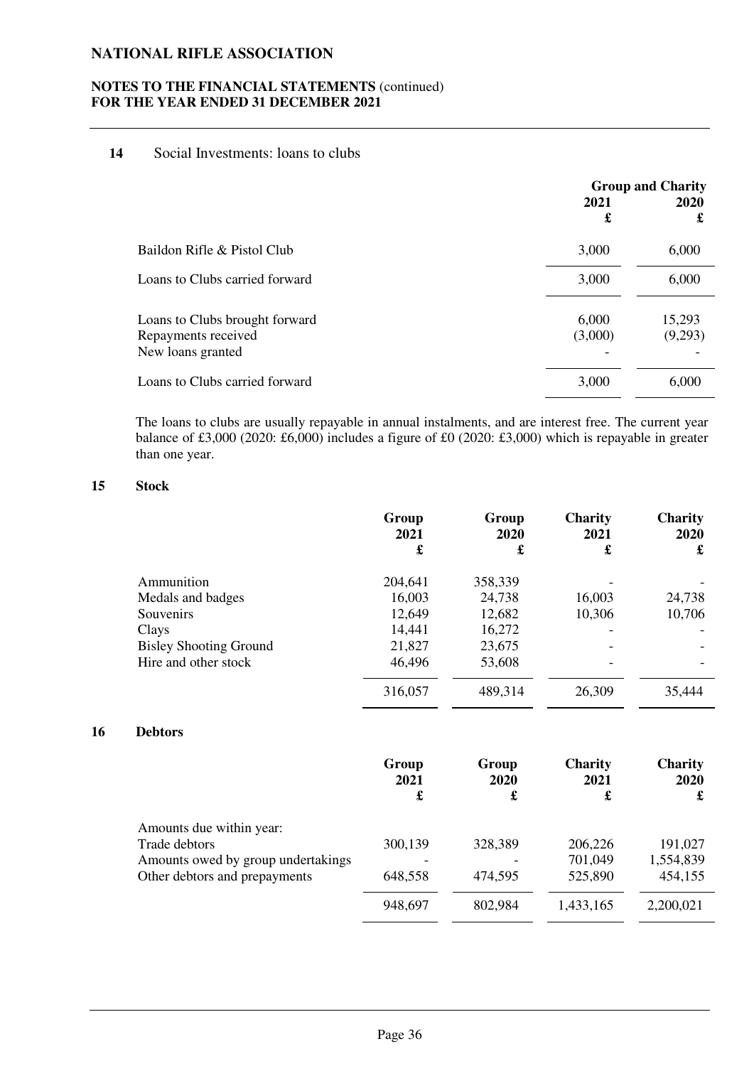# NATIONAL RIFLE ASSOCIATION

## NOTES TO THE FINANCIAL STATEMENTS (continued) FOR THE YEAR ENDED 31 DECEMBER 2021

### 14 Social Investments: loans to clubs

| | Group and Charity | |
|---|---|---|
| | **2021** | **2020** |
| | **£** | **£** |
| Baildon Rifle & Pistol Club | 3,000 | 6,000 |
| Loans to Clubs carried forward | 3,000 | 6,000 |
| Loans to Clubs brought forward | 6,000 | 15,293 |
| Repayments received | (3,000) | (9,293) |
| New loans granted | - | - |
| Loans to Clubs carried forward | 3,000 | 6,000 |

The loans to clubs are usually repayable in annual instalments, and are interest free. The current year balance of £3,000 (2020: £6,000) includes a figure of £0 (2020: £3,000) which is repayable in greater than one year.

### 15 Stock

| | Group 2021 £ | Group 2020 £ | Charity 2021 £ | Charity 2020 £ |
|---|---|---|---|---|
| Ammunition | 204,641 | 358,339 | - | - |
| Medals and badges | 16,003 | 24,738 | 16,003 | 24,738 |
| Souvenirs | 12,649 | 12,682 | 10,306 | 10,706 |
| Clays | 14,441 | 16,272 | - | - |
| Bisley Shooting Ground | 21,827 | 23,675 | - | - |
| Hire and other stock | 46,496 | 53,608 | - | - |
| | 316,057 | 489,314 | 26,309 | 35,444 |

### 16 Debtors

| | Group 2021 £ | Group 2020 £ | Charity 2021 £ | Charity 2020 £ |
|---|---|---|---|---|
| Amounts due within year: | | | | |
| Trade debtors | 300,139 | 328,389 | 206,226 | 191,027 |
| Amounts owed by group undertakings | - | - | 701,049 | 1,554,839 |
| Other debtors and prepayments | 648,558 | 474,595 | 525,890 | 454,155 |
| | 948,697 | 802,984 | 1,433,165 | 2,200,021 |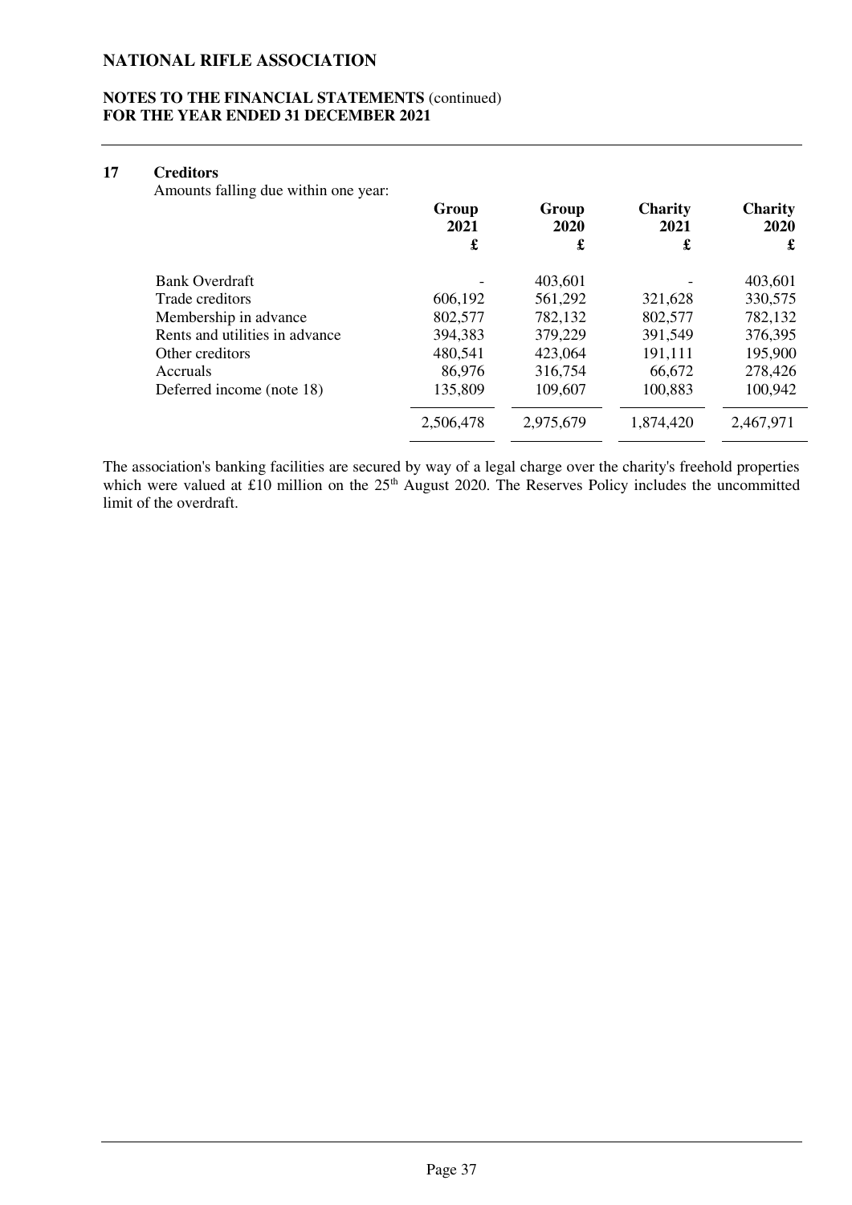## 17 Creditors

Amounts falling due within one year:

| | Group 2021 £ | Group 2020 £ | Charity 2021 £ | Charity 2020 £ |
|---|---|---|---|---|
| Bank Overdraft | - | 403,601 | - | 403,601 |
| Trade creditors | 606,192 | 561,292 | 321,628 | 330,575 |
| Membership in advance | 802,577 | 782,132 | 802,577 | 782,132 |
| Rents and utilities in advance | 394,383 | 379,229 | 391,549 | 376,395 |
| Other creditors | 480,541 | 423,064 | 191,111 | 195,900 |
| Accruals | 86,976 | 316,754 | 66,672 | 278,426 |
| Deferred income (note 18) | 135,809 | 109,607 | 100,883 | 100,942 |
| | 2,506,478 | 2,975,679 | 1,874,420 | 2,467,971 |

The association's banking facilities are secured by way of a legal charge over the charity's freehold properties which were valued at £10 million on the 25th August 2020. The Reserves Policy includes the uncommitted limit of the overdraft.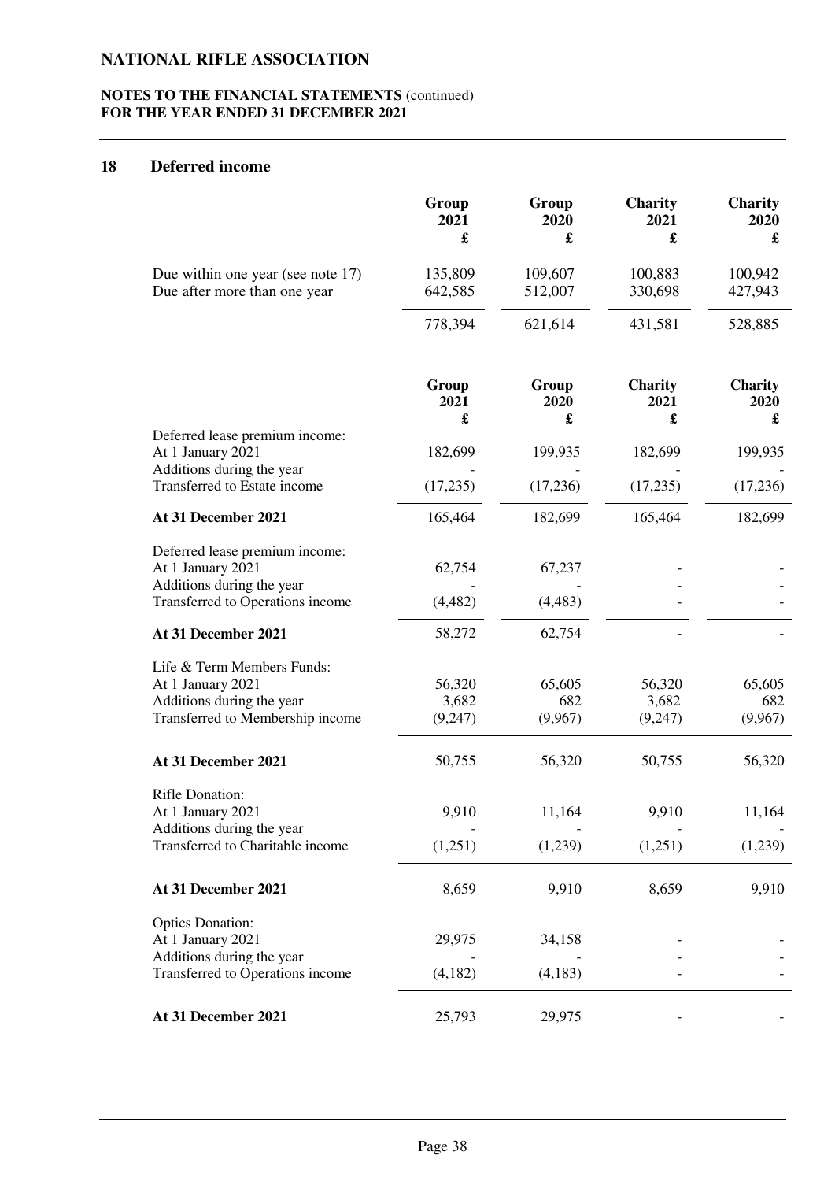**NATIONAL RIFLE ASSOCIATION**

**NOTES TO THE FINANCIAL STATEMENTS** (continued)
**FOR THE YEAR ENDED 31 DECEMBER 2021**

## 18 Deferred income

| | Group 2021 £ | Group 2020 £ | Charity 2021 £ | Charity 2020 £ |
|---|---|---|---|---|
| Due within one year (see note 17) | 135,809 | 109,607 | 100,883 | 100,942 |
| Due after more than one year | 642,585 | 512,007 | 330,698 | 427,943 |
| | 778,394 | 621,614 | 431,581 | 528,885 |

| | Group 2021 £ | Group 2020 £ | Charity 2021 £ | Charity 2020 £ |
|---|---|---|---|---|
| Deferred lease premium income: | | | | |
| At 1 January 2021 | 182,699 | 199,935 | 182,699 | 199,935 |
| Additions during the year | - | - | - | - |
| Transferred to Estate income | (17,235) | (17,236) | (17,235) | (17,236) |
| **At 31 December 2021** | 165,464 | 182,699 | 165,464 | 182,699 |
| Deferred lease premium income: | | | | |
| At 1 January 2021 | 62,754 | 67,237 | - | - |
| Additions during the year | - | - | - | - |
| Transferred to Operations income | (4,482) | (4,483) | - | - |
| **At 31 December 2021** | 58,272 | 62,754 | - | - |
| Life & Term Members Funds: | | | | |
| At 1 January 2021 | 56,320 | 65,605 | 56,320 | 65,605 |
| Additions during the year | 3,682 | 682 | 3,682 | 682 |
| Transferred to Membership income | (9,247) | (9,967) | (9,247) | (9,967) |
| **At 31 December 2021** | 50,755 | 56,320 | 50,755 | 56,320 |
| Rifle Donation: | | | | |
| At 1 January 2021 | 9,910 | 11,164 | 9,910 | 11,164 |
| Additions during the year | - | - | - | - |
| Transferred to Charitable income | (1,251) | (1,239) | (1,251) | (1,239) |
| **At 31 December 2021** | 8,659 | 9,910 | 8,659 | 9,910 |
| Optics Donation: | | | | |
| At 1 January 2021 | 29,975 | 34,158 | - | - |
| Additions during the year | - | - | - | - |
| Transferred to Operations income | (4,182) | (4,183) | - | - |
| **At 31 December 2021** | 25,793 | 29,975 | - | - |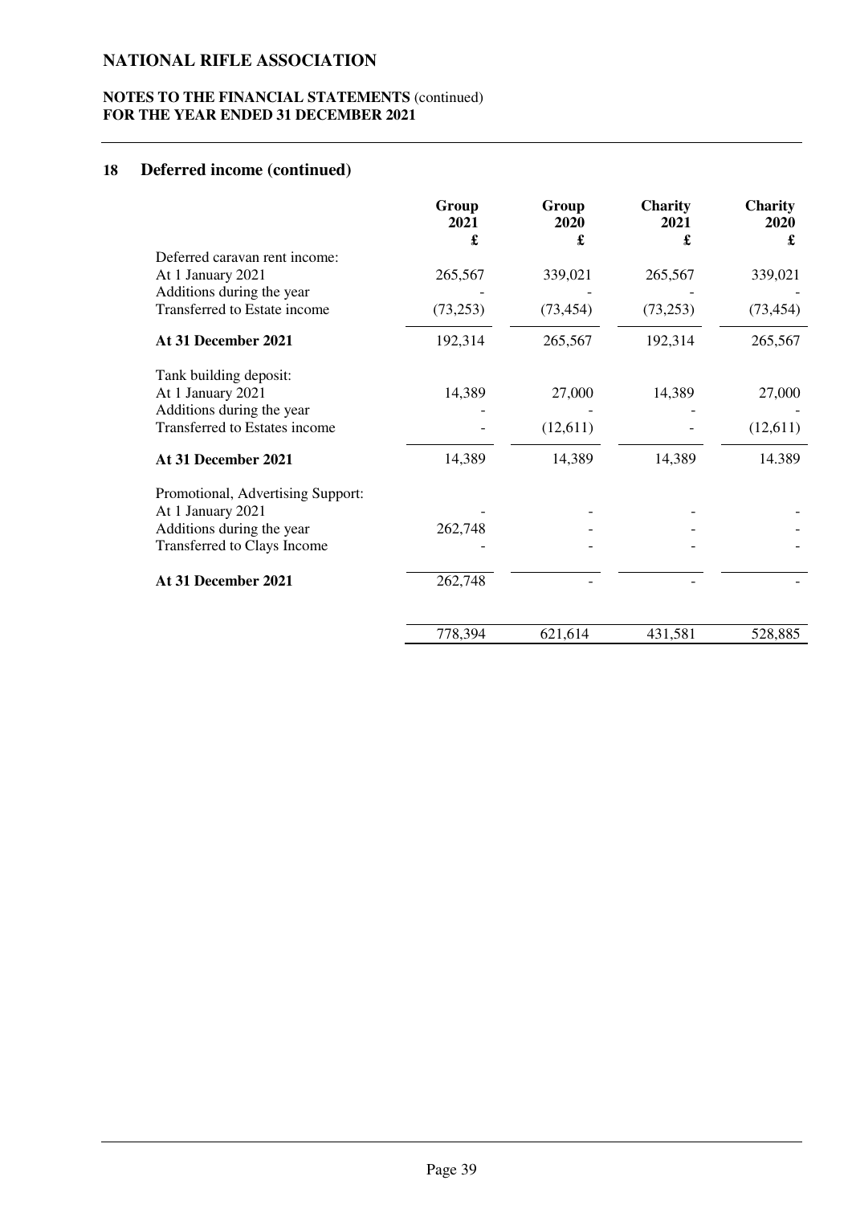# NATIONAL RIFLE ASSOCIATION

**NOTES TO THE FINANCIAL STATEMENTS** (continued)
**FOR THE YEAR ENDED 31 DECEMBER 2021**

## 18 Deferred income (continued)

| | Group 2021 £ | Group 2020 £ | Charity 2021 £ | Charity 2020 £ |
|---|---|---|---|---|
| Deferred caravan rent income: | | | | |
| At 1 January 2021 | 265,567 | 339,021 | 265,567 | 339,021 |
| Additions during the year | - | - | - | - |
| Transferred to Estate income | (73,253) | (73,454) | (73,253) | (73,454) |
| **At 31 December 2021** | 192,314 | 265,567 | 192,314 | 265,567 |
| Tank building deposit: | | | | |
| At 1 January 2021 | 14,389 | 27,000 | 14,389 | 27,000 |
| Additions during the year | - | - | - | - |
| Transferred to Estates income | - | (12,611) | - | (12,611) |
| **At 31 December 2021** | 14,389 | 14,389 | 14,389 | 14.389 |
| Promotional, Advertising Support: | | | | |
| At 1 January 2021 | - | - | - | - |
| Additions during the year | 262,748 | - | - | - |
| Transferred to Clays Income | - | - | - | - |
| **At 31 December 2021** | 262,748 | - | - | - |
| | 778,394 | 621,614 | 431,581 | 528,885 |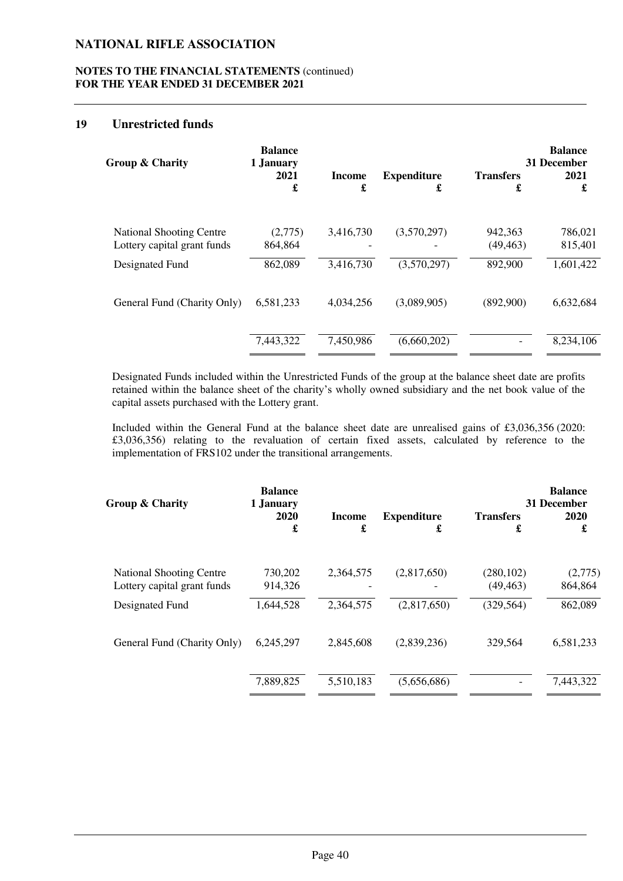## 19 Unrestricted funds

| Group & Charity | Balance 1 January 2021 £ | Income £ | Expenditure £ | Transfers £ | Balance 31 December 2021 £ |
|---|---|---|---|---|---|
| National Shooting Centre | (2,775) | 3,416,730 | (3,570,297) | 942,363 | 786,021 |
| Lottery capital grant funds | 864,864 | - | - | (49,463) | 815,401 |
| Designated Fund | 862,089 | 3,416,730 | (3,570,297) | 892,900 | 1,601,422 |
| General Fund (Charity Only) | 6,581,233 | 4,034,256 | (3,089,905) | (892,900) | 6,632,684 |
| | 7,443,322 | 7,450,986 | (6,660,202) | - | 8,234,106 |

Designated Funds included within the Unrestricted Funds of the group at the balance sheet date are profits retained within the balance sheet of the charity's wholly owned subsidiary and the net book value of the capital assets purchased with the Lottery grant.

Included within the General Fund at the balance sheet date are unrealised gains of £3,036,356 (2020: £3,036,356) relating to the revaluation of certain fixed assets, calculated by reference to the implementation of FRS102 under the transitional arrangements.

| Group & Charity | Balance 1 January 2020 £ | Income £ | Expenditure £ | Transfers £ | Balance 31 December 2020 £ |
|---|---|---|---|---|---|
| National Shooting Centre | 730,202 | 2,364,575 | (2,817,650) | (280,102) | (2,775) |
| Lottery capital grant funds | 914,326 | - | - | (49,463) | 864,864 |
| Designated Fund | 1,644,528 | 2,364,575 | (2,817,650) | (329,564) | 862,089 |
| General Fund (Charity Only) | 6,245,297 | 2,845,608 | (2,839,236) | 329,564 | 6,581,233 |
| | 7,889,825 | 5,510,183 | (5,656,686) | - | 7,443,322 |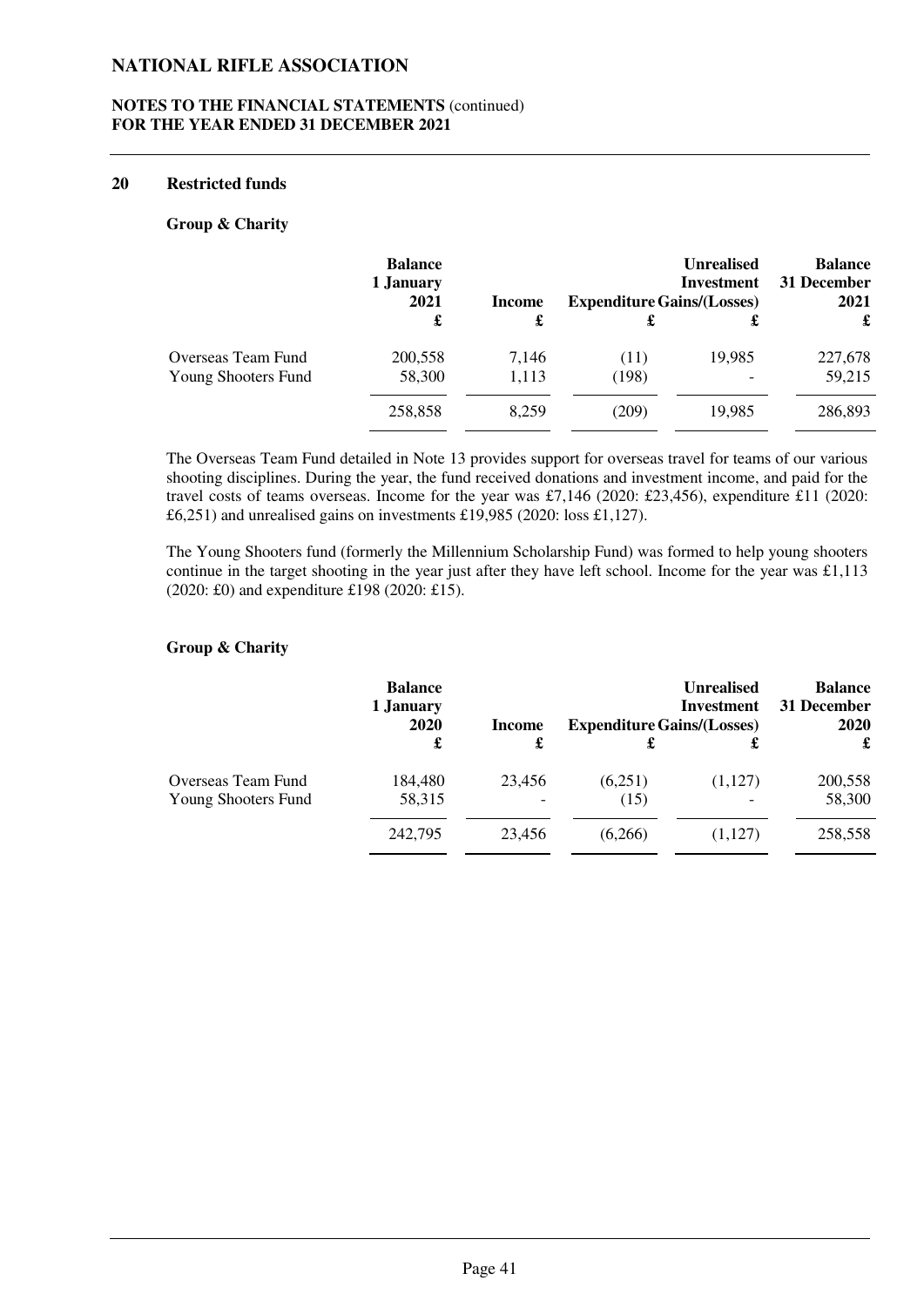## 20 Restricted funds

**Group & Charity**

| | Balance 1 January 2021 £ | Income £ | Expenditure £ | Unrealised Investment Gains/(Losses) £ | Balance 31 December 2021 £ |
|---|---|---|---|---|---|
| Overseas Team Fund | 200,558 | 7,146 | (11) | 19,985 | 227,678 |
| Young Shooters Fund | 58,300 | 1,113 | (198) | - | 59,215 |
| | 258,858 | 8,259 | (209) | 19,985 | 286,893 |

The Overseas Team Fund detailed in Note 13 provides support for overseas travel for teams of our various shooting disciplines. During the year, the fund received donations and investment income, and paid for the travel costs of teams overseas. Income for the year was £7,146 (2020: £23,456), expenditure £11 (2020: £6,251) and unrealised gains on investments £19,985 (2020: loss £1,127).

The Young Shooters fund (formerly the Millennium Scholarship Fund) was formed to help young shooters continue in the target shooting in the year just after they have left school. Income for the year was £1,113 (2020: £0) and expenditure £198 (2020: £15).

**Group & Charity**

| | Balance 1 January 2020 £ | Income £ | Expenditure £ | Unrealised Investment Gains/(Losses) £ | Balance 31 December 2020 £ |
|---|---|---|---|---|---|
| Overseas Team Fund | 184,480 | 23,456 | (6,251) | (1,127) | 200,558 |
| Young Shooters Fund | 58,315 | - | (15) | - | 58,300 |
| | 242,795 | 23,456 | (6,266) | (1,127) | 258,558 |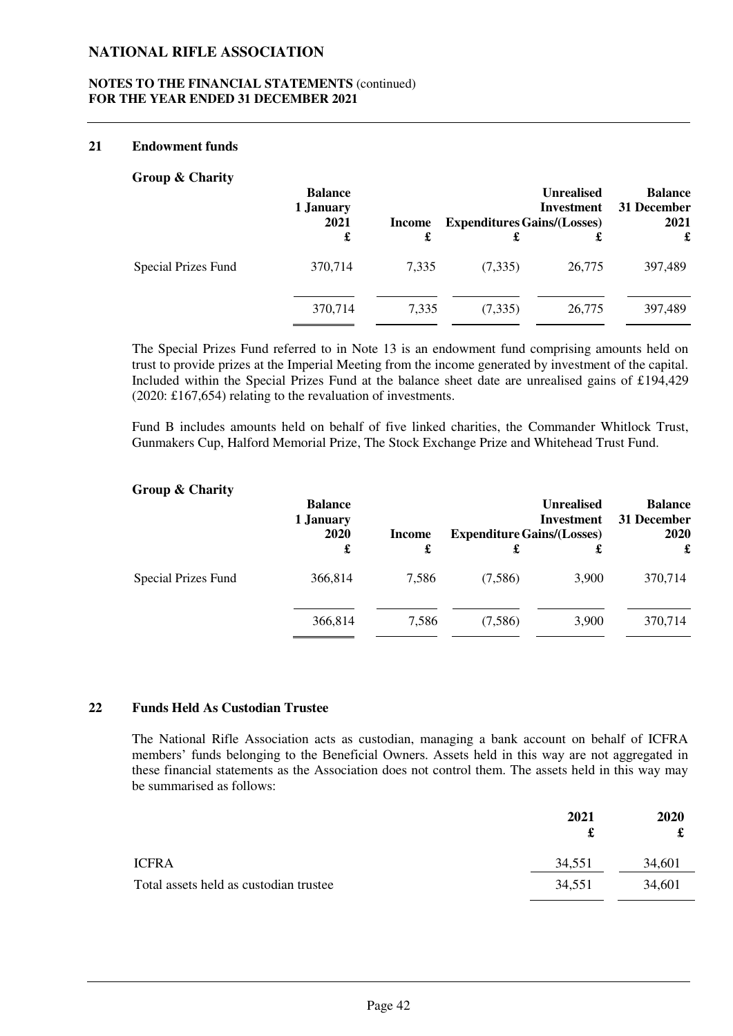## 21 Endowment funds

**Group & Charity**

| | Balance 1 January 2021 £ | Income £ | Expenditures £ | Unrealised Investment Gains/(Losses) £ | Balance 31 December 2021 £ |
|---|---|---|---|---|---|
| Special Prizes Fund | 370,714 | 7,335 | (7,335) | 26,775 | 397,489 |
| | 370,714 | 7,335 | (7,335) | 26,775 | 397,489 |

The Special Prizes Fund referred to in Note 13 is an endowment fund comprising amounts held on trust to provide prizes at the Imperial Meeting from the income generated by investment of the capital. Included within the Special Prizes Fund at the balance sheet date are unrealised gains of £194,429 (2020: £167,654) relating to the revaluation of investments.

Fund B includes amounts held on behalf of five linked charities, the Commander Whitlock Trust, Gunmakers Cup, Halford Memorial Prize, The Stock Exchange Prize and Whitehead Trust Fund.

**Group & Charity**

| | Balance 1 January 2020 £ | Income £ | Expenditure £ | Unrealised Investment Gains/(Losses) £ | Balance 31 December 2020 £ |
|---|---|---|---|---|---|
| Special Prizes Fund | 366,814 | 7,586 | (7,586) | 3,900 | 370,714 |
| | 366,814 | 7,586 | (7,586) | 3,900 | 370,714 |

## 22 Funds Held As Custodian Trustee

The National Rifle Association acts as custodian, managing a bank account on behalf of ICFRA members' funds belonging to the Beneficial Owners. Assets held in this way are not aggregated in these financial statements as the Association does not control them. The assets held in this way may be summarised as follows:

| | 2021 £ | 2020 £ |
|---|---|---|
| ICFRA | 34,551 | 34,601 |
| Total assets held as custodian trustee | 34,551 | 34,601 |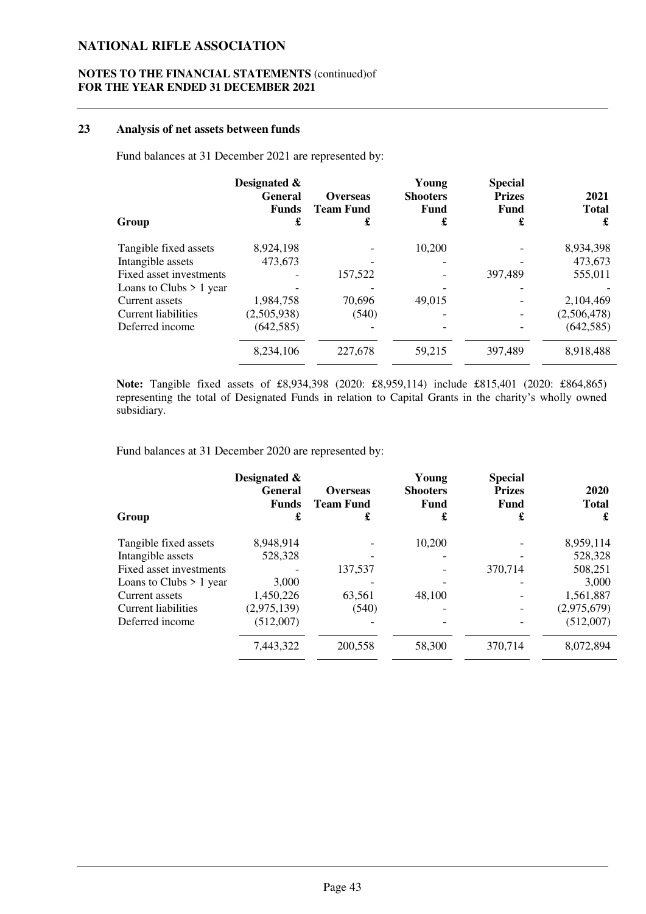# NATIONAL RIFLE ASSOCIATION

**NOTES TO THE FINANCIAL STATEMENTS** (continued)of
**FOR THE YEAR ENDED 31 DECEMBER 2021**

## 23 Analysis of net assets between funds

Fund balances at 31 December 2021 are represented by:

| Group | Designated & General Funds £ | Overseas Team Fund £ | Young Shooters Fund £ | Special Prizes Fund £ | 2021 Total £ |
|---|---|---|---|---|---|
| Tangible fixed assets | 8,924,198 | - | 10,200 | - | 8,934,398 |
| Intangible assets | 473,673 | - | - | - | 473,673 |
| Fixed asset investments | - | 157,522 | - | 397,489 | 555,011 |
| Loans to Clubs > 1 year | - | - | - | - | - |
| Current assets | 1,984,758 | 70,696 | 49,015 | - | 2,104,469 |
| Current liabilities | (2,505,938) | (540) | - | - | (2,506,478) |
| Deferred income | (642,585) | - | - | - | (642,585) |
| | 8,234,106 | 227,678 | 59,215 | 397,489 | 8,918,488 |

**Note:** Tangible fixed assets of £8,934,398 (2020: £8,959,114) include £815,401 (2020: £864,865) representing the total of Designated Funds in relation to Capital Grants in the charity's wholly owned subsidiary.

Fund balances at 31 December 2020 are represented by:

| Group | Designated & General Funds £ | Overseas Team Fund £ | Young Shooters Fund £ | Special Prizes Fund £ | 2020 Total £ |
|---|---|---|---|---|---|
| Tangible fixed assets | 8,948,914 | - | 10,200 | - | 8,959,114 |
| Intangible assets | 528,328 | - | - | - | 528,328 |
| Fixed asset investments | - | 137,537 | - | 370,714 | 508,251 |
| Loans to Clubs > 1 year | 3,000 | - | - | - | 3,000 |
| Current assets | 1,450,226 | 63,561 | 48,100 | - | 1,561,887 |
| Current liabilities | (2,975,139) | (540) | - | - | (2,975,679) |
| Deferred income | (512,007) | - | - | - | (512,007) |
| | 7,443,322 | 200,558 | 58,300 | 370,714 | 8,072,894 |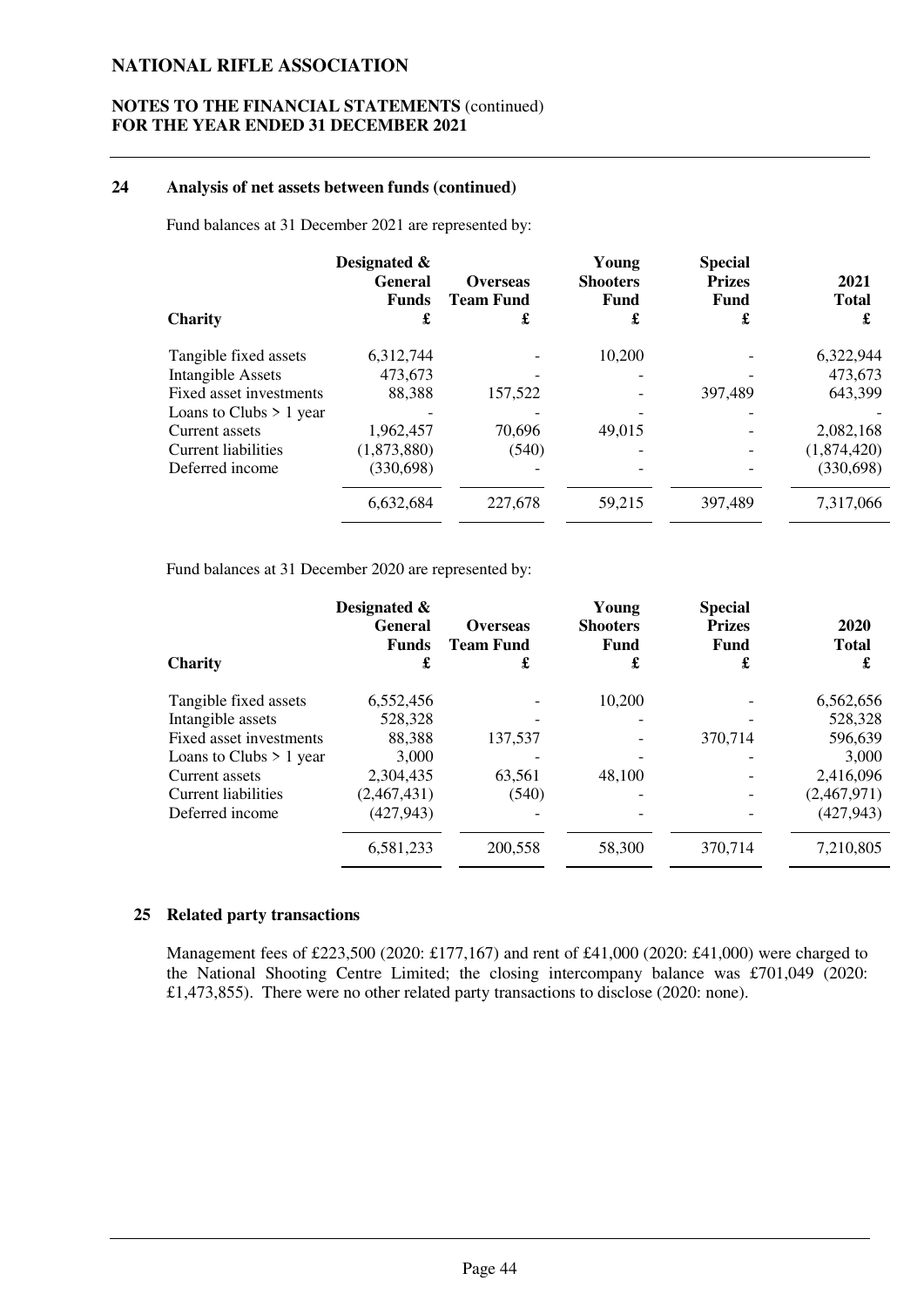## 24 Analysis of net assets between funds (continued)

Fund balances at 31 December 2021 are represented by:

| Charity | Designated & General Funds £ | Overseas Team Fund £ | Young Shooters Fund £ | Special Prizes Fund £ | 2021 Total £ |
|---|---|---|---|---|---|
| Tangible fixed assets | 6,312,744 | - | 10,200 | - | 6,322,944 |
| Intangible Assets | 473,673 | - | - | - | 473,673 |
| Fixed asset investments | 88,388 | 157,522 | - | 397,489 | 643,399 |
| Loans to Clubs > 1 year | - | - | - | - | - |
| Current assets | 1,962,457 | 70,696 | 49,015 | - | 2,082,168 |
| Current liabilities | (1,873,880) | (540) | - | - | (1,874,420) |
| Deferred income | (330,698) | - | - | - | (330,698) |
| | 6,632,684 | 227,678 | 59,215 | 397,489 | 7,317,066 |

Fund balances at 31 December 2020 are represented by:

| Charity | Designated & General Funds £ | Overseas Team Fund £ | Young Shooters Fund £ | Special Prizes Fund £ | 2020 Total £ |
|---|---|---|---|---|---|
| Tangible fixed assets | 6,552,456 | - | 10,200 | - | 6,562,656 |
| Intangible assets | 528,328 | - | - | - | 528,328 |
| Fixed asset investments | 88,388 | 137,537 | - | 370,714 | 596,639 |
| Loans to Clubs > 1 year | 3,000 | - | - | - | 3,000 |
| Current assets | 2,304,435 | 63,561 | 48,100 | - | 2,416,096 |
| Current liabilities | (2,467,431) | (540) | - | - | (2,467,971) |
| Deferred income | (427,943) | - | - | - | (427,943) |
| | 6,581,233 | 200,558 | 58,300 | 370,714 | 7,210,805 |

## 25 Related party transactions

Management fees of £223,500 (2020: £177,167) and rent of £41,000 (2020: £41,000) were charged to the National Shooting Centre Limited; the closing intercompany balance was £701,049 (2020: £1,473,855). There were no other related party transactions to disclose (2020: none).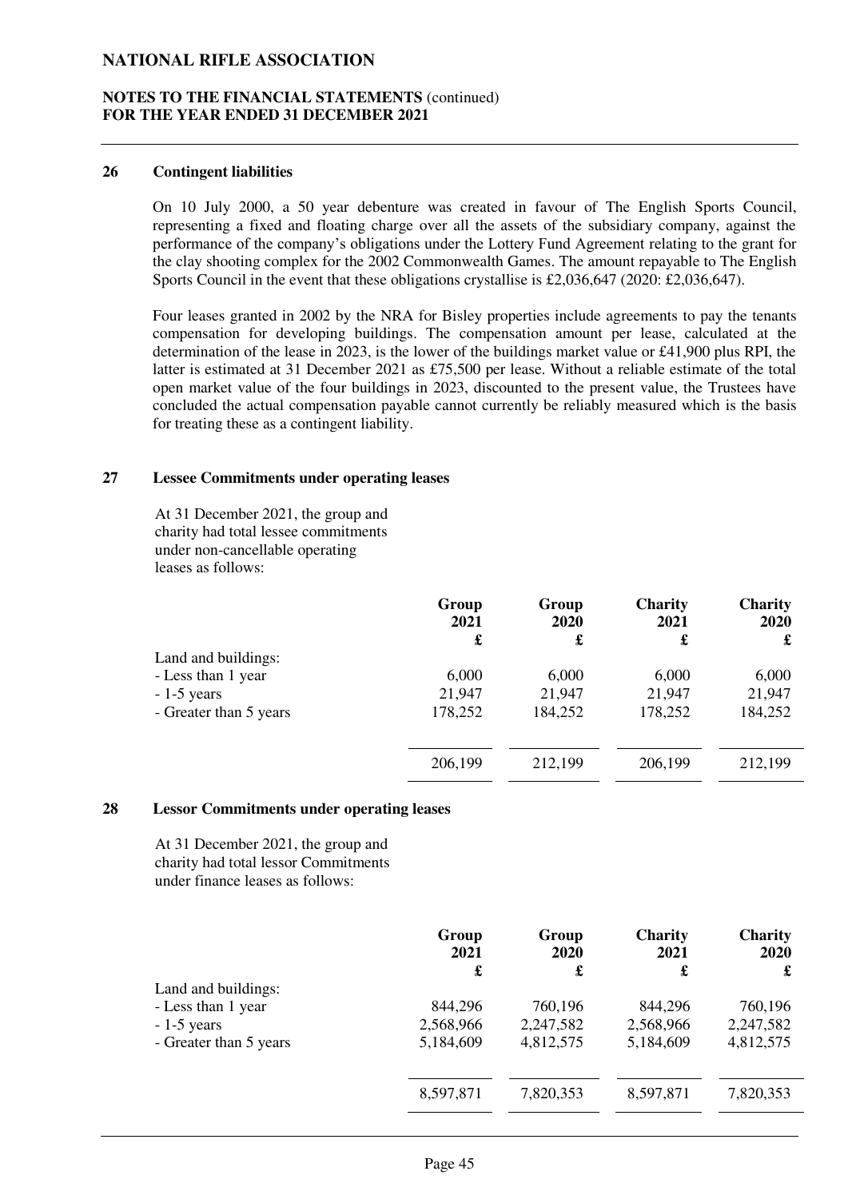## 26 Contingent liabilities

On 10 July 2000, a 50 year debenture was created in favour of The English Sports Council, representing a fixed and floating charge over all the assets of the subsidiary company, against the performance of the company's obligations under the Lottery Fund Agreement relating to the grant for the clay shooting complex for the 2002 Commonwealth Games. The amount repayable to The English Sports Council in the event that these obligations crystallise is £2,036,647 (2020: £2,036,647).

Four leases granted in 2002 by the NRA for Bisley properties include agreements to pay the tenants compensation for developing buildings. The compensation amount per lease, calculated at the determination of the lease in 2023, is the lower of the buildings market value or £41,900 plus RPI, the latter is estimated at 31 December 2021 as £75,500 per lease. Without a reliable estimate of the total open market value of the four buildings in 2023, discounted to the present value, the Trustees have concluded the actual compensation payable cannot currently be reliably measured which is the basis for treating these as a contingent liability.

## 27 Lessee Commitments under operating leases

At 31 December 2021, the group and charity had total lessee commitments under non-cancellable operating leases as follows:

| | Group 2021 £ | Group 2020 £ | Charity 2021 £ | Charity 2020 £ |
|---|---|---|---|---|
| Land and buildings: | | | | |
| - Less than 1 year | 6,000 | 6,000 | 6,000 | 6,000 |
| - 1-5 years | 21,947 | 21,947 | 21,947 | 21,947 |
| - Greater than 5 years | 178,252 | 184,252 | 178,252 | 184,252 |
| | 206,199 | 212,199 | 206,199 | 212,199 |

## 28 Lessor Commitments under operating leases

At 31 December 2021, the group and charity had total lessor Commitments under finance leases as follows:

| | Group 2021 £ | Group 2020 £ | Charity 2021 £ | Charity 2020 £ |
|---|---|---|---|---|
| Land and buildings: | | | | |
| - Less than 1 year | 844,296 | 760,196 | 844,296 | 760,196 |
| - 1-5 years | 2,568,966 | 2,247,582 | 2,568,966 | 2,247,582 |
| - Greater than 5 years | 5,184,609 | 4,812,575 | 5,184,609 | 4,812,575 |
| | 8,597,871 | 7,820,353 | 8,597,871 | 7,820,353 |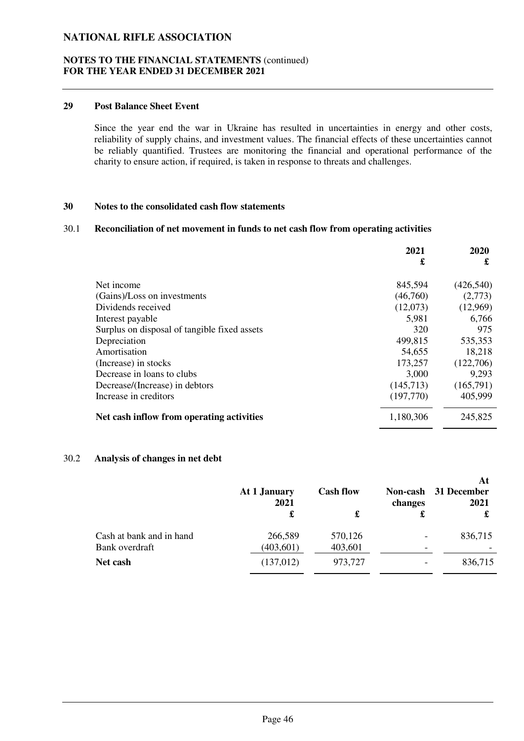# NATIONAL RIFLE ASSOCIATION

**NOTES TO THE FINANCIAL STATEMENTS** (continued)
**FOR THE YEAR ENDED 31 DECEMBER 2021**

## 29 Post Balance Sheet Event

Since the year end the war in Ukraine has resulted in uncertainties in energy and other costs, reliability of supply chains, and investment values. The financial effects of these uncertainties cannot be reliably quantified. Trustees are monitoring the financial and operational performance of the charity to ensure action, if required, is taken in response to threats and challenges.

## 30 Notes to the consolidated cash flow statements

### 30.1 Reconciliation of net movement in funds to net cash flow from operating activities

| | 2021 £ | 2020 £ |
|---|---|---|
| Net income | 845,594 | (426,540) |
| (Gains)/Loss on investments | (46,760) | (2,773) |
| Dividends received | (12,073) | (12,969) |
| Interest payable | 5,981 | 6,766 |
| Surplus on disposal of tangible fixed assets | 320 | 975 |
| Depreciation | 499,815 | 535,353 |
| Amortisation | 54,655 | 18,218 |
| (Increase) in stocks | 173,257 | (122,706) |
| Decrease in loans to clubs | 3,000 | 9,293 |
| Decrease/(Increase) in debtors | (145,713) | (165,791) |
| Increase in creditors | (197,770) | 405,999 |
| **Net cash inflow from operating activities** | 1,180,306 | 245,825 |

### 30.2 Analysis of changes in net debt

| | At 1 January 2021 £ | Cash flow £ | Non-cash changes £ | At 31 December 2021 £ |
|---|---|---|---|---|
| Cash at bank and in hand | 266,589 | 570,126 | - | 836,715 |
| Bank overdraft | (403,601) | 403,601 | - | - |
| **Net cash** | (137,012) | 973,727 | - | 836,715 |